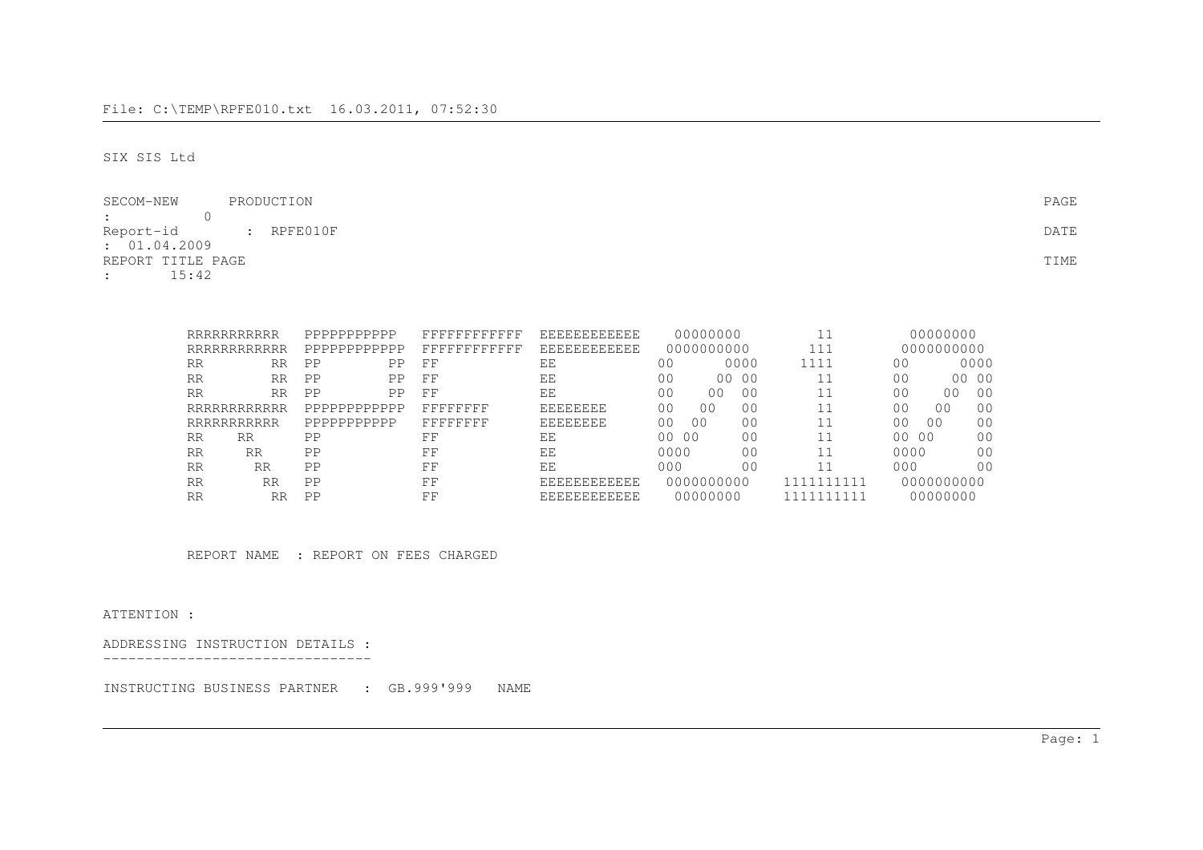File: C:\TEMP\RPFE010.txt  16.03.2011, 07:52:30

SIX SIS Ltd

```
SECOM-NEW       PRODUCTION                                                                                                    PAGE
:           0
Report-id        :  RPFE010F                                                                                                  DATE
:  01.04.2009
REPORT TITLE PAGE                                                                                                             TIME
:        15:42
```

```
          RRRRRRRRRRR    PPPPPPPPPPP    FFFFFFFFFFFF   EEEEEEEEEEEE     00000000          11           00000000
          RRRRRRRRRRRR   PPPPPPPPPPPP   FFFFFFFFFFFF   EEEEEEEEEEEE    0000000000        111          0000000000
          RR        RR   PP        PP   FF             EE             00        0000     1111         00        0000
          RR        RR   PP        PP   FF             EE             00       00 00      11         00       00 00
          RR        RR   PP        PP   FF             EE             00      00   00     11         00      00   00
          RRRRRRRRRRRR   PPPPPPPPPPPP   FFFFFFFF       EEEEEEEE       00    00     00     11         00    00     00
          RRRRRRRRRRR    PPPPPPPPPPP    FFFFFFFF       EEEEEEEE       00   00      00     11         00   00      00
          RR    RR       PP             FF             EE             00 00        00     11         00 00        00
          RR     RR      PP             FF             EE             0000         00     11         0000         00
          RR      RR     PP             FF             EE             000          00     11         000          00
          RR       RR    PP             FF             EEEEEEEEEEEE    0000000000     1111111111    0000000000
          RR        RR   PP             FF             EEEEEEEEEEEE     00000000      1111111111     00000000
```

REPORT NAME  : REPORT ON FEES CHARGED

ATTENTION :

ADDRESSING INSTRUCTION DETAILS :
-------------------------------

INSTRUCTING BUSINESS PARTNER   :  GB.999'999   NAME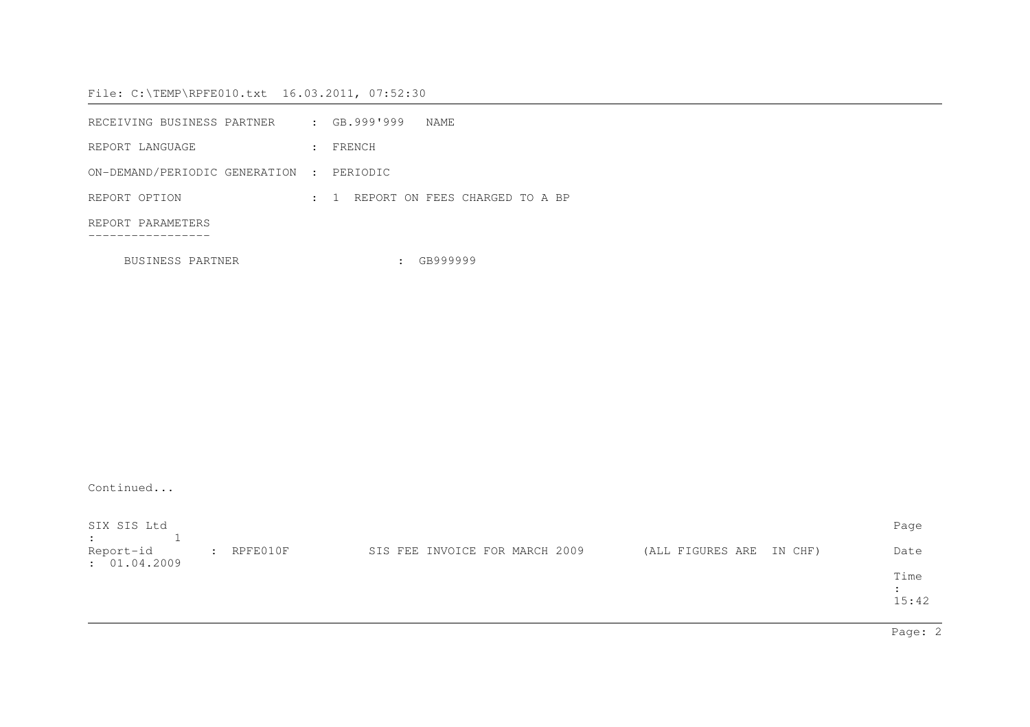File: C:\TEMP\RPFE010.txt 16.03.2011, 07:52:30

```
RECEIVING BUSINESS PARTNER     : GB.999'999   NAME

REPORT LANGUAGE                : FRENCH

ON-DEMAND/PERIODIC GENERATION  : PERIODIC

REPORT OPTION                  : 1  REPORT ON FEES CHARGED TO A BP

REPORT PARAMETERS
-----------------

     BUSINESS PARTNER                     : GB999999
```

Continued...

```
SIX SIS Ltd                                                                                                  Page : 1
Report-id       : RPFE010F          SIS FEE INVOICE FOR MARCH 2009        (ALL FIGURES ARE  IN CHF)          Date : 01.04.2009
                                                                                                             Time : 15:42
```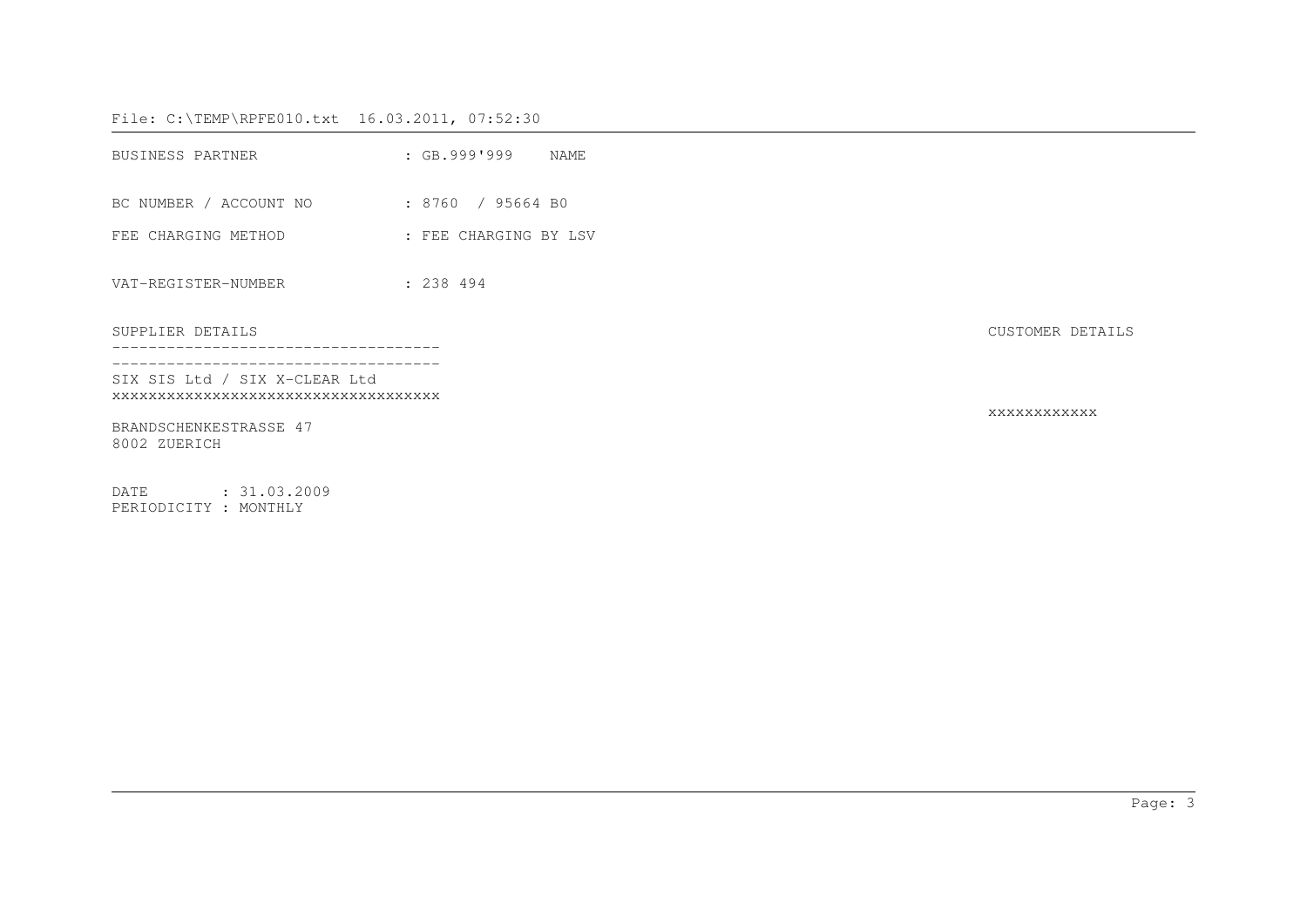File: C:\TEMP\RPFE010.txt 16.03.2011, 07:52:30

```
BUSINESS PARTNER              : GB.999'999    NAME

BC NUMBER / ACCOUNT NO        : 8760  / 95664 B0

FEE CHARGING METHOD           : FEE CHARGING BY LSV

VAT-REGISTER-NUMBER           : 238 494

SUPPLIER DETAILS                                                                 CUSTOMER DETAILS
-----------------------------------
-----------------------------------
SIX SIS Ltd / SIX X-CLEAR Ltd
xxxxxxxxxxxxxxxxxxxxxxxxxxxxxxxxxxx
                                                                                 xxxxxxxxxxxx
BRANDSCHENKESTRASSE 47
8002 ZUERICH

DATE        : 31.03.2009
PERIODICITY : MONTHLY
```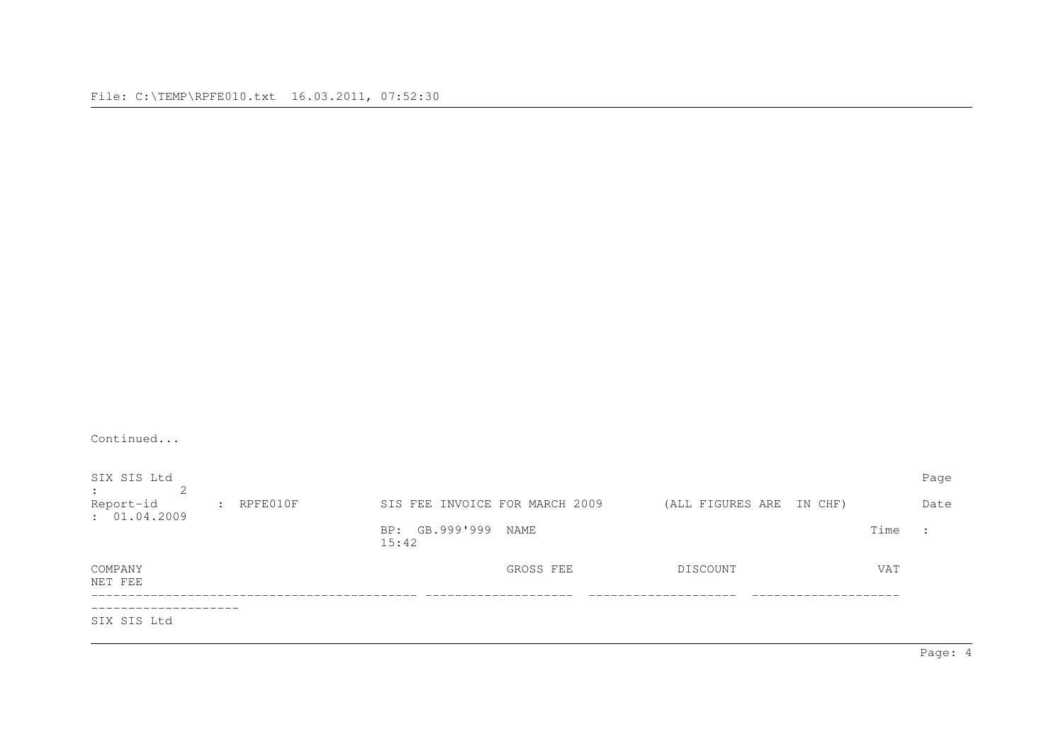Continued...

SIX SIS Ltd Page : 2

Report-id : RPFE010F SIS FEE INVOICE FOR MARCH 2009 (ALL FIGURES ARE IN CHF) Date : 01.04.2009

BP: GB.999'999 NAME Time : 15:42

| COMPANY | GROSS FEE | DISCOUNT | VAT | NET FEE |
|---|---|---|---|---|
| SIX SIS Ltd | | | | |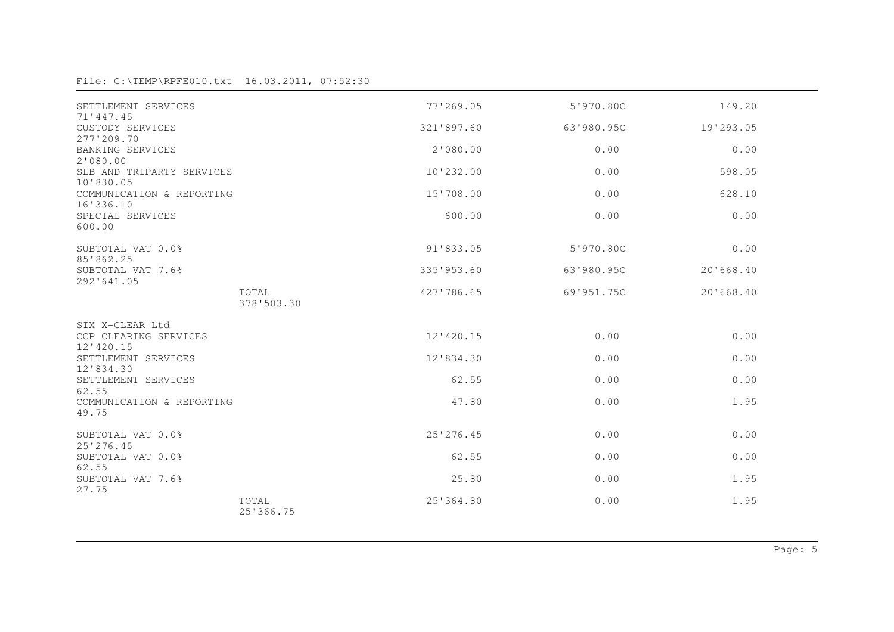File: C:\TEMP\RPFE010.txt 16.03.2011, 07:52:30

| | | | | | |
|---|---|---|---|---|---|
| SETTLEMENT SERVICES | | 77'269.05 | 5'970.80C | 149.20 | 71'447.45 |
| CUSTODY SERVICES | | 321'897.60 | 63'980.95C | 19'293.05 | 277'209.70 |
| BANKING SERVICES | | 2'080.00 | 0.00 | 0.00 | 2'080.00 |
| SLB AND TRIPARTY SERVICES | | 10'232.00 | 0.00 | 598.05 | 10'830.05 |
| COMMUNICATION & REPORTING | | 15'708.00 | 0.00 | 628.10 | 16'336.10 |
| SPECIAL SERVICES | | 600.00 | 0.00 | 0.00 | 600.00 |
| SUBTOTAL VAT 0.0% | | 91'833.05 | 5'970.80C | 0.00 | 85'862.25 |
| SUBTOTAL VAT 7.6% | | 335'953.60 | 63'980.95C | 20'668.40 | 292'641.05 |
| | TOTAL | 427'786.65 | 69'951.75C | 20'668.40 | 378'503.30 |
| SIX X-CLEAR Ltd | | | | | |
| CCP CLEARING SERVICES | | 12'420.15 | 0.00 | 0.00 | 12'420.15 |
| SETTLEMENT SERVICES | | 12'834.30 | 0.00 | 0.00 | 12'834.30 |
| SETTLEMENT SERVICES | | 62.55 | 0.00 | 0.00 | 62.55 |
| COMMUNICATION & REPORTING | | 47.80 | 0.00 | 1.95 | 49.75 |
| SUBTOTAL VAT 0.0% | | 25'276.45 | 0.00 | 0.00 | 25'276.45 |
| SUBTOTAL VAT 0.0% | | 62.55 | 0.00 | 0.00 | 62.55 |
| SUBTOTAL VAT 7.6% | | 25.80 | 0.00 | 1.95 | 27.75 |
| | TOTAL | 25'364.80 | 0.00 | 1.95 | 25'366.75 |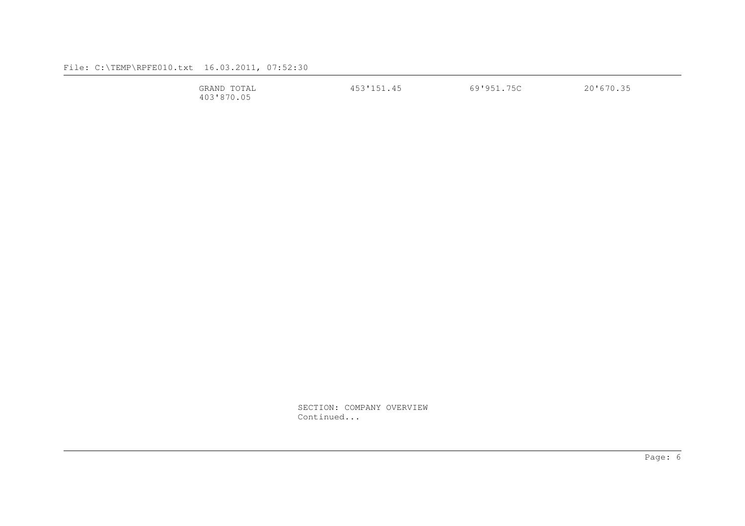GRAND TOTAL 453'151.45 69'951.75C 20'670.35
403'870.05

SECTION: COMPANY OVERVIEW
Continued...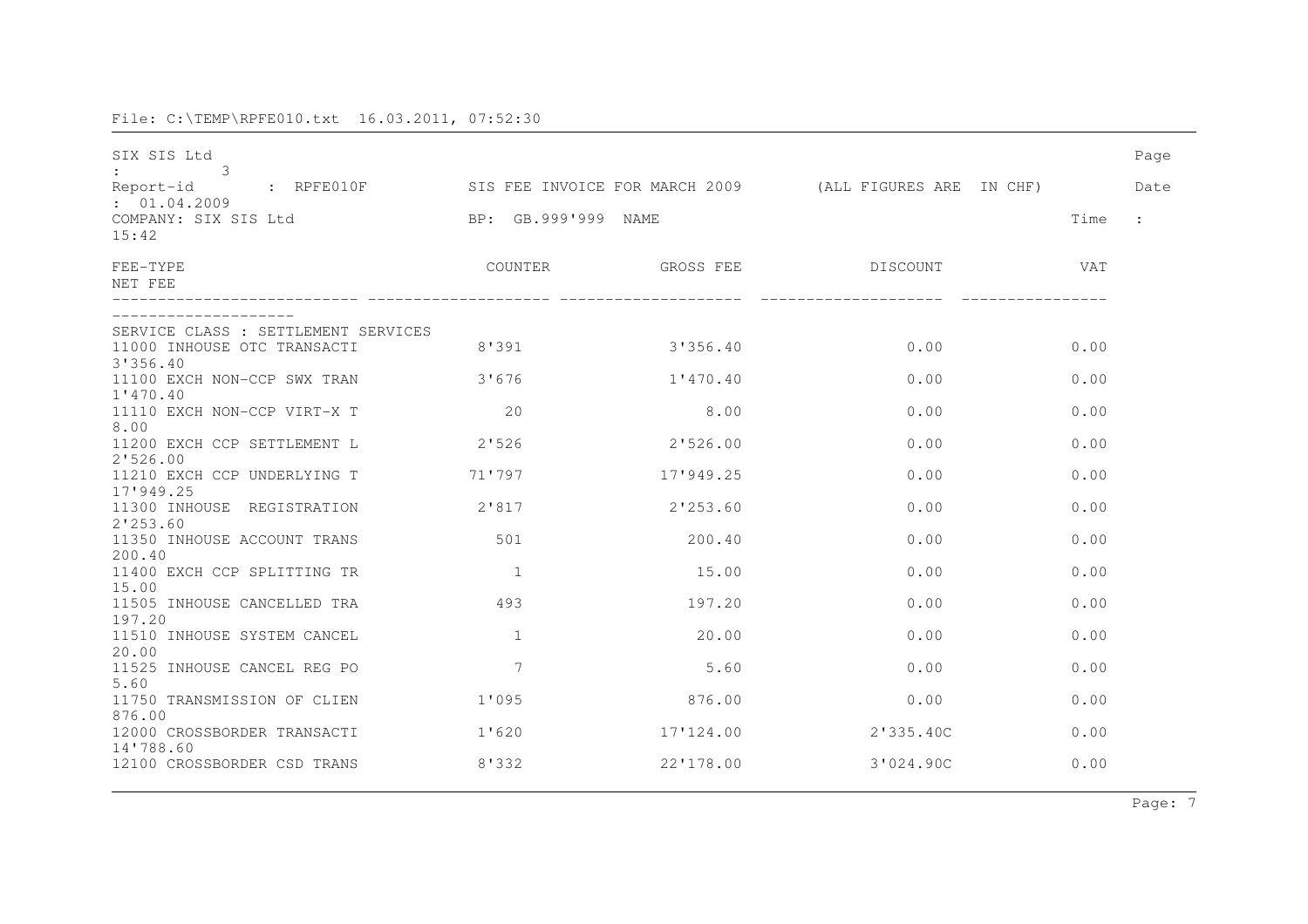File: C:\TEMP\RPFE010.txt 16.03.2011, 07:52:30

SIX SIS Ltd Page : 3

Report-id : RPFE010F SIS FEE INVOICE FOR MARCH 2009 (ALL FIGURES ARE IN CHF) Date : 01.04.2009

COMPANY: SIX SIS Ltd BP: GB.999'999 NAME Time : 15:42

| FEE-TYPE | COUNTER | GROSS FEE | DISCOUNT | VAT | NET FEE |
|---|---|---|---|---|---|
| SERVICE CLASS : SETTLEMENT SERVICES | | | | | |
| 11000 INHOUSE OTC TRANSACTI | 8'391 | 3'356.40 | 0.00 | 0.00 | 3'356.40 |
| 11100 EXCH NON-CCP SWX TRAN | 3'676 | 1'470.40 | 0.00 | 0.00 | 1'470.40 |
| 11110 EXCH NON-CCP VIRT-X T | 20 | 8.00 | 0.00 | 0.00 | 8.00 |
| 11200 EXCH CCP SETTLEMENT L | 2'526 | 2'526.00 | 0.00 | 0.00 | 2'526.00 |
| 11210 EXCH CCP UNDERLYING T | 71'797 | 17'949.25 | 0.00 | 0.00 | 17'949.25 |
| 11300 INHOUSE REGISTRATION | 2'817 | 2'253.60 | 0.00 | 0.00 | 2'253.60 |
| 11350 INHOUSE ACCOUNT TRANS | 501 | 200.40 | 0.00 | 0.00 | 200.40 |
| 11400 EXCH CCP SPLITTING TR | 1 | 15.00 | 0.00 | 0.00 | 15.00 |
| 11505 INHOUSE CANCELLED TRA | 493 | 197.20 | 0.00 | 0.00 | 197.20 |
| 11510 INHOUSE SYSTEM CANCEL | 1 | 20.00 | 0.00 | 0.00 | 20.00 |
| 11525 INHOUSE CANCEL REG PO | 7 | 5.60 | 0.00 | 0.00 | 5.60 |
| 11750 TRANSMISSION OF CLIEN | 1'095 | 876.00 | 0.00 | 0.00 | 876.00 |
| 12000 CROSSBORDER TRANSACTI | 1'620 | 17'124.00 | 2'335.40C | 0.00 | 14'788.60 |
| 12100 CROSSBORDER CSD TRANS | 8'332 | 22'178.00 | 3'024.90C | 0.00 | |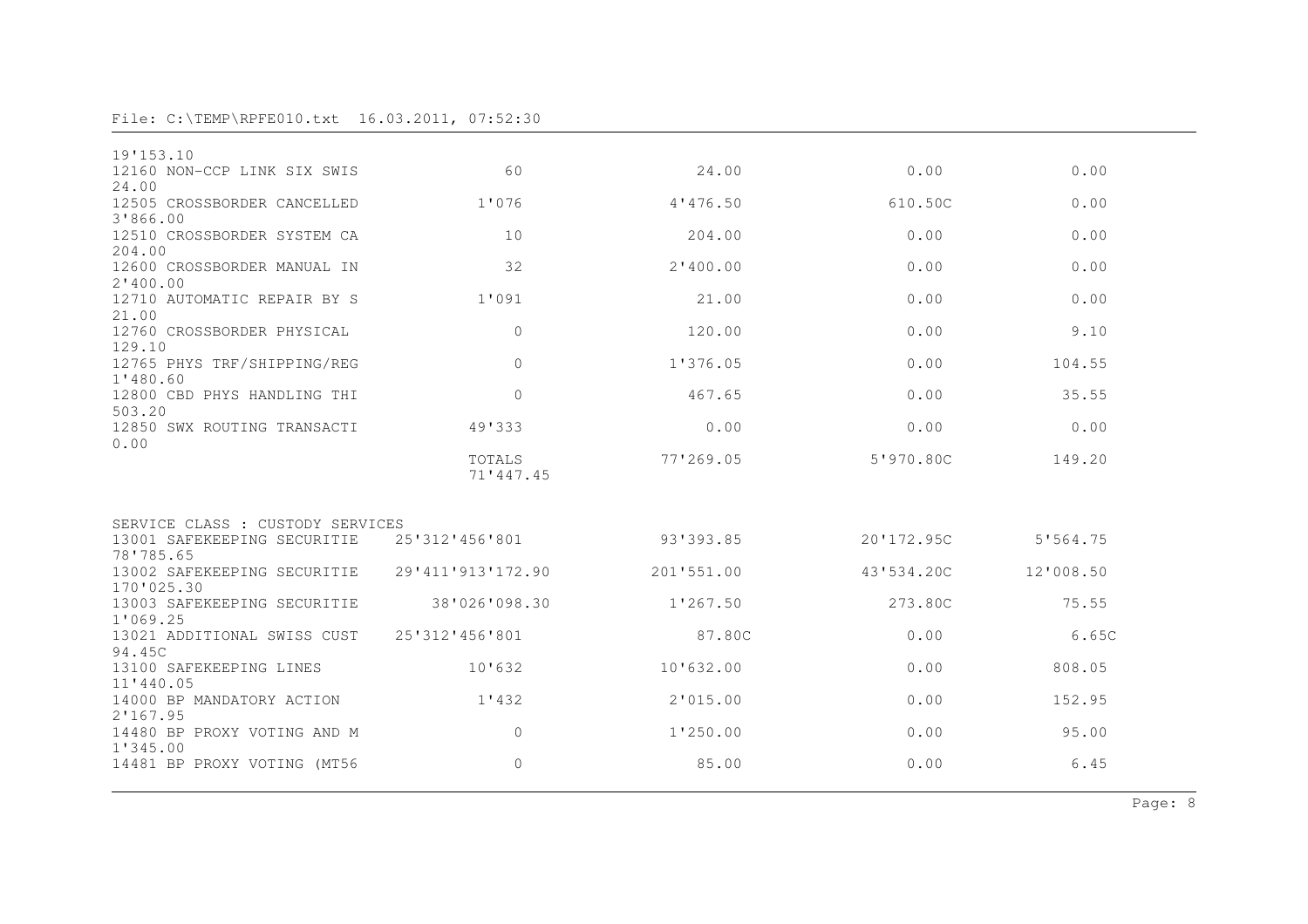File: C:\TEMP\RPFE010.txt 16.03.2011, 07:52:30

| | | | | | |
|---|---|---|---|---|---|
| | | | | | 19'153.10 |
| 12160 NON-CCP LINK SIX SWIS | 60 | 24.00 | 0.00 | 0.00 | 24.00 |
| 12505 CROSSBORDER CANCELLED | 1'076 | 4'476.50 | 610.50C | 0.00 | 3'866.00 |
| 12510 CROSSBORDER SYSTEM CA | 10 | 204.00 | 0.00 | 0.00 | 204.00 |
| 12600 CROSSBORDER MANUAL IN | 32 | 2'400.00 | 0.00 | 0.00 | 2'400.00 |
| 12710 AUTOMATIC REPAIR BY S | 1'091 | 21.00 | 0.00 | 0.00 | 21.00 |
| 12760 CROSSBORDER PHYSICAL | 0 | 120.00 | 0.00 | 9.10 | 129.10 |
| 12765 PHYS TRF/SHIPPING/REG | 0 | 1'376.05 | 0.00 | 104.55 | 1'480.60 |
| 12800 CBD PHYS HANDLING THI | 0 | 467.65 | 0.00 | 35.55 | 503.20 |
| 12850 SWX ROUTING TRANSACTI | 49'333 | 0.00 | 0.00 | 0.00 | 0.00 |
| | TOTALS | 77'269.05 | 5'970.80C | 149.20 | 71'447.45 |

SERVICE CLASS : CUSTODY SERVICES

| | | | | | |
|---|---|---|---|---|---|
| 13001 SAFEKEEPING SECURITIE | 25'312'456'801 | 93'393.85 | 20'172.95C | 5'564.75 | 78'785.65 |
| 13002 SAFEKEEPING SECURITIE | 29'411'913'172.90 | 201'551.00 | 43'534.20C | 12'008.50 | 170'025.30 |
| 13003 SAFEKEEPING SECURITIE | 38'026'098.30 | 1'267.50 | 273.80C | 75.55 | 1'069.25 |
| 13021 ADDITIONAL SWISS CUST | 25'312'456'801 | 87.80C | 0.00 | 6.65C | 94.45C |
| 13100 SAFEKEEPING LINES | 10'632 | 10'632.00 | 0.00 | 808.05 | 11'440.05 |
| 14000 BP MANDATORY ACTION | 1'432 | 2'015.00 | 0.00 | 152.95 | 2'167.95 |
| 14480 BP PROXY VOTING AND M | 0 | 1'250.00 | 0.00 | 95.00 | 1'345.00 |
| 14481 BP PROXY VOTING (MT56 | 0 | 85.00 | 0.00 | 6.45 | |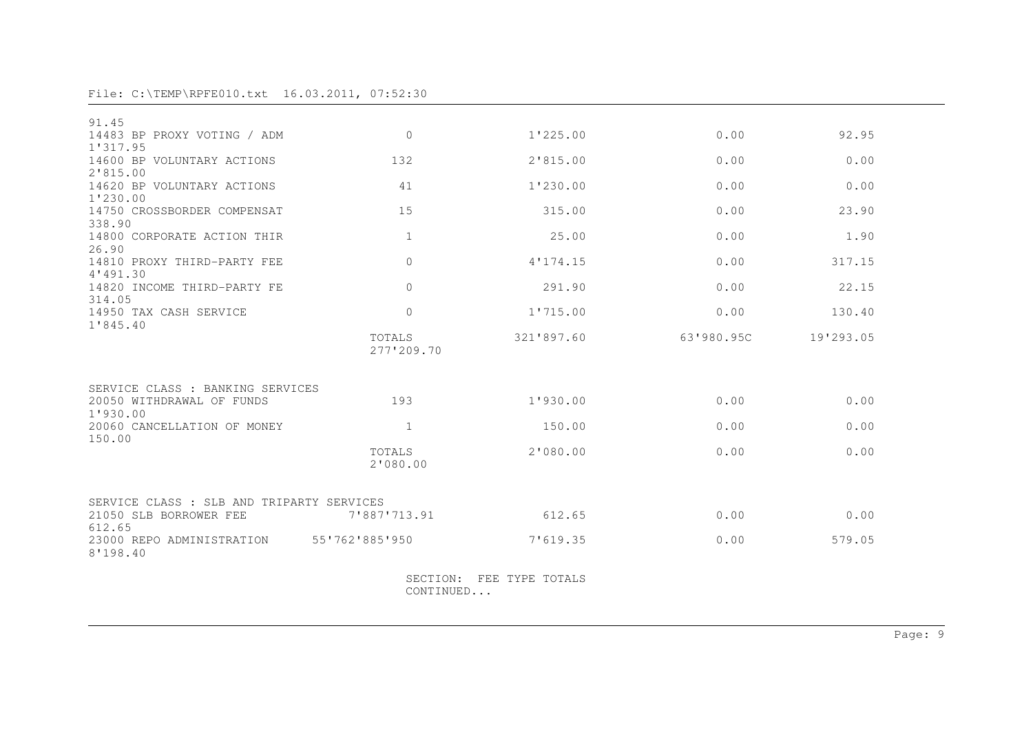File: C:\TEMP\RPFE010.txt  16.03.2011, 07:52:30

| Fee Type | Count | Amount | Col 3 | Col 4 | Total |
|---|---|---|---|---|---|
| | | | | | 91.45 |
| 14483 BP PROXY VOTING / ADM | 0 | 1'225.00 | 0.00 | 92.95 | 1'317.95 |
| 14600 BP VOLUNTARY ACTIONS | 132 | 2'815.00 | 0.00 | 0.00 | 2'815.00 |
| 14620 BP VOLUNTARY ACTIONS | 41 | 1'230.00 | 0.00 | 0.00 | 1'230.00 |
| 14750 CROSSBORDER COMPENSAT | 15 | 315.00 | 0.00 | 23.90 | 338.90 |
| 14800 CORPORATE ACTION THIR | 1 | 25.00 | 0.00 | 1.90 | 26.90 |
| 14810 PROXY THIRD-PARTY FEE | 0 | 4'174.15 | 0.00 | 317.15 | 4'491.30 |
| 14820 INCOME THIRD-PARTY FE | 0 | 291.90 | 0.00 | 22.15 | 314.05 |
| 14950 TAX CASH SERVICE | 0 | 1'715.00 | 0.00 | 130.40 | 1'845.40 |
| | TOTALS | 321'897.60 | 63'980.95C | 19'293.05 | 277'209.70 |

SERVICE CLASS : BANKING SERVICES

| Fee Type | Count | Amount | Col 3 | Col 4 | Total |
|---|---|---|---|---|---|
| 20050 WITHDRAWAL OF FUNDS | 193 | 1'930.00 | 0.00 | 0.00 | 1'930.00 |
| 20060 CANCELLATION OF MONEY | 1 | 150.00 | 0.00 | 0.00 | 150.00 |
| | TOTALS | 2'080.00 | 0.00 | 0.00 | 2'080.00 |

SERVICE CLASS : SLB AND TRIPARTY SERVICES

| Fee Type | Count | Amount | Col 3 | Col 4 | Total |
|---|---|---|---|---|---|
| 21050 SLB BORROWER FEE | 7'887'713.91 | 612.65 | 0.00 | 0.00 | 612.65 |
| 23000 REPO ADMINISTRATION | 55'762'885'950 | 7'619.35 | 0.00 | 579.05 | 8'198.40 |

SECTION: FEE TYPE TOTALS
CONTINUED...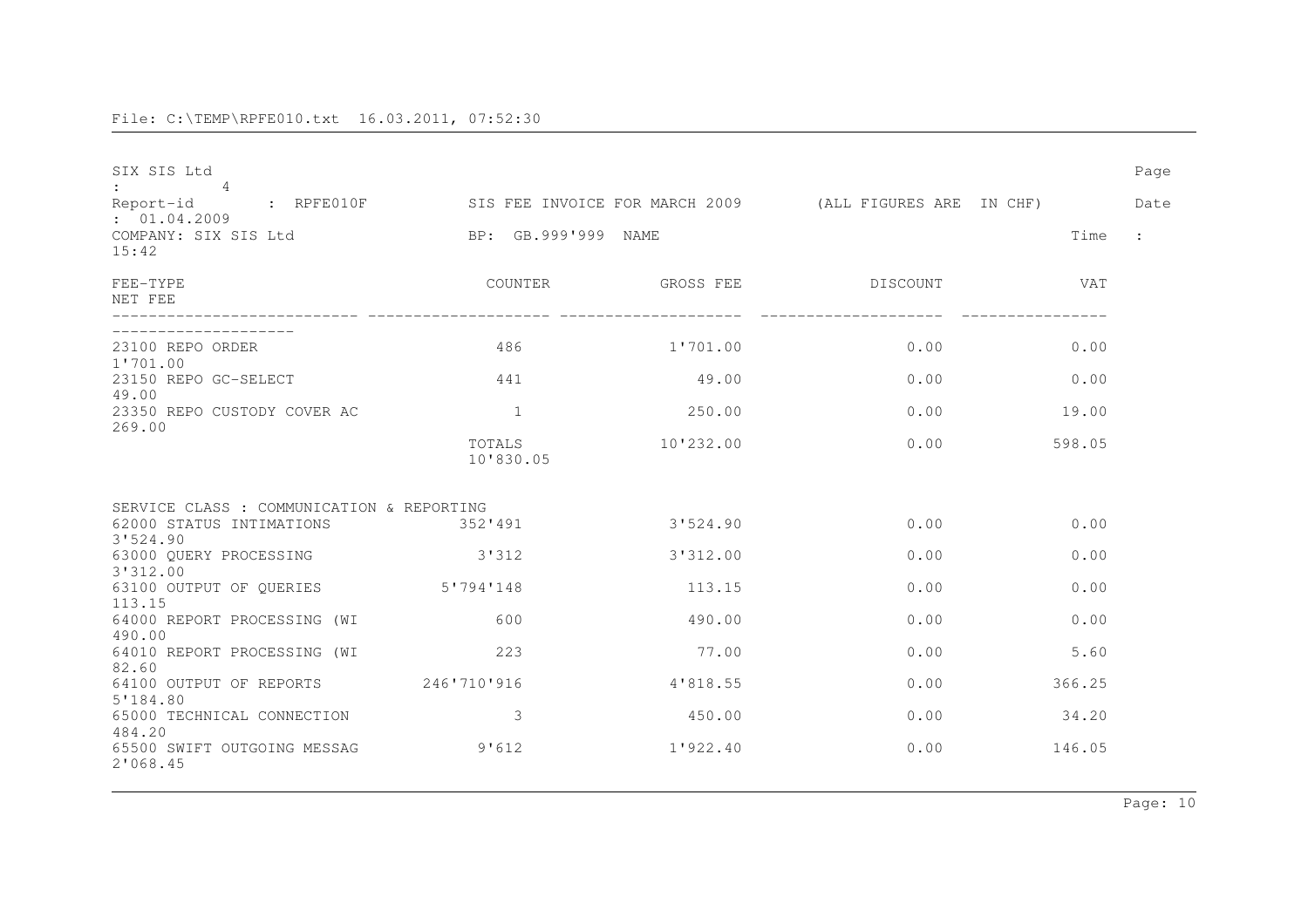File: C:\TEMP\RPFE010.txt 16.03.2011, 07:52:30

SIX SIS Ltd Page : 4

Report-id : RPFE010F SIS FEE INVOICE FOR MARCH 2009 (ALL FIGURES ARE IN CHF) Date : 01.04.2009

COMPANY: SIX SIS Ltd BP: GB.999'999 NAME Time : 15:42

| FEE-TYPE | COUNTER | GROSS FEE | DISCOUNT | VAT | NET FEE |
|---|---|---|---|---|---|
| 23100 REPO ORDER | 486 | 1'701.00 | 0.00 | 0.00 | 1'701.00 |
| 23150 REPO GC-SELECT | 441 | 49.00 | 0.00 | 0.00 | 49.00 |
| 23350 REPO CUSTODY COVER AC | 1 | 250.00 | 0.00 | 19.00 | 269.00 |
| | TOTALS | 10'232.00 | 0.00 | 598.05 | 10'830.05 |

SERVICE CLASS : COMMUNICATION & REPORTING

| FEE-TYPE | COUNTER | GROSS FEE | DISCOUNT | VAT | NET FEE |
|---|---|---|---|---|---|
| 62000 STATUS INTIMATIONS | 352'491 | 3'524.90 | 0.00 | 0.00 | 3'524.90 |
| 63000 QUERY PROCESSING | 3'312 | 3'312.00 | 0.00 | 0.00 | 3'312.00 |
| 63100 OUTPUT OF QUERIES | 5'794'148 | 113.15 | 0.00 | 0.00 | 113.15 |
| 64000 REPORT PROCESSING (WI | 600 | 490.00 | 0.00 | 0.00 | 490.00 |
| 64010 REPORT PROCESSING (WI | 223 | 77.00 | 0.00 | 5.60 | 82.60 |
| 64100 OUTPUT OF REPORTS | 246'710'916 | 4'818.55 | 0.00 | 366.25 | 5'184.80 |
| 65000 TECHNICAL CONNECTION | 3 | 450.00 | 0.00 | 34.20 | 484.20 |
| 65500 SWIFT OUTGOING MESSAG | 9'612 | 1'922.40 | 0.00 | 146.05 | 2'068.45 |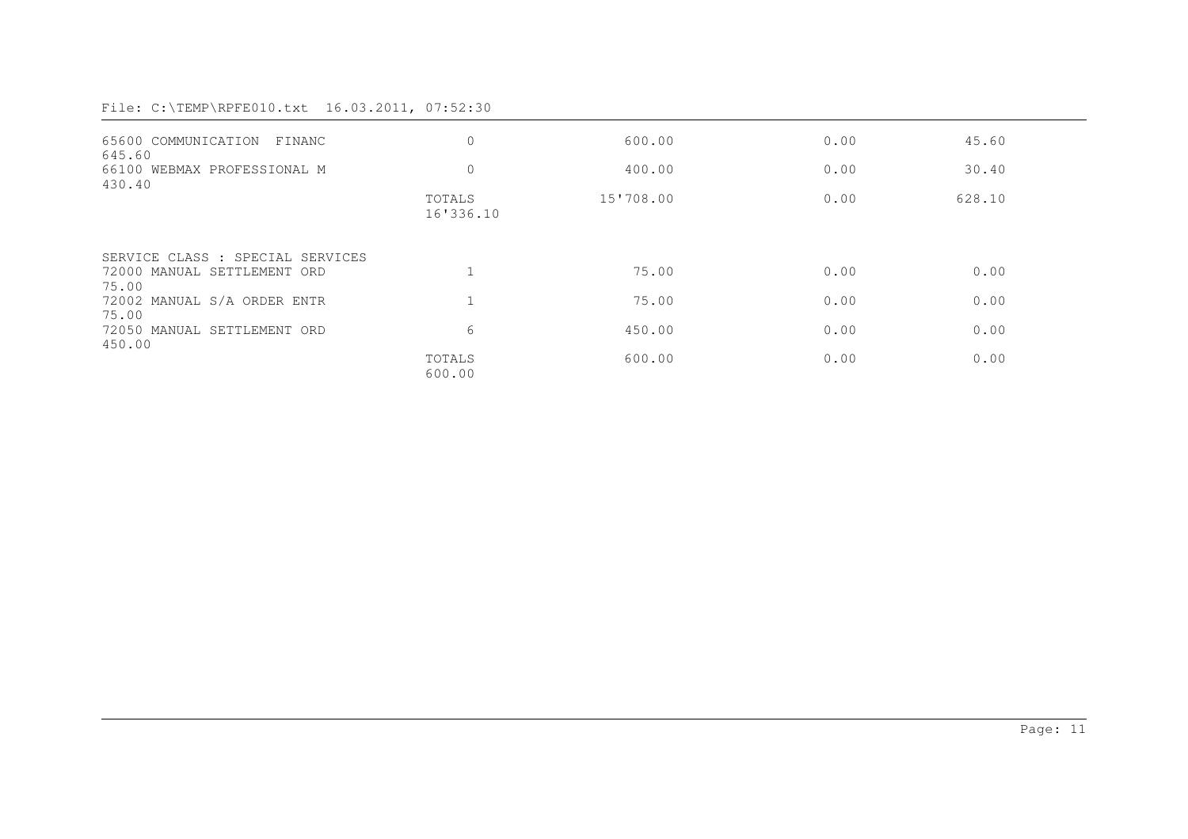File: C:\TEMP\RPFE010.txt 16.03.2011, 07:52:30

| Description | Qty | Amount | | | Total |
|---|---|---|---|---|---|
| 65600 COMMUNICATION FINANC | 0 | 600.00 | 0.00 | 45.60 | 645.60 |
| 66100 WEBMAX PROFESSIONAL M | 0 | 400.00 | 0.00 | 30.40 | 430.40 |
| | TOTALS | 15'708.00 | 0.00 | 628.10 | 16'336.10 |

SERVICE CLASS : SPECIAL SERVICES

| Description | Qty | Amount | | | Total |
|---|---|---|---|---|---|
| 72000 MANUAL SETTLEMENT ORD | 1 | 75.00 | 0.00 | 0.00 | 75.00 |
| 72002 MANUAL S/A ORDER ENTR | 1 | 75.00 | 0.00 | 0.00 | 75.00 |
| 72050 MANUAL SETTLEMENT ORD | 6 | 450.00 | 0.00 | 0.00 | 450.00 |
| | TOTALS | 600.00 | 0.00 | 0.00 | 600.00 |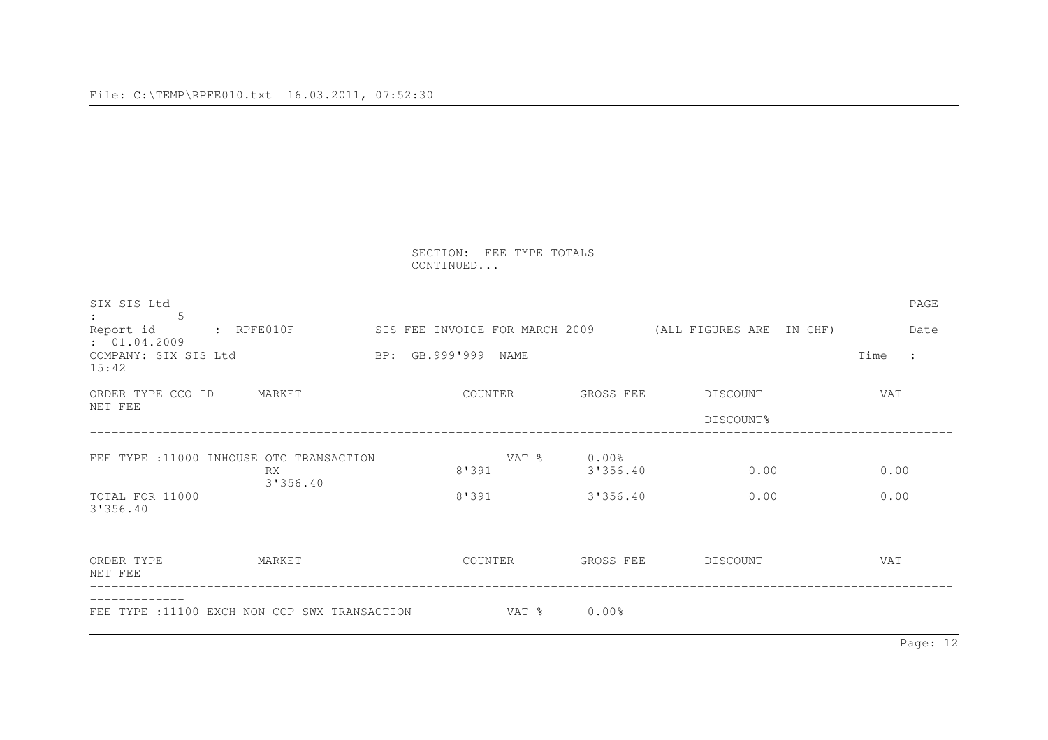SECTION: FEE TYPE TOTALS
CONTINUED...

SIX SIS Ltd PAGE : 5
Report-id : RPFE010F SIS FEE INVOICE FOR MARCH 2009 (ALL FIGURES ARE IN CHF) Date : 01.04.2009
COMPANY: SIX SIS Ltd BP: GB.999'999 NAME Time : 15:42

| ORDER TYPE CCO ID | MARKET | COUNTER | GROSS FEE | DISCOUNT<br>DISCOUNT% | VAT | NET FEE |
|---|---|---|---|---|---|---|
| FEE TYPE :11000 INHOUSE OTC TRANSACTION | | VAT % | 0.00% | | | |
| | RX | 8'391 | 3'356.40 | 0.00 | 0.00 | 3'356.40 |
| TOTAL FOR 11000 | | 8'391 | 3'356.40 | 0.00 | 0.00 | 3'356.40 |

| ORDER TYPE | MARKET | COUNTER | GROSS FEE | DISCOUNT | VAT | NET FEE |
|---|---|---|---|---|---|---|
| FEE TYPE :11100 EXCH NON-CCP SWX TRANSACTION | | VAT % | 0.00% | | | |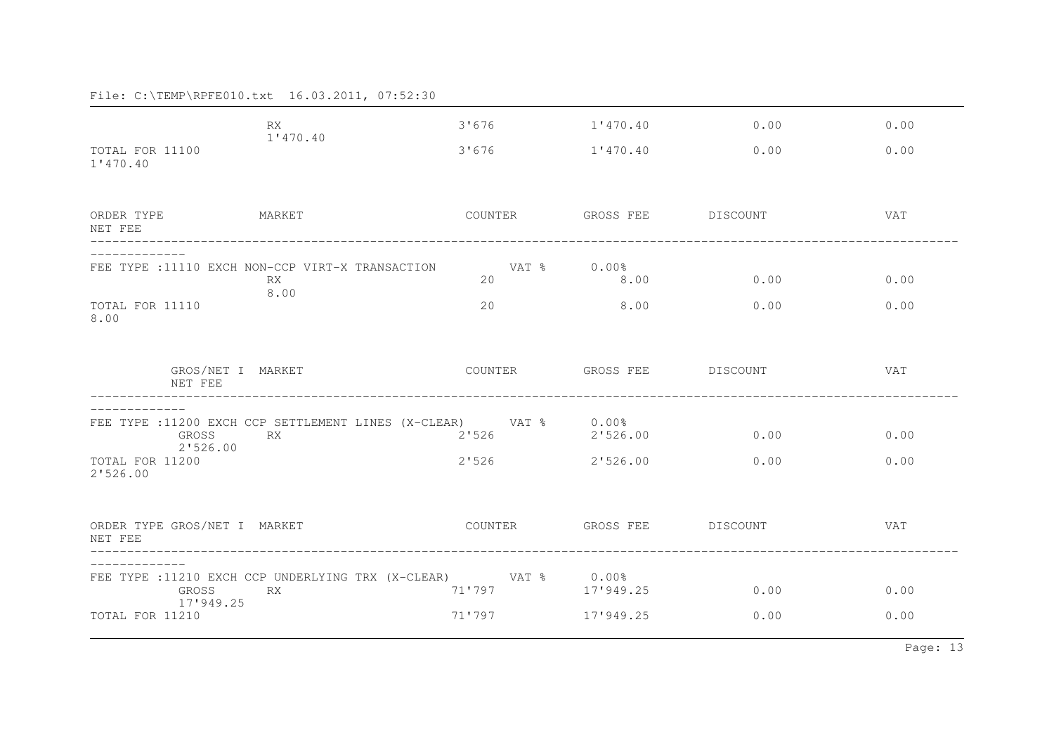File: C:\TEMP\RPFE010.txt 16.03.2011, 07:52:30

| | | COUNTER | GROSS FEE | DISCOUNT | VAT | NET FEE |
|---|---|---|---|---|---|---|
| | RX | 3'676 | 1'470.40 | 0.00 | 0.00 | 1'470.40 |
| TOTAL FOR 11100 | | 3'676 | 1'470.40 | 0.00 | 0.00 | 1'470.40 |

| ORDER TYPE | MARKET | COUNTER | GROSS FEE | DISCOUNT | VAT | NET FEE |
|---|---|---|---|---|---|---|
| FEE TYPE :11110 EXCH NON-CCP VIRT-X TRANSACTION | | VAT % | 0.00% | | | |
| | RX | 20 | 8.00 | 0.00 | 0.00 | 8.00 |
| TOTAL FOR 11110 | | 20 | 8.00 | 0.00 | 0.00 | 8.00 |

| GROS/NET I | MARKET | COUNTER | GROSS FEE | DISCOUNT | VAT | NET FEE |
|---|---|---|---|---|---|---|
| FEE TYPE :11200 EXCH CCP SETTLEMENT LINES (X-CLEAR) | | VAT % | 0.00% | | | |
| GROSS | RX | 2'526 | 2'526.00 | 0.00 | 0.00 | 2'526.00 |
| TOTAL FOR 11200 | | 2'526 | 2'526.00 | 0.00 | 0.00 | 2'526.00 |

| ORDER TYPE GROS/NET I | MARKET | COUNTER | GROSS FEE | DISCOUNT | VAT | NET FEE |
|---|---|---|---|---|---|---|
| FEE TYPE :11210 EXCH CCP UNDERLYING TRX (X-CLEAR) | | VAT % | 0.00% | | | |
| GROSS | RX | 71'797 | 17'949.25 | 0.00 | 0.00 | 17'949.25 |
| TOTAL FOR 11210 | | 71'797 | 17'949.25 | 0.00 | 0.00 | |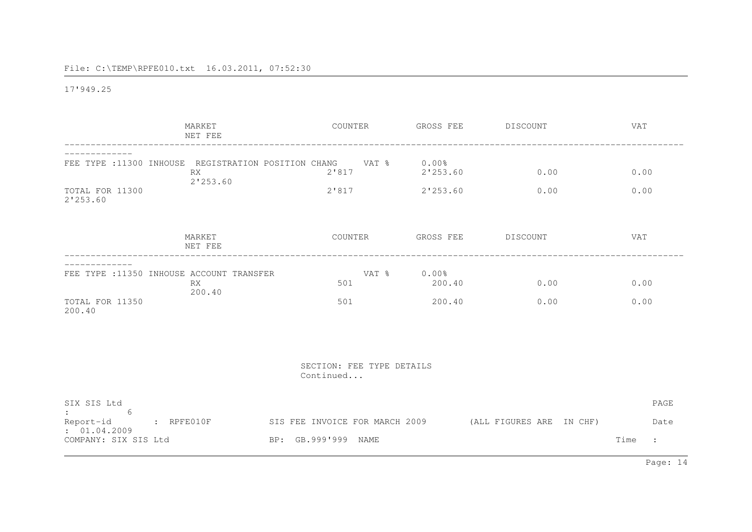17'949.25

| MARKET | COUNTER | GROSS FEE | DISCOUNT | VAT | NET FEE |
|---|---|---|---|---|---|
| FEE TYPE :11300 INHOUSE REGISTRATION POSITION CHANG | VAT % | 0.00% | | | |
| RX | 2'817 | 2'253.60 | 0.00 | 0.00 | 2'253.60 |
| TOTAL FOR 11300 | 2'817 | 2'253.60 | 0.00 | 0.00 | 2'253.60 |

| MARKET | COUNTER | GROSS FEE | DISCOUNT | VAT | NET FEE |
|---|---|---|---|---|---|
| FEE TYPE :11350 INHOUSE ACCOUNT TRANSFER | VAT % | 0.00% | | | |
| RX | 501 | 200.40 | 0.00 | 0.00 | 200.40 |
| TOTAL FOR 11350 | 501 | 200.40 | 0.00 | 0.00 | 200.40 |

SECTION: FEE TYPE DETAILS
Continued...

SIX SIS Ltd PAGE : 6
Report-id : RPFE010F SIS FEE INVOICE FOR MARCH 2009 (ALL FIGURES ARE IN CHF) Date : 01.04.2009
COMPANY: SIX SIS Ltd BP: GB.999'999 NAME Time :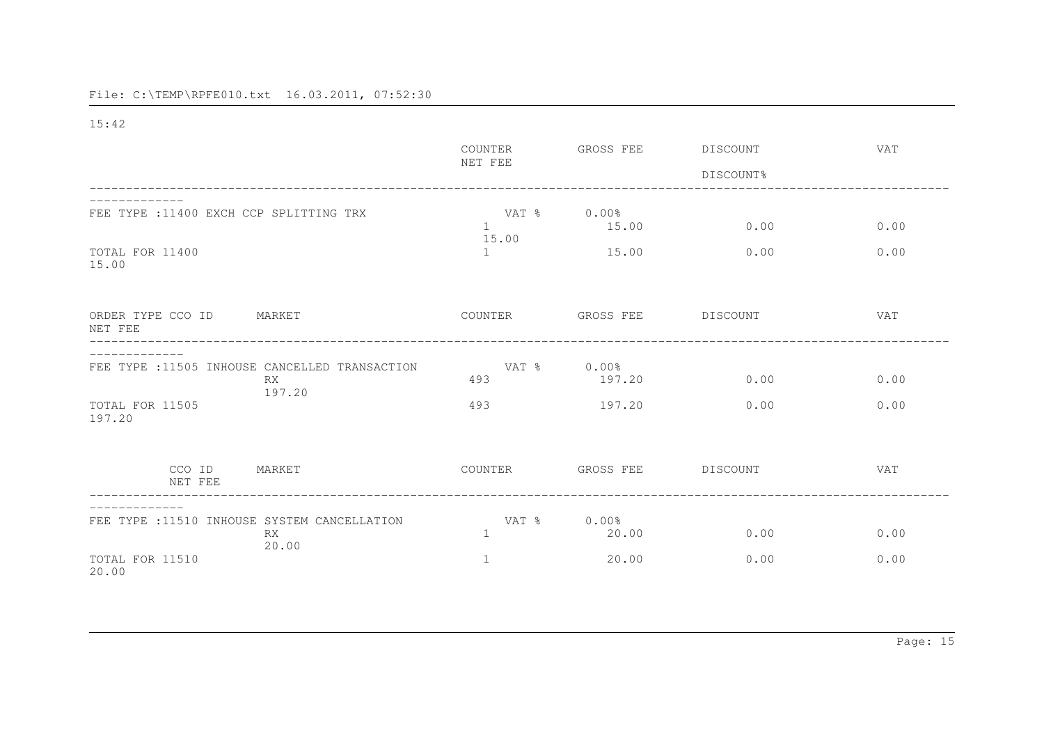File: C:\TEMP\RPFE010.txt 16.03.2011, 07:52:30

15:42

| | COUNTER<br>NET FEE | GROSS FEE | DISCOUNT<br><br>DISCOUNT% | VAT |
|---|---|---|---|---|
| FEE TYPE :11400 EXCH CCP SPLITTING TRX | VAT % | 0.00% | | |
| | 1<br>15.00 | 15.00 | 0.00 | 0.00 |
| TOTAL FOR 11400<br>15.00 | 1 | 15.00 | 0.00 | 0.00 |

| ORDER TYPE CCO ID MARKET<br>NET FEE | COUNTER | GROSS FEE | DISCOUNT | VAT |
|---|---|---|---|---|
| FEE TYPE :11505 INHOUSE CANCELLED TRANSACTION | VAT % | 0.00% | | |
| RX<br>197.20 | 493 | 197.20 | 0.00 | 0.00 |
| TOTAL FOR 11505<br>197.20 | 493 | 197.20 | 0.00 | 0.00 |

| CCO ID MARKET<br>NET FEE | COUNTER | GROSS FEE | DISCOUNT | VAT |
|---|---|---|---|---|
| FEE TYPE :11510 INHOUSE SYSTEM CANCELLATION | VAT % | 0.00% | | |
| RX<br>20.00 | 1 | 20.00 | 0.00 | 0.00 |
| TOTAL FOR 11510<br>20.00 | 1 | 20.00 | 0.00 | 0.00 |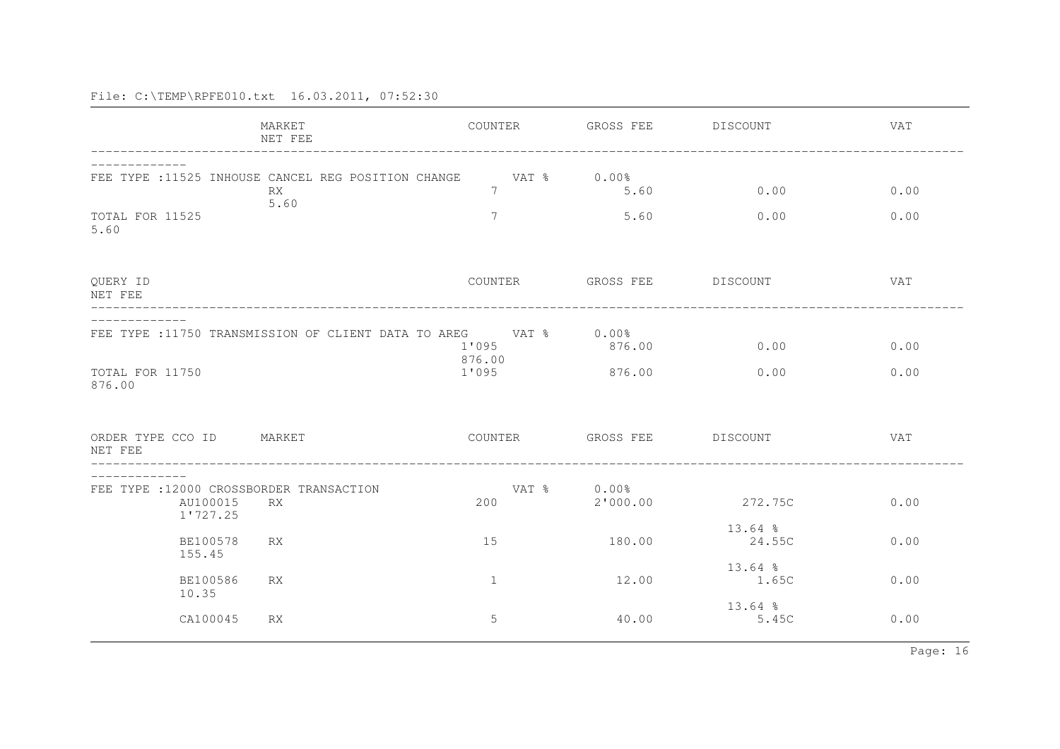File: C:\TEMP\RPFE010.txt 16.03.2011, 07:52:30

| MARKET | NET FEE | COUNTER | GROSS FEE | DISCOUNT | VAT |
|---|---|---|---|---|---|
| FEE TYPE :11525 INHOUSE CANCEL REG POSITION CHANGE | | VAT % | 0.00% | | |
| RX | 5.60 | 7 | 5.60 | 0.00 | 0.00 |
| TOTAL FOR 11525 | 5.60 | 7 | 5.60 | 0.00 | 0.00 |

| QUERY ID | NET FEE | COUNTER | GROSS FEE | DISCOUNT | VAT |
|---|---|---|---|---|---|
| FEE TYPE :11750 TRANSMISSION OF CLIENT DATA TO AREG | | VAT % | 0.00% | | |
| | 876.00 | 1'095 | 876.00 | 0.00 | 0.00 |
| TOTAL FOR 11750 | 876.00 | 1'095 | 876.00 | 0.00 | 0.00 |

| ORDER TYPE CCO ID | MARKET | NET FEE | COUNTER | GROSS FEE | DISCOUNT | VAT |
|---|---|---|---|---|---|---|
| FEE TYPE :12000 CROSSBORDER TRANSACTION | | | VAT % | 0.00% | | |
| AU100015 | RX | 1'727.25 | 200 | 2'000.00 | 272.75C 13.64 % | 0.00 |
| BE100578 | RX | 155.45 | 15 | 180.00 | 24.55C 13.64 % | 0.00 |
| BE100586 | RX | 10.35 | 1 | 12.00 | 1.65C 13.64 % | 0.00 |
| CA100045 | RX | | 5 | 40.00 | 5.45C | 0.00 |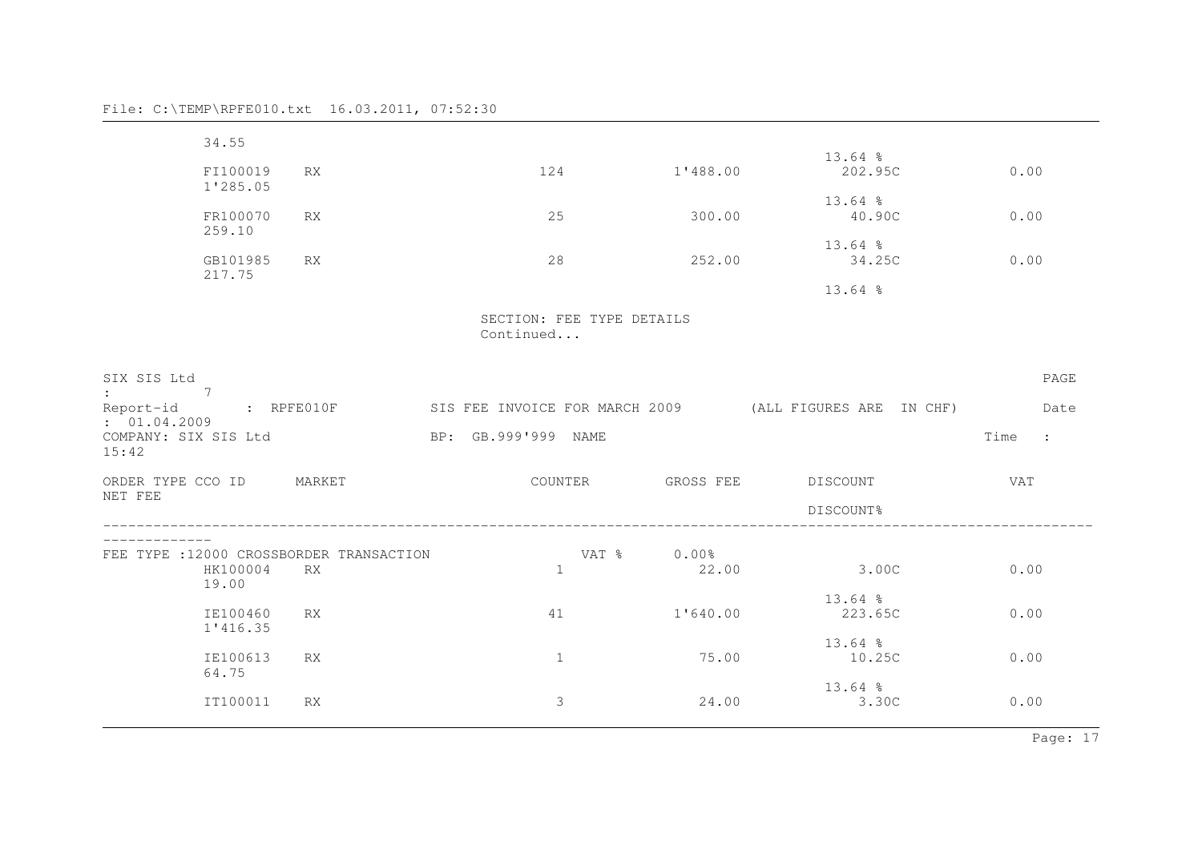File: C:\TEMP\RPFE010.txt 16.03.2011, 07:52:30

| ORDER TYPE CCO ID | MARKET | COUNTER | GROSS FEE | DISCOUNT | VAT | NET FEE |
|---|---|---|---|---|---|---|
| | | | | | | 34.55 |
| | | | | 13.64 % | | |
| FI100019 | RX | 124 | 1'488.00 | 202.95C | 0.00 | 1'285.05 |
| | | | | 13.64 % | | |
| FR100070 | RX | 25 | 300.00 | 40.90C | 0.00 | 259.10 |
| | | | | 13.64 % | | |
| GB101985 | RX | 28 | 252.00 | 34.25C | 0.00 | 217.75 |
| | | | | 13.64 % | | |

SECTION: FEE TYPE DETAILS
Continued...

SIX SIS Ltd PAGE : 7

Report-id : RPFE010F SIS FEE INVOICE FOR MARCH 2009 (ALL FIGURES ARE IN CHF) Date : 01.04.2009

COMPANY: SIX SIS Ltd BP: GB.999'999 NAME Time : 15:42

| ORDER TYPE CCO ID | MARKET | COUNTER | GROSS FEE | DISCOUNT / DISCOUNT% | VAT | NET FEE |
|---|---|---|---|---|---|---|
| FEE TYPE :12000 CROSSBORDER TRANSACTION | | VAT % | 0.00% | | | |
| HK100004 | RX | 1 | 22.00 | 3.00C | 0.00 | 19.00 |
| | | | | 13.64 % | | |
| IE100460 | RX | 41 | 1'640.00 | 223.65C | 0.00 | 1'416.35 |
| | | | | 13.64 % | | |
| IE100613 | RX | 1 | 75.00 | 10.25C | 0.00 | 64.75 |
| | | | | 13.64 % | | |
| IT100011 | RX | 3 | 24.00 | 3.30C | 0.00 | |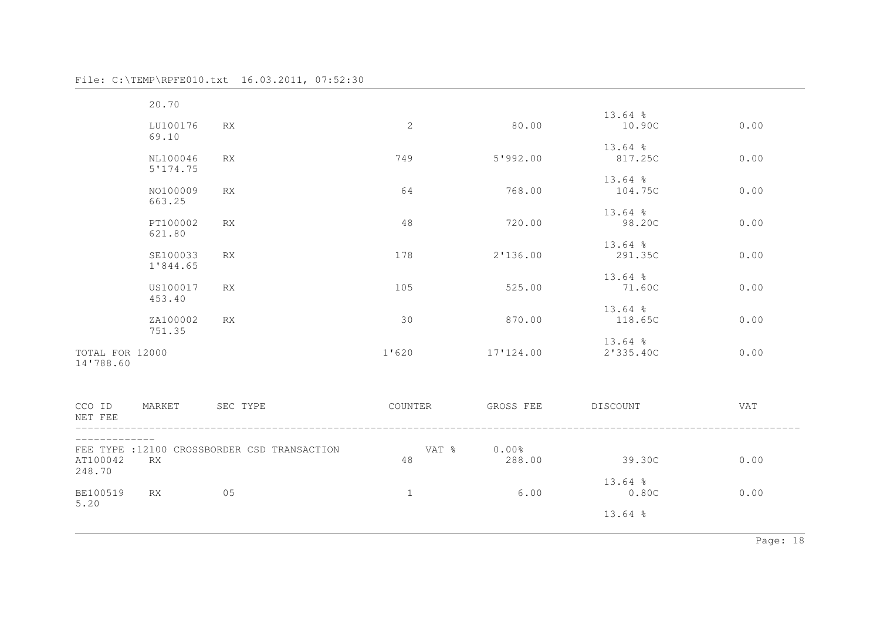|  |  |  |  |  |  |  |
|---|---|---|---|---|---|---|
| | | | | | | 20.70 |
| | | | | 13.64 % | | |
| LU100176 | RX | 2 | 80.00 | 10.90C | 0.00 | 69.10 |
| | | | | 13.64 % | | |
| NL100046 | RX | 749 | 5'992.00 | 817.25C | 0.00 | 5'174.75 |
| | | | | 13.64 % | | |
| NO100009 | RX | 64 | 768.00 | 104.75C | 0.00 | 663.25 |
| | | | | 13.64 % | | |
| PT100002 | RX | 48 | 720.00 | 98.20C | 0.00 | 621.80 |
| | | | | 13.64 % | | |
| SE100033 | RX | 178 | 2'136.00 | 291.35C | 0.00 | 1'844.65 |
| | | | | 13.64 % | | |
| US100017 | RX | 105 | 525.00 | 71.60C | 0.00 | 453.40 |
| | | | | 13.64 % | | |
| ZA100002 | RX | 30 | 870.00 | 118.65C | 0.00 | 751.35 |
| | | | | 13.64 % | | |
| TOTAL FOR 12000 | | 1'620 | 17'124.00 | 2'335.40C | 0.00 | 14'788.60 |

| CCO ID | MARKET | SEC TYPE | COUNTER | GROSS FEE | DISCOUNT | VAT | NET FEE |
|---|---|---|---|---|---|---|---|
| FEE TYPE :12100 CROSSBORDER CSD TRANSACTION | | | VAT % | 0.00% | | | |
| AT100042 | RX | | 48 | 288.00 | 39.30C | 0.00 | 248.70 |
| | | | | | 13.64 % | | |
| BE100519 | RX | 05 | 1 | 6.00 | 0.80C | 0.00 | 5.20 |
| | | | | | 13.64 % | | |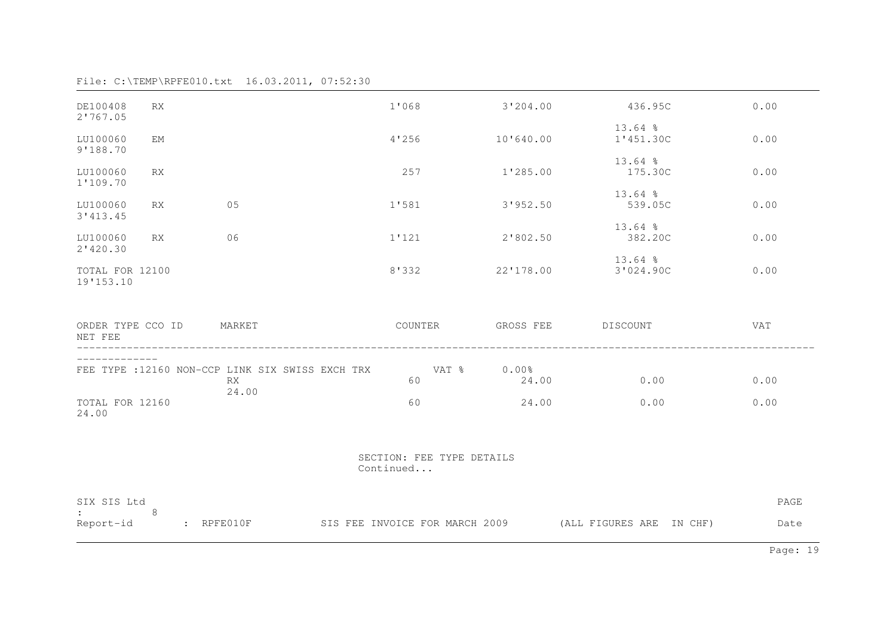File: C:\TEMP\RPFE010.txt 16.03.2011, 07:52:30

| ORDER TYPE | CCO ID | MARKET | COUNTER | GROSS FEE | DISCOUNT | VAT | NET FEE |
|---|---|---|---|---|---|---|---|
| DE100408 | RX | | 1'068 | 3'204.00 | 436.95C 13.64 % | 0.00 | 2'767.05 |
| LU100060 | EM | | 4'256 | 10'640.00 | 1'451.30C 13.64 % | 0.00 | 9'188.70 |
| LU100060 | RX | | 257 | 1'285.00 | 175.30C 13.64 % | 0.00 | 1'109.70 |
| LU100060 | RX | 05 | 1'581 | 3'952.50 | 539.05C 13.64 % | 0.00 | 3'413.45 |
| LU100060 | RX | 06 | 1'121 | 2'802.50 | 382.20C 13.64 % | 0.00 | 2'420.30 |
| TOTAL FOR 12100 | | | 8'332 | 22'178.00 | 3'024.90C | 0.00 | 19'153.10 |

FEE TYPE :12160 NON-CCP LINK SIX SWISS EXCH TRX VAT % 0.00%

| ORDER TYPE | CCO ID | MARKET | COUNTER | GROSS FEE | DISCOUNT | VAT | NET FEE |
|---|---|---|---|---|---|---|---|
| | | RX | 60 | 24.00 | 0.00 | 0.00 | 24.00 |
| TOTAL FOR 12160 | | | 60 | 24.00 | 0.00 | 0.00 | 24.00 |

SECTION: FEE TYPE DETAILS
Continued...

SIX SIS Ltd PAGE : 8
Report-id : RPFE010F SIS FEE INVOICE FOR MARCH 2009 (ALL FIGURES ARE IN CHF) Date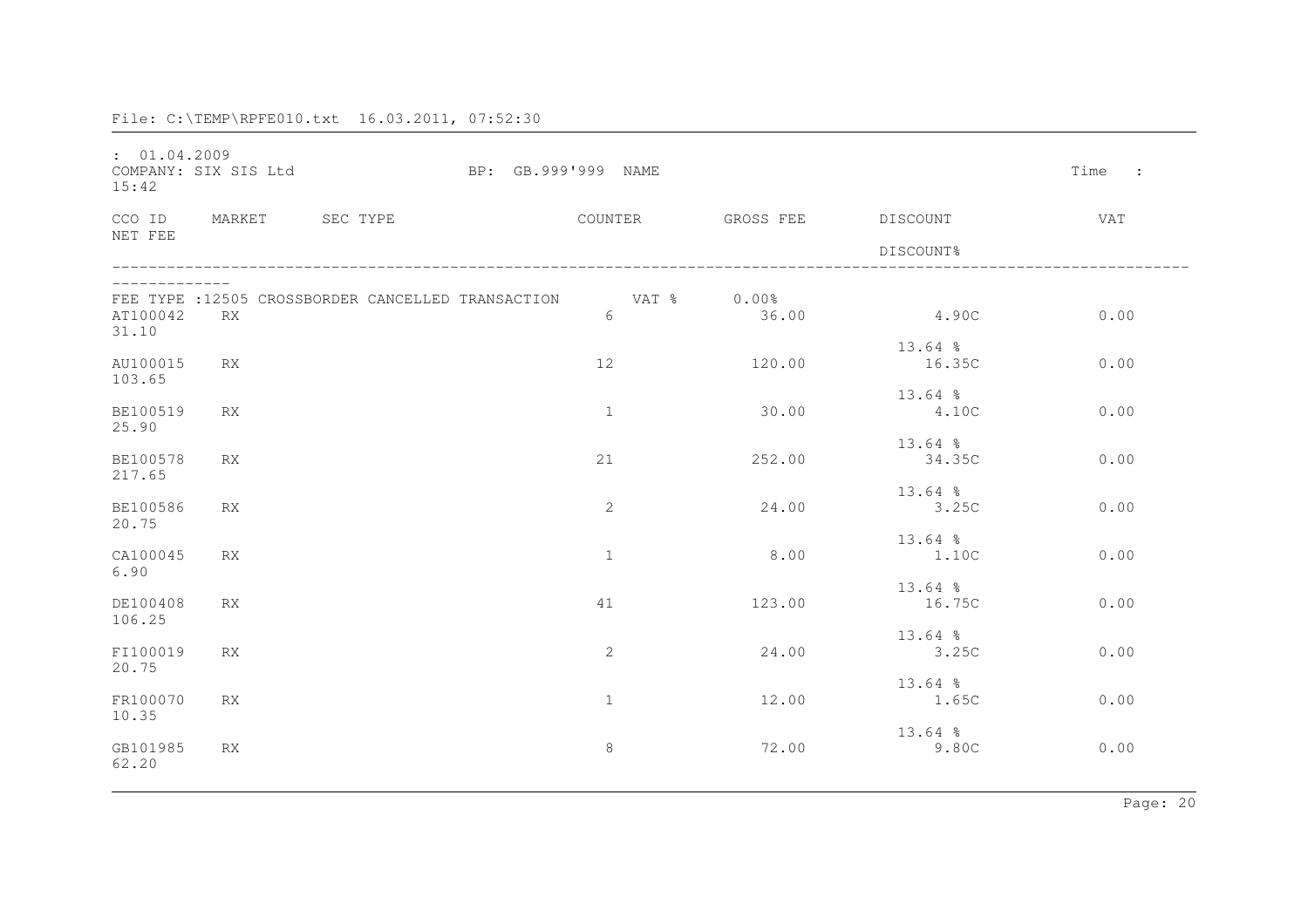File: C:\TEMP\RPFE010.txt 16.03.2011, 07:52:30

: 01.04.2009
COMPANY: SIX SIS Ltd BP: GB.999'999 NAME Time :
15:42

FEE TYPE :12505 CROSSBORDER CANCELLED TRANSACTION VAT % 0.00%

| CCO ID | MARKET | SEC TYPE | COUNTER | GROSS FEE | DISCOUNT | DISCOUNT% | VAT | NET FEE |
|---|---|---|---|---|---|---|---|---|
| AT100042 | RX | | 6 | 36.00 | 4.90C | 13.64 % | 0.00 | 31.10 |
| AU100015 | RX | | 12 | 120.00 | 16.35C | 13.64 % | 0.00 | 103.65 |
| BE100519 | RX | | 1 | 30.00 | 4.10C | 13.64 % | 0.00 | 25.90 |
| BE100578 | RX | | 21 | 252.00 | 34.35C | 13.64 % | 0.00 | 217.65 |
| BE100586 | RX | | 2 | 24.00 | 3.25C | 13.64 % | 0.00 | 20.75 |
| CA100045 | RX | | 1 | 8.00 | 1.10C | 13.64 % | 0.00 | 6.90 |
| DE100408 | RX | | 41 | 123.00 | 16.75C | 13.64 % | 0.00 | 106.25 |
| FI100019 | RX | | 2 | 24.00 | 3.25C | 13.64 % | 0.00 | 20.75 |
| FR100070 | RX | | 1 | 12.00 | 1.65C | 13.64 % | 0.00 | 10.35 |
| GB101985 | RX | | 8 | 72.00 | 9.80C | | 0.00 | 62.20 |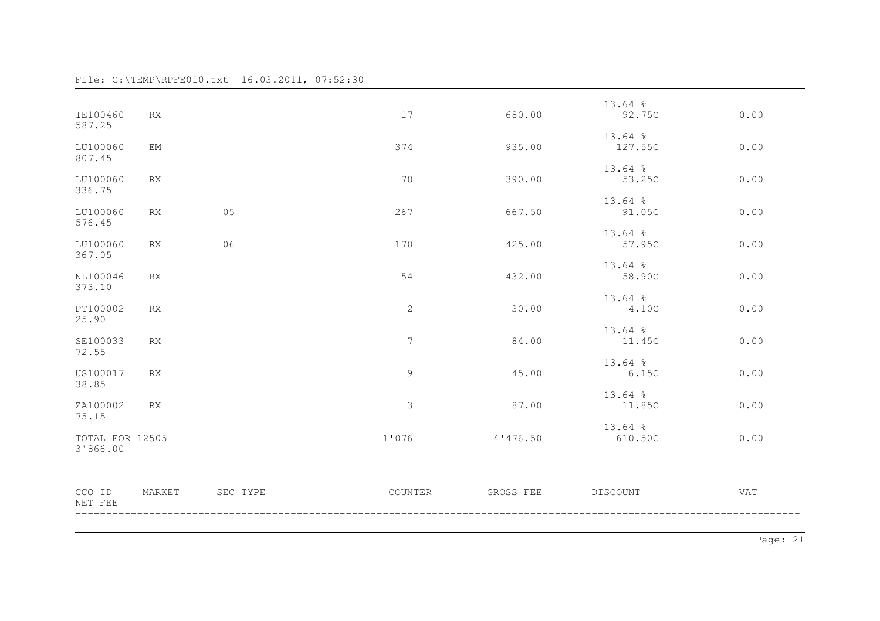File: C:\TEMP\RPFE010.txt 16.03.2011, 07:52:30

| CCO ID | MARKET | SEC TYPE | COUNTER | GROSS FEE | DISCOUNT | VAT | NET FEE |
|---|---|---|---|---|---|---|---|
| IE100460 | RX | | 17 | 680.00 | 13.64 % 92.75C | 0.00 | 587.25 |
| LU100060 | EM | | 374 | 935.00 | 13.64 % 127.55C | 0.00 | 807.45 |
| LU100060 | RX | | 78 | 390.00 | 13.64 % 53.25C | 0.00 | 336.75 |
| LU100060 | RX | 05 | 267 | 667.50 | 13.64 % 91.05C | 0.00 | 576.45 |
| LU100060 | RX | 06 | 170 | 425.00 | 13.64 % 57.95C | 0.00 | 367.05 |
| NL100046 | RX | | 54 | 432.00 | 13.64 % 58.90C | 0.00 | 373.10 |
| PT100002 | RX | | 2 | 30.00 | 13.64 % 4.10C | 0.00 | 25.90 |
| SE100033 | RX | | 7 | 84.00 | 13.64 % 11.45C | 0.00 | 72.55 |
| US100017 | RX | | 9 | 45.00 | 13.64 % 6.15C | 0.00 | 38.85 |
| ZA100002 | RX | | 3 | 87.00 | 13.64 % 11.85C | 0.00 | 75.15 |
| TOTAL FOR 12505 | | | 1'076 | 4'476.50 | 13.64 % 610.50C | 0.00 | 3'866.00 |

CCO ID MARKET SEC TYPE COUNTER GROSS FEE DISCOUNT VAT
NET FEE
------------------------------------------------------------------------------------------------------------------------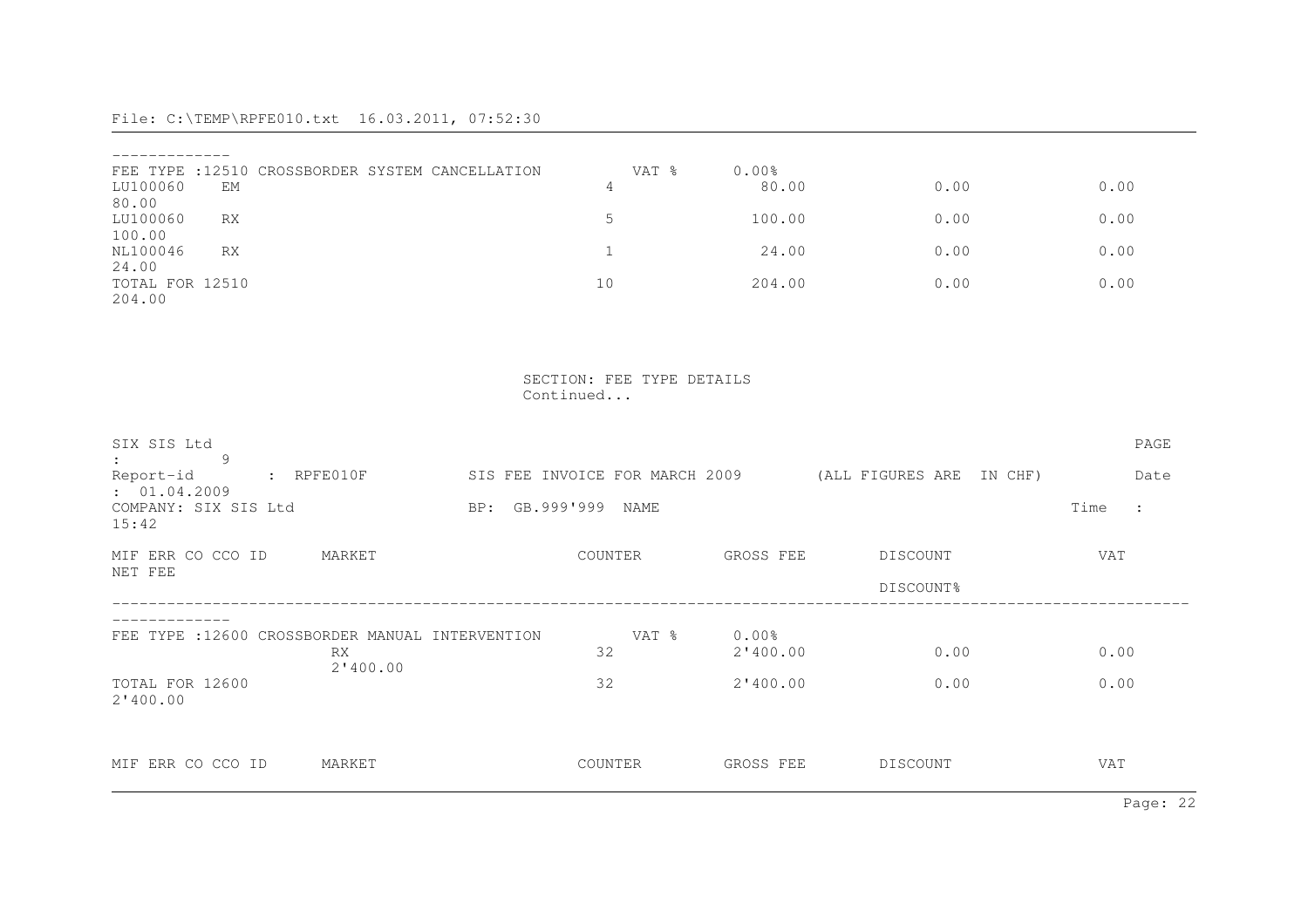-------------

FEE TYPE :12510 CROSSBORDER SYSTEM CANCELLATION VAT % 0.00%

| MIF ERR CO CCO ID | MARKET | COUNTER | GROSS FEE | DISCOUNT | VAT | NET FEE |
|---|---|---|---|---|---|---|
| LU100060 | EM | 4 | 80.00 | 0.00 | 0.00 | 80.00 |
| LU100060 | RX | 5 | 100.00 | 0.00 | 0.00 | 100.00 |
| NL100046 | RX | 1 | 24.00 | 0.00 | 0.00 | 24.00 |
| TOTAL FOR 12510 | | 10 | 204.00 | 0.00 | 0.00 | 204.00 |

SECTION: FEE TYPE DETAILS
Continued...

SIX SIS Ltd PAGE : 9

Report-id : RPFE010F SIS FEE INVOICE FOR MARCH 2009 (ALL FIGURES ARE IN CHF) Date : 01.04.2009

COMPANY: SIX SIS Ltd BP: GB.999'999 NAME Time : 15:42

-------------

FEE TYPE :12600 CROSSBORDER MANUAL INTERVENTION VAT % 0.00%

| MIF ERR CO CCO ID | MARKET | COUNTER | GROSS FEE | DISCOUNT<br>DISCOUNT% | VAT | NET FEE |
|---|---|---|---|---|---|---|
| | RX | 32 | 2'400.00 | 0.00 | 0.00 | 2'400.00 |
| TOTAL FOR 12600 | | 32 | 2'400.00 | 0.00 | 0.00 | 2'400.00 |

MIF ERR CO CCO ID MARKET COUNTER GROSS FEE DISCOUNT VAT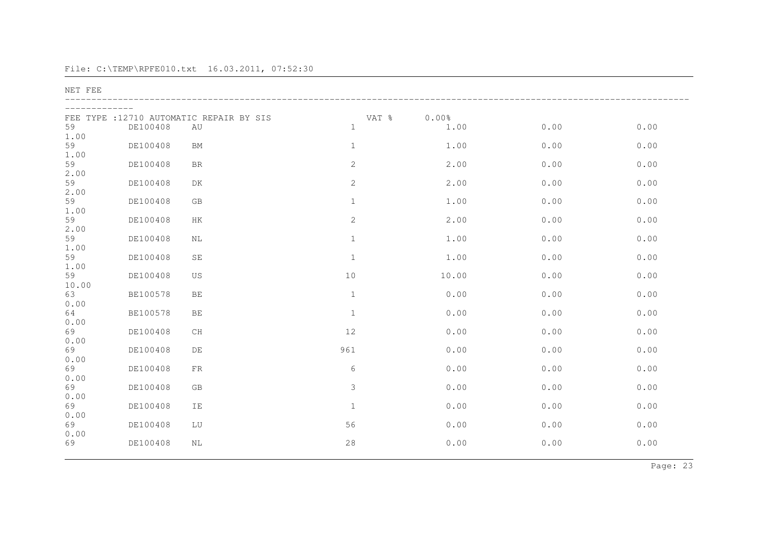File: C:\TEMP\RPFE010.txt 16.03.2011, 07:52:30

NET FEE

FEE TYPE :12710 AUTOMATIC REPAIR BY SIS VAT % 0.00%

| | | | | | | | |
|---|---|---|---|---|---|---|---|
| 59 | DE100408 | AU | 1 | 1.00 | 0.00 | 0.00 | 1.00 |
| 59 | DE100408 | BM | 1 | 1.00 | 0.00 | 0.00 | 1.00 |
| 59 | DE100408 | BR | 2 | 2.00 | 0.00 | 0.00 | 2.00 |
| 59 | DE100408 | DK | 2 | 2.00 | 0.00 | 0.00 | 2.00 |
| 59 | DE100408 | GB | 1 | 1.00 | 0.00 | 0.00 | 1.00 |
| 59 | DE100408 | HK | 2 | 2.00 | 0.00 | 0.00 | 2.00 |
| 59 | DE100408 | NL | 1 | 1.00 | 0.00 | 0.00 | 1.00 |
| 59 | DE100408 | SE | 1 | 1.00 | 0.00 | 0.00 | 1.00 |
| 59 | DE100408 | US | 10 | 10.00 | 0.00 | 0.00 | 10.00 |
| 63 | BE100578 | BE | 1 | 0.00 | 0.00 | 0.00 | 0.00 |
| 64 | BE100578 | BE | 1 | 0.00 | 0.00 | 0.00 | 0.00 |
| 69 | DE100408 | CH | 12 | 0.00 | 0.00 | 0.00 | 0.00 |
| 69 | DE100408 | DE | 961 | 0.00 | 0.00 | 0.00 | 0.00 |
| 69 | DE100408 | FR | 6 | 0.00 | 0.00 | 0.00 | 0.00 |
| 69 | DE100408 | GB | 3 | 0.00 | 0.00 | 0.00 | 0.00 |
| 69 | DE100408 | IE | 1 | 0.00 | 0.00 | 0.00 | 0.00 |
| 69 | DE100408 | LU | 56 | 0.00 | 0.00 | 0.00 | 0.00 |
| 69 | DE100408 | NL | 28 | 0.00 | 0.00 | 0.00 | |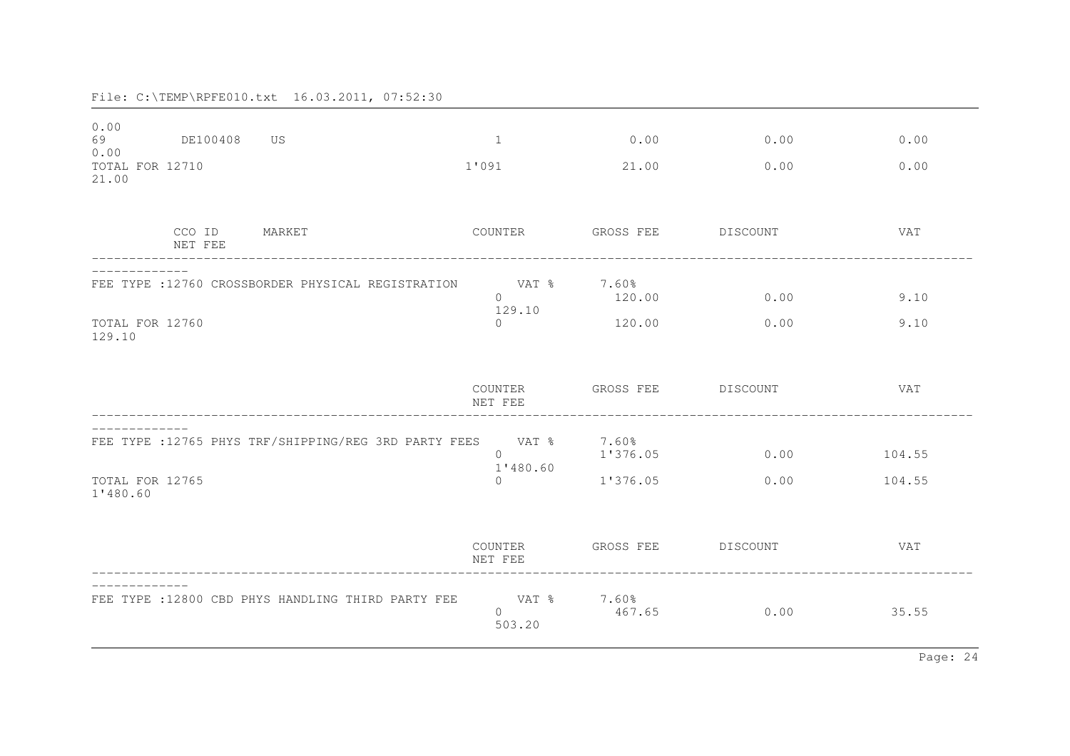File: C:\TEMP\RPFE010.txt 16.03.2011, 07:52:30

| CCO ID | MARKET | COUNTER | GROSS FEE | DISCOUNT | VAT | NET FEE |
|---|---|---|---|---|---|---|
| 69 DE100408 | US | 1 | 0.00 | 0.00 | 0.00 | 0.00 |
| TOTAL FOR 12710 | | 1'091 | 21.00 | 0.00 | 0.00 | 21.00 |

| CCO ID | MARKET | COUNTER | GROSS FEE | DISCOUNT | VAT | NET FEE |
|---|---|---|---|---|---|---|
| FEE TYPE :12760 CROSSBORDER PHYSICAL REGISTRATION | | VAT % | 7.60% | | | |
| | | 0 | 120.00 | 0.00 | 9.10 | 129.10 |
| TOTAL FOR 12760 | | 0 | 120.00 | 0.00 | 9.10 | 129.10 |

| | COUNTER | GROSS FEE | DISCOUNT | VAT | NET FEE |
|---|---|---|---|---|---|
| FEE TYPE :12765 PHYS TRF/SHIPPING/REG 3RD PARTY FEES | VAT % | 7.60% | | | |
| | 0 | 1'376.05 | 0.00 | 104.55 | 1'480.60 |
| TOTAL FOR 12765 | 0 | 1'376.05 | 0.00 | 104.55 | 1'480.60 |

| | COUNTER | GROSS FEE | DISCOUNT | VAT | NET FEE |
|---|---|---|---|---|---|
| FEE TYPE :12800 CBD PHYS HANDLING THIRD PARTY FEE | VAT % | 7.60% | | | |
| | 0 | 467.65 | 0.00 | 35.55 | 503.20 |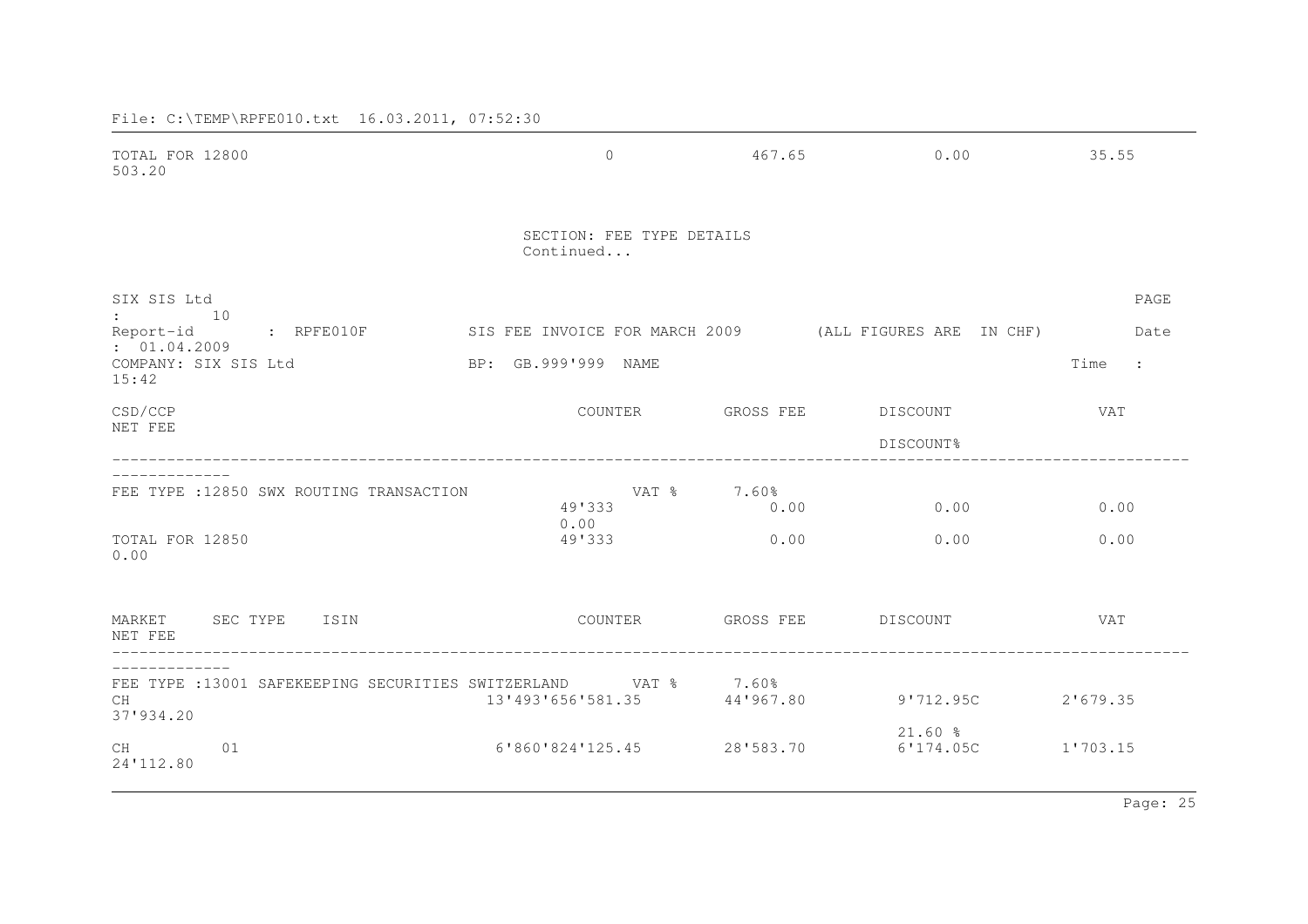File: C:\TEMP\RPFE010.txt 16.03.2011, 07:52:30

| | COUNTER | GROSS FEE | DISCOUNT | VAT | NET FEE |
|---|---|---|---|---|---|
| TOTAL FOR 12800 | 0 | 467.65 | 0.00 | 35.55 | 503.20 |

SECTION: FEE TYPE DETAILS
Continued...

SIX SIS Ltd PAGE : 10
Report-id : RPFE010F SIS FEE INVOICE FOR MARCH 2009 (ALL FIGURES ARE IN CHF) Date : 01.04.2009
COMPANY: SIX SIS Ltd BP: GB.999'999 NAME Time : 15:42

| CSD/CCP | COUNTER | GROSS FEE | DISCOUNT<br>DISCOUNT% | VAT | NET FEE |
|---|---|---|---|---|---|
| FEE TYPE :12850 SWX ROUTING TRANSACTION | VAT % | 7.60% | | | |
| | 49'333 | 0.00 | 0.00 | 0.00 | 0.00 |
| TOTAL FOR 12850 | 49'333 | 0.00 | 0.00 | 0.00 | 0.00 |

| MARKET | SEC TYPE | ISIN | COUNTER | GROSS FEE | DISCOUNT | VAT | NET FEE |
|---|---|---|---|---|---|---|---|
| FEE TYPE :13001 SAFEKEEPING SECURITIES SWITZERLAND | | | VAT % | 7.60% | | | |
| CH | | | 13'493'656'581.35 | 44'967.80 | 9'712.95C<br>21.60 % | 2'679.35 | 37'934.20 |
| CH | 01 | | 6'860'824'125.45 | 28'583.70 | 6'174.05C | 1'703.15 | 24'112.80 |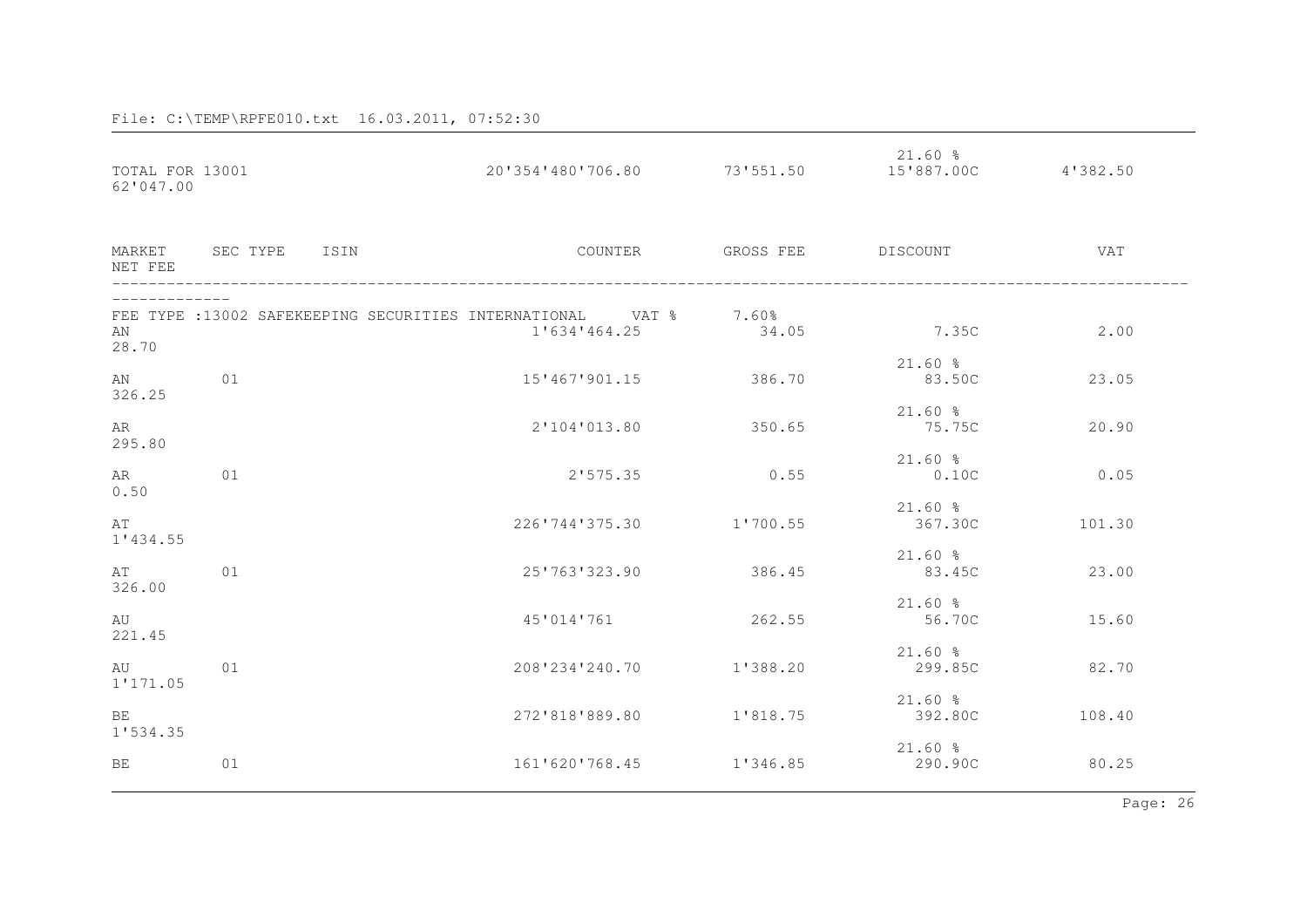File: C:\TEMP\RPFE010.txt 16.03.2011, 07:52:30

| MARKET | SEC TYPE | ISIN | COUNTER | GROSS FEE | DISCOUNT | VAT | NET FEE |
|---|---|---|---|---|---|---|---|
| TOTAL FOR 13001 | | | 20'354'480'706.80 | 73'551.50 | 21.60 % 15'887.00C | 4'382.50 | 62'047.00 |
| FEE TYPE :13002 SAFEKEEPING SECURITIES INTERNATIONAL VAT % 7.60% | | | | | | | |
| AN | | | 1'634'464.25 | 34.05 | 7.35C | 2.00 | 28.70 |
| AN | 01 | | 15'467'901.15 | 386.70 | 21.60 % 83.50C | 23.05 | 326.25 |
| AR | | | 2'104'013.80 | 350.65 | 21.60 % 75.75C | 20.90 | 295.80 |
| AR | 01 | | 2'575.35 | 0.55 | 21.60 % 0.10C | 0.05 | 0.50 |
| AT | | | 226'744'375.30 | 1'700.55 | 21.60 % 367.30C | 101.30 | 1'434.55 |
| AT | 01 | | 25'763'323.90 | 386.45 | 21.60 % 83.45C | 23.00 | 326.00 |
| AU | | | 45'014'761 | 262.55 | 21.60 % 56.70C | 15.60 | 221.45 |
| AU | 01 | | 208'234'240.70 | 1'388.20 | 21.60 % 299.85C | 82.70 | 1'171.05 |
| BE | | | 272'818'889.80 | 1'818.75 | 21.60 % 392.80C | 108.40 | 1'534.35 |
| BE | 01 | | 161'620'768.45 | 1'346.85 | 21.60 % 290.90C | 80.25 | |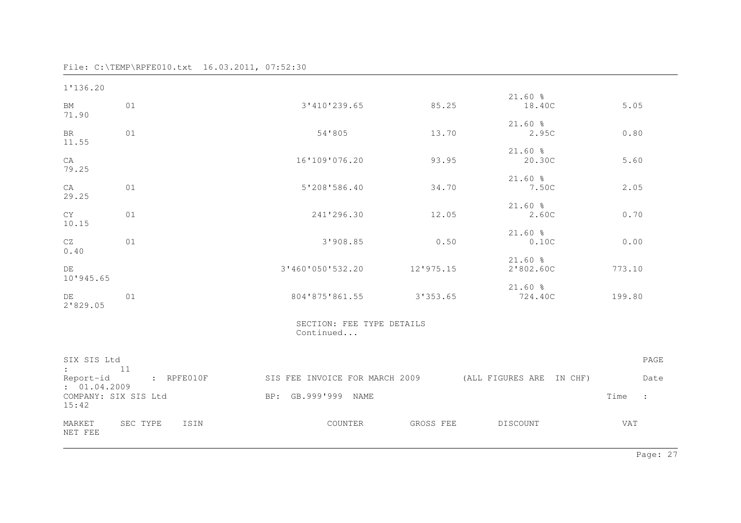File: C:\TEMP\RPFE010.txt 16.03.2011, 07:52:30

1'136.20

| MARKET | SEC TYPE | ISIN | COUNTER | GROSS FEE | DISCOUNT | VAT | NET FEE |
|---|---|---|---|---|---|---|---|
| BM | 01 | | 3'410'239.65 | 85.25 | 21.60 % 18.40C | 5.05 | 71.90 |
| BR | 01 | | 54'805 | 13.70 | 21.60 % 2.95C | 0.80 | 11.55 |
| CA | | | 16'109'076.20 | 93.95 | 21.60 % 20.30C | 5.60 | 79.25 |
| CA | 01 | | 5'208'586.40 | 34.70 | 21.60 % 7.50C | 2.05 | 29.25 |
| CY | 01 | | 241'296.30 | 12.05 | 21.60 % 2.60C | 0.70 | 10.15 |
| CZ | 01 | | 3'908.85 | 0.50 | 21.60 % 0.10C | 0.00 | 0.40 |
| DE | | | 3'460'050'532.20 | 12'975.15 | 21.60 % 2'802.60C | 773.10 | 10'945.65 |
| DE | 01 | | 804'875'861.55 | 3'353.65 | 21.60 % 724.40C | 199.80 | 2'829.05 |

SECTION: FEE TYPE DETAILS
Continued...

SIX SIS Ltd PAGE : 11
Report-id : RPFE010F SIS FEE INVOICE FOR MARCH 2009 (ALL FIGURES ARE IN CHF) Date : 01.04.2009
COMPANY: SIX SIS Ltd BP: GB.999'999 NAME Time : 15:42

MARKET SEC TYPE ISIN COUNTER GROSS FEE DISCOUNT VAT NET FEE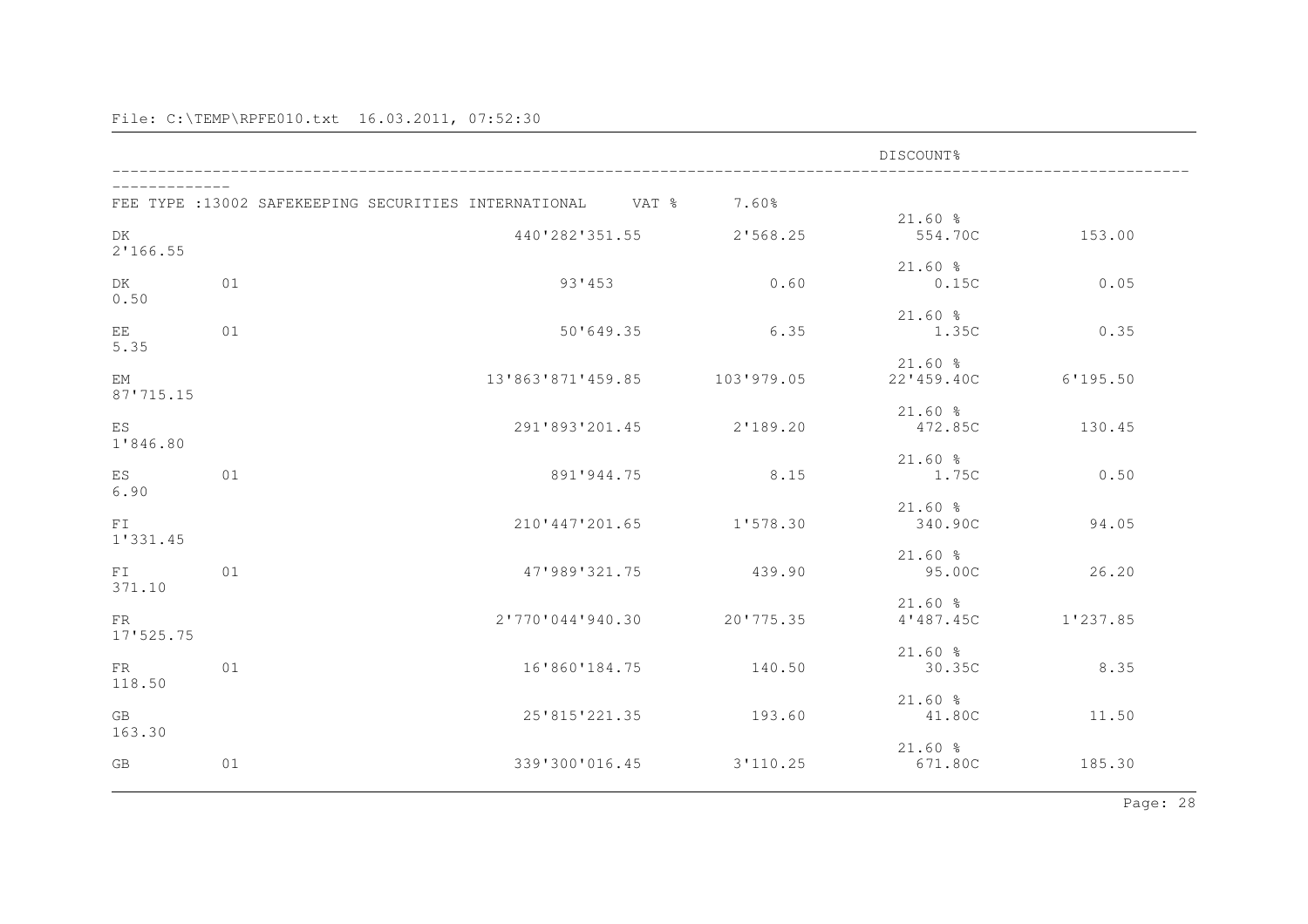File: C:\TEMP\RPFE010.txt 16.03.2011, 07:52:30

FEE TYPE :13002 SAFEKEEPING SECURITIES INTERNATIONAL VAT % 7.60%

| | | | | DISCOUNT% | | |
|---|---|---|---|---|---|---|
| DK | | 440'282'351.55 | 2'568.25 | 21.60 % | 554.70C | 153.00 |
| 2'166.55 | | | | | | |
| DK | 01 | 93'453 | 0.60 | 21.60 % | 0.15C | 0.05 |
| 0.50 | | | | | | |
| EE | 01 | 50'649.35 | 6.35 | 21.60 % | 1.35C | 0.35 |
| 5.35 | | | | | | |
| EM | | 13'863'871'459.85 | 103'979.05 | 21.60 % | 22'459.40C | 6'195.50 |
| 87'715.15 | | | | | | |
| ES | | 291'893'201.45 | 2'189.20 | 21.60 % | 472.85C | 130.45 |
| 1'846.80 | | | | | | |
| ES | 01 | 891'944.75 | 8.15 | 21.60 % | 1.75C | 0.50 |
| 6.90 | | | | | | |
| FI | | 210'447'201.65 | 1'578.30 | 21.60 % | 340.90C | 94.05 |
| 1'331.45 | | | | | | |
| FI | 01 | 47'989'321.75 | 439.90 | 21.60 % | 95.00C | 26.20 |
| 371.10 | | | | | | |
| FR | | 2'770'044'940.30 | 20'775.35 | 21.60 % | 4'487.45C | 1'237.85 |
| 17'525.75 | | | | | | |
| FR | 01 | 16'860'184.75 | 140.50 | 21.60 % | 30.35C | 8.35 |
| 118.50 | | | | | | |
| GB | | 25'815'221.35 | 193.60 | 21.60 % | 41.80C | 11.50 |
| 163.30 | | | | | | |
| GB | 01 | 339'300'016.45 | 3'110.25 | 21.60 % | 671.80C | 185.30 |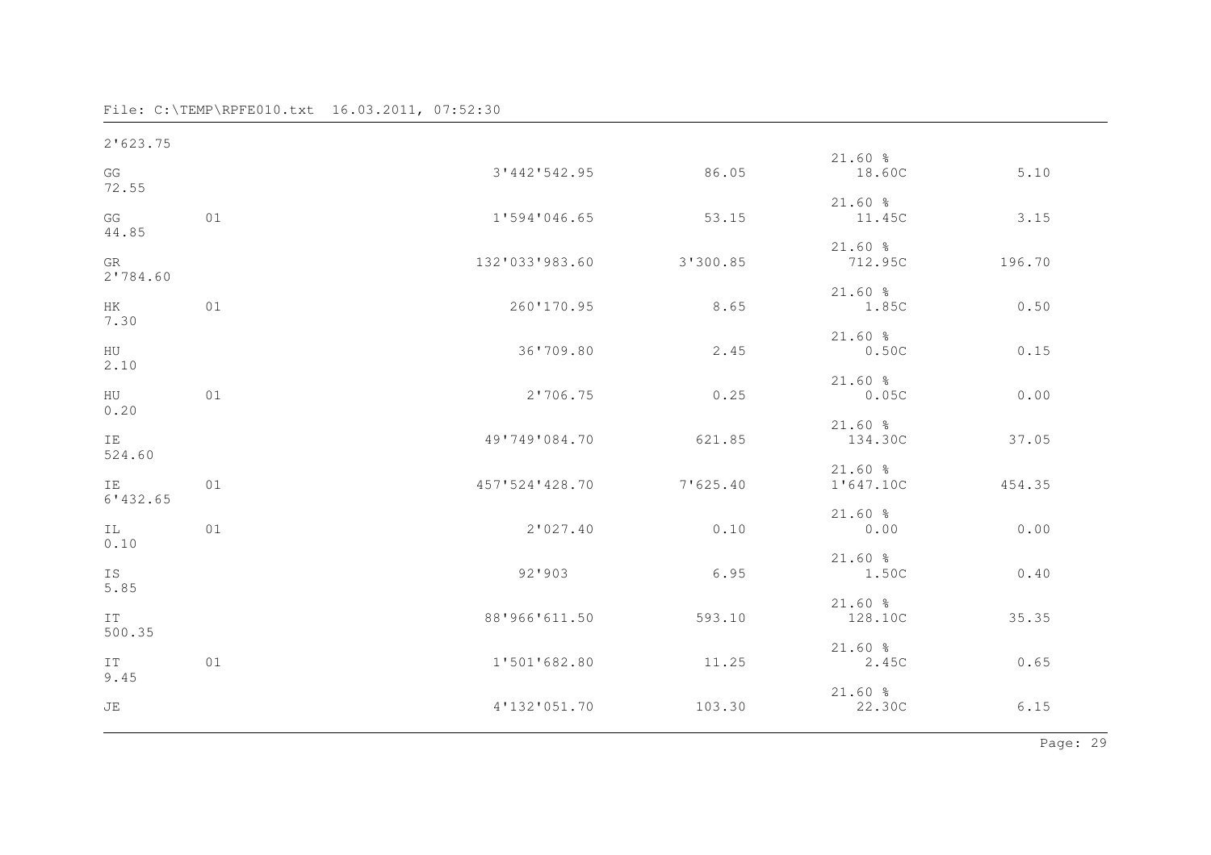| | | | | | |
|---|---|---|---|---|---|
| 2'623.75 | | | | | |
| | | | | 21.60 % | |
| GG | | 3'442'542.95 | 86.05 | 18.60C | 5.10 |
| 72.55 | | | | | |
| | | | | 21.60 % | |
| GG | 01 | 1'594'046.65 | 53.15 | 11.45C | 3.15 |
| 44.85 | | | | | |
| | | | | 21.60 % | |
| GR | | 132'033'983.60 | 3'300.85 | 712.95C | 196.70 |
| 2'784.60 | | | | | |
| | | | | 21.60 % | |
| HK | 01 | 260'170.95 | 8.65 | 1.85C | 0.50 |
| 7.30 | | | | | |
| | | | | 21.60 % | |
| HU | | 36'709.80 | 2.45 | 0.50C | 0.15 |
| 2.10 | | | | | |
| | | | | 21.60 % | |
| HU | 01 | 2'706.75 | 0.25 | 0.05C | 0.00 |
| 0.20 | | | | | |
| | | | | 21.60 % | |
| IE | | 49'749'084.70 | 621.85 | 134.30C | 37.05 |
| 524.60 | | | | | |
| | | | | 21.60 % | |
| IE | 01 | 457'524'428.70 | 7'625.40 | 1'647.10C | 454.35 |
| 6'432.65 | | | | | |
| | | | | 21.60 % | |
| IL | 01 | 2'027.40 | 0.10 | 0.00 | 0.00 |
| 0.10 | | | | | |
| | | | | 21.60 % | |
| IS | | 92'903 | 6.95 | 1.50C | 0.40 |
| 5.85 | | | | | |
| | | | | 21.60 % | |
| IT | | 88'966'611.50 | 593.10 | 128.10C | 35.35 |
| 500.35 | | | | | |
| | | | | 21.60 % | |
| IT | 01 | 1'501'682.80 | 11.25 | 2.45C | 0.65 |
| 9.45 | | | | | |
| | | | | 21.60 % | |
| JE | | 4'132'051.70 | 103.30 | 22.30C | 6.15 |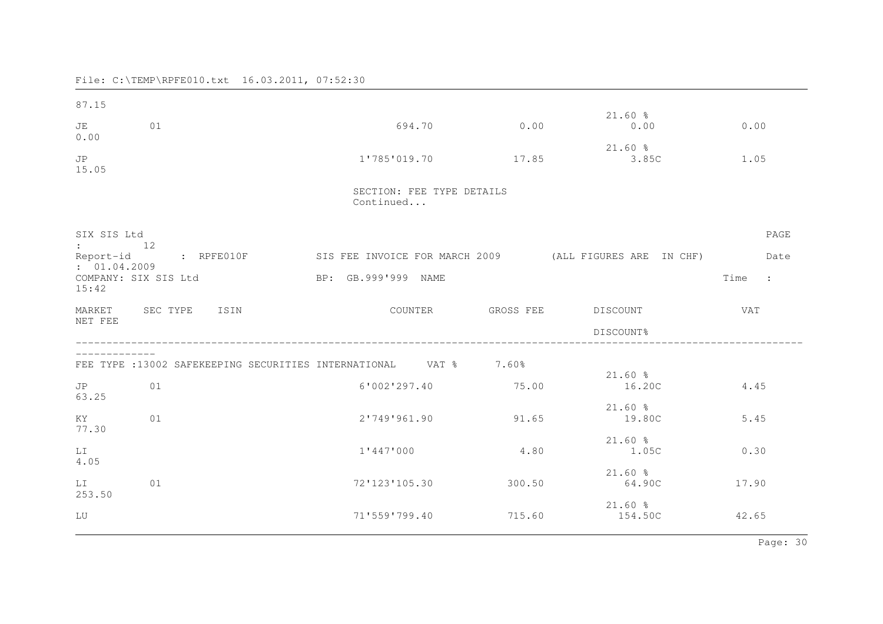File: C:\TEMP\RPFE010.txt 16.03.2011, 07:52:30

| MARKET | SEC TYPE | ISIN | COUNTER | GROSS FEE | DISCOUNT | VAT | NET FEE |
|---|---|---|---|---|---|---|---|
| | | | | | | | 87.15 |
| JE | 01 | | 694.70 | 0.00 | 21.60 % 0.00 | 0.00 | 0.00 |
| JP | | | 1'785'019.70 | 17.85 | 21.60 % 3.85C | 1.05 | 15.05 |

SECTION: FEE TYPE DETAILS
Continued...

SIX SIS Ltd PAGE : 12
Report-id : RPFE010F SIS FEE INVOICE FOR MARCH 2009 (ALL FIGURES ARE IN CHF) Date : 01.04.2009
COMPANY: SIX SIS Ltd BP: GB.999'999 NAME Time : 15:42

FEE TYPE :13002 SAFEKEEPING SECURITIES INTERNATIONAL VAT % 7.60%

| MARKET | SEC TYPE | ISIN | COUNTER | GROSS FEE | DISCOUNT<br>DISCOUNT% | VAT | NET FEE |
|---|---|---|---|---|---|---|---|
| JP | 01 | | 6'002'297.40 | 75.00 | 21.60 % 16.20C | 4.45 | 63.25 |
| KY | 01 | | 2'749'961.90 | 91.65 | 21.60 % 19.80C | 5.45 | 77.30 |
| LI | | | 1'447'000 | 4.80 | 21.60 % 1.05C | 0.30 | 4.05 |
| LI | 01 | | 72'123'105.30 | 300.50 | 21.60 % 64.90C | 17.90 | 253.50 |
| LU | | | 71'559'799.40 | 715.60 | 21.60 % 154.50C | 42.65 | |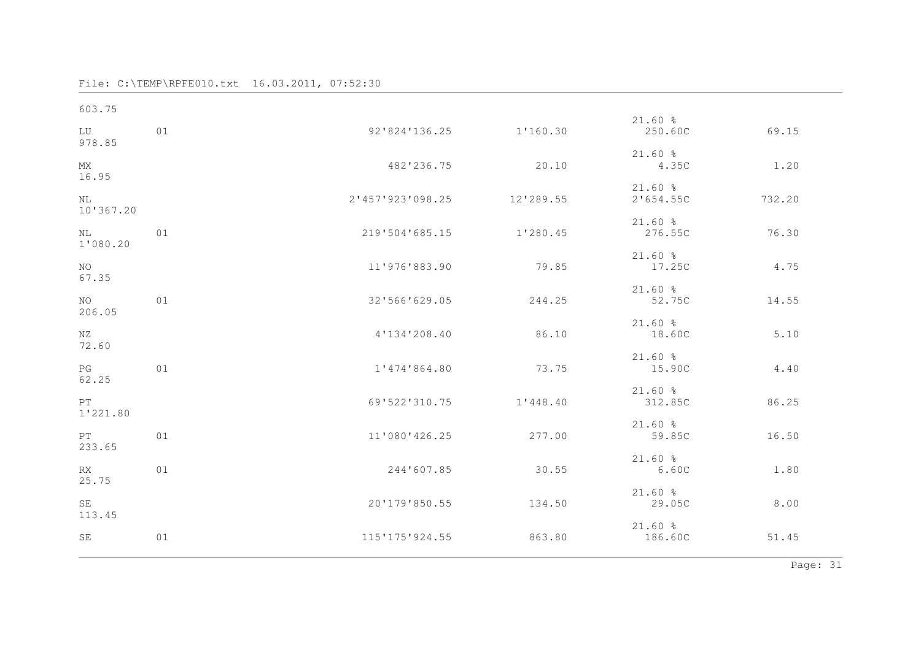603.75

| Country | Code | Amount | Value | Rate | Value | Value | Total |
|---|---|---|---|---|---|---|---|
| LU | 01 | 92'824'136.25 | 1'160.30 | 21.60 % | 250.60C | 69.15 | 978.85 |
| MX | | 482'236.75 | 20.10 | 21.60 % | 4.35C | 1.20 | 16.95 |
| NL | | 2'457'923'098.25 | 12'289.55 | 21.60 % | 2'654.55C | 732.20 | 10'367.20 |
| NL | 01 | 219'504'685.15 | 1'280.45 | 21.60 % | 276.55C | 76.30 | 1'080.20 |
| NO | | 11'976'883.90 | 79.85 | 21.60 % | 17.25C | 4.75 | 67.35 |
| NO | 01 | 32'566'629.05 | 244.25 | 21.60 % | 52.75C | 14.55 | 206.05 |
| NZ | | 4'134'208.40 | 86.10 | 21.60 % | 18.60C | 5.10 | 72.60 |
| PG | 01 | 1'474'864.80 | 73.75 | 21.60 % | 15.90C | 4.40 | 62.25 |
| PT | | 69'522'310.75 | 1'448.40 | 21.60 % | 312.85C | 86.25 | 1'221.80 |
| PT | 01 | 11'080'426.25 | 277.00 | 21.60 % | 59.85C | 16.50 | 233.65 |
| RX | 01 | 244'607.85 | 30.55 | 21.60 % | 6.60C | 1.80 | 25.75 |
| SE | | 20'179'850.55 | 134.50 | 21.60 % | 29.05C | 8.00 | 113.45 |
| SE | 01 | 115'175'924.55 | 863.80 | 21.60 % | 186.60C | 51.45 | |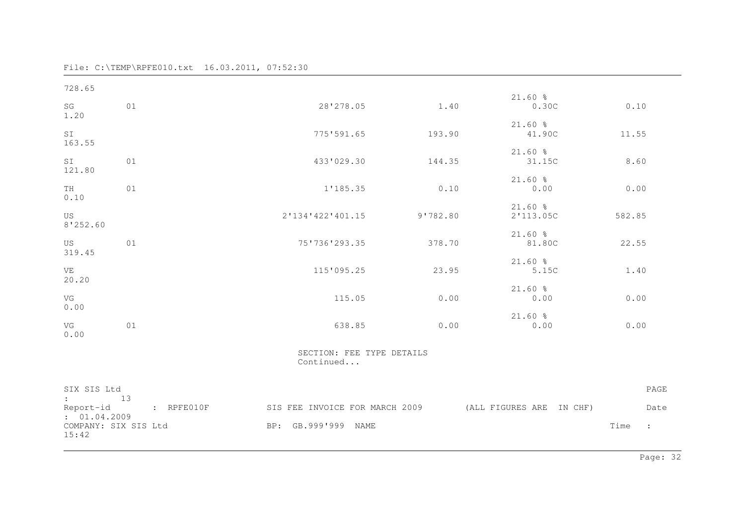File: C:\TEMP\RPFE010.txt 16.03.2011, 07:52:30

728.65

| | | | | | |
|---|---|---|---|---|---|
| SG | 01 | 28'278.05 | 1.40 | 21.60 % 0.30C | 0.10 |
| 1.20 | | | | | |
| SI | | 775'591.65 | 193.90 | 21.60 % 41.90C | 11.55 |
| 163.55 | | | | | |
| SI | 01 | 433'029.30 | 144.35 | 21.60 % 31.15C | 8.60 |
| 121.80 | | | | | |
| TH | 01 | 1'185.35 | 0.10 | 21.60 % 0.00 | 0.00 |
| 0.10 | | | | | |
| US | | 2'134'422'401.15 | 9'782.80 | 21.60 % 2'113.05C | 582.85 |
| 8'252.60 | | | | | |
| US | 01 | 75'736'293.35 | 378.70 | 21.60 % 81.80C | 22.55 |
| 319.45 | | | | | |
| VE | | 115'095.25 | 23.95 | 21.60 % 5.15C | 1.40 |
| 20.20 | | | | | |
| VG | | 115.05 | 0.00 | 21.60 % 0.00 | 0.00 |
| 0.00 | | | | | |
| VG | 01 | 638.85 | 0.00 | 21.60 % 0.00 | 0.00 |
| 0.00 | | | | | |

SECTION: FEE TYPE DETAILS
Continued...

SIX SIS Ltd PAGE
: 13
Report-id : RPFE010F SIS FEE INVOICE FOR MARCH 2009 (ALL FIGURES ARE IN CHF) Date
: 01.04.2009
COMPANY: SIX SIS Ltd BP: GB.999'999 NAME Time :
15:42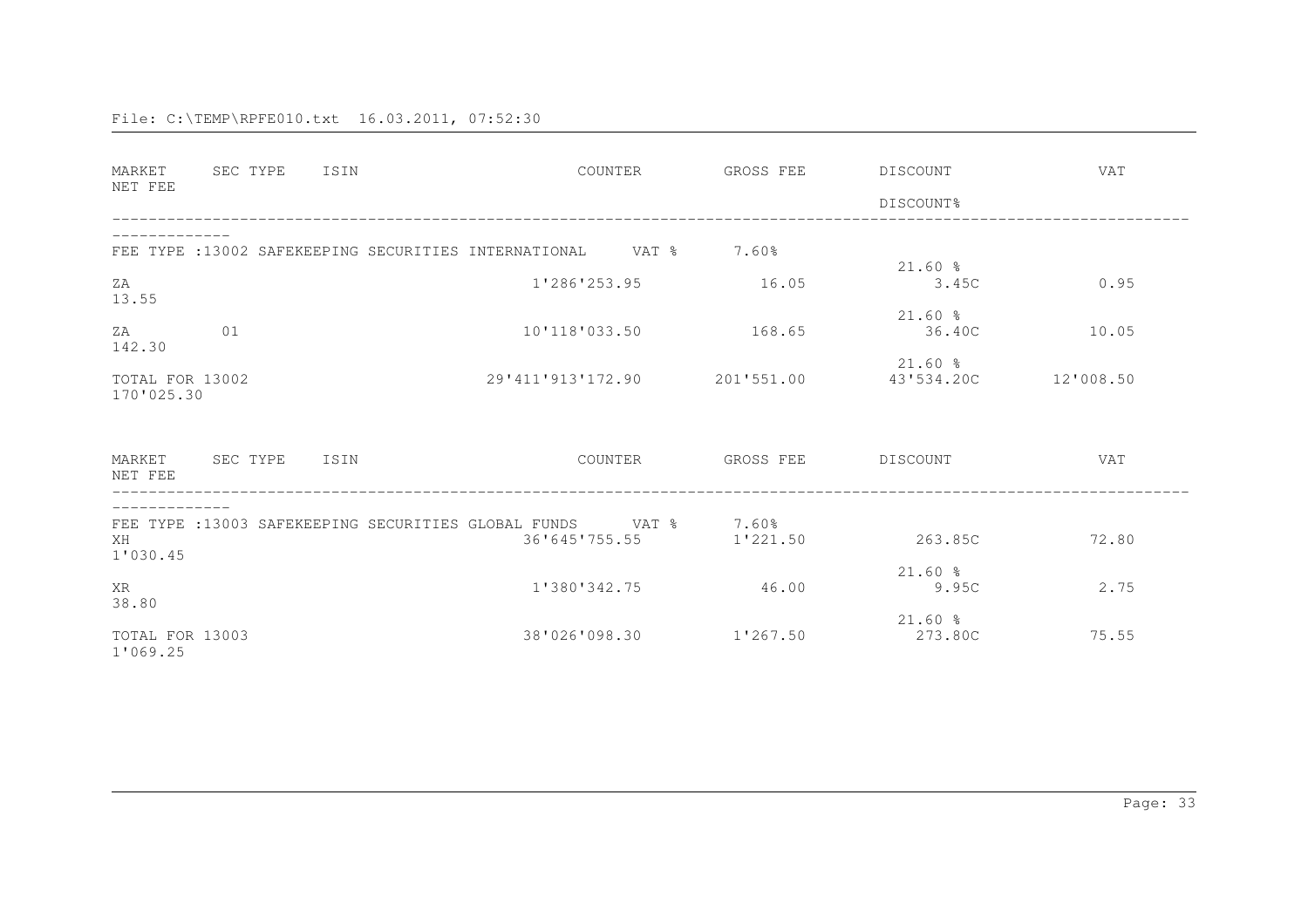File: C:\TEMP\RPFE010.txt 16.03.2011, 07:52:30

| MARKET | SEC TYPE | ISIN | COUNTER | GROSS FEE | DISCOUNT / DISCOUNT% | VAT | NET FEE |
|---|---|---|---|---|---|---|---|
| FEE TYPE :13002 SAFEKEEPING SECURITIES INTERNATIONAL | | | VAT % | 7.60% | | | |
| ZA | | | 1'286'253.95 | 16.05 | 21.60 % 3.45C | 0.95 | 13.55 |
| ZA | 01 | | 10'118'033.50 | 168.65 | 21.60 % 36.40C | 10.05 | 142.30 |
| TOTAL FOR 13002 | | | 29'411'913'172.90 | 201'551.00 | 21.60 % 43'534.20C | 12'008.50 | 170'025.30 |

| MARKET | SEC TYPE | ISIN | COUNTER | GROSS FEE | DISCOUNT | VAT | NET FEE |
|---|---|---|---|---|---|---|---|
| FEE TYPE :13003 SAFEKEEPING SECURITIES GLOBAL FUNDS | | | VAT % | 7.60% | | | |
| XH | | | 36'645'755.55 | 1'221.50 | 263.85C | 72.80 | 1'030.45 |
| XR | | | 1'380'342.75 | 46.00 | 21.60 % 9.95C | 2.75 | 38.80 |
| TOTAL FOR 13003 | | | 38'026'098.30 | 1'267.50 | 21.60 % 273.80C | 75.55 | 1'069.25 |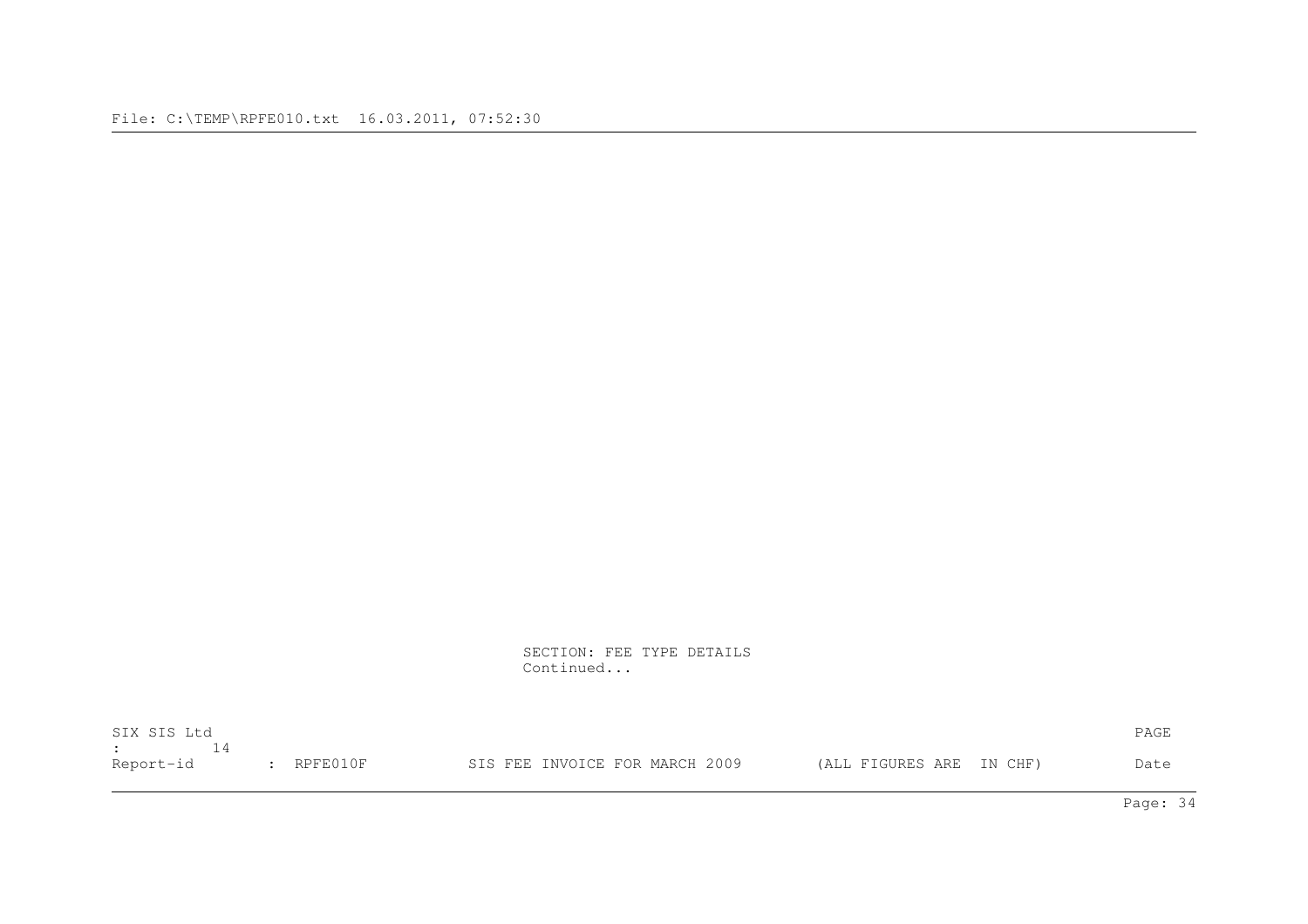SECTION: FEE TYPE DETAILS
Continued...

SIX SIS Ltd PAGE
: 14
Report-id : RPFE010F SIS FEE INVOICE FOR MARCH 2009 (ALL FIGURES ARE IN CHF) Date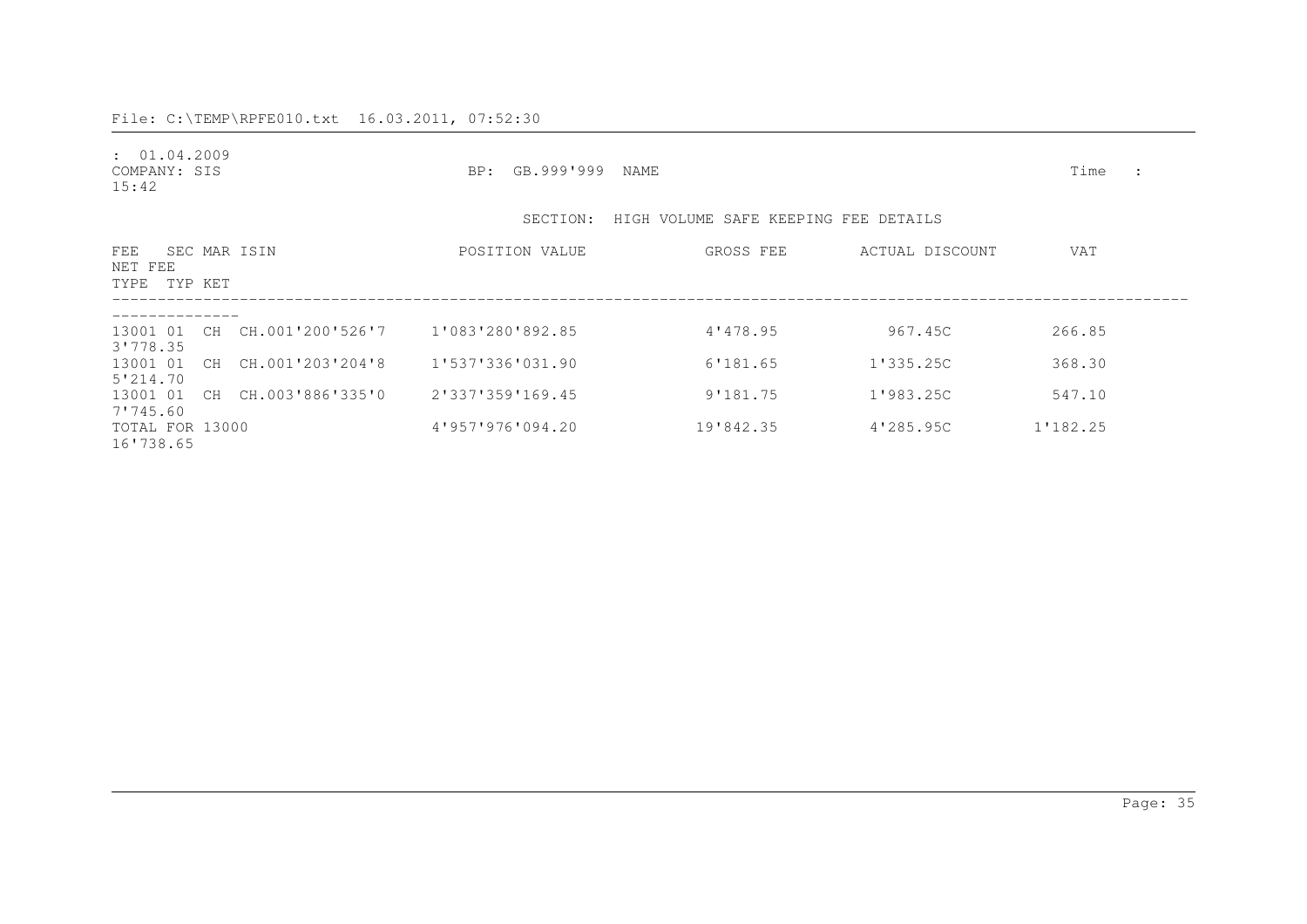File: C:\TEMP\RPFE010.txt 16.03.2011, 07:52:30

: 01.04.2009
COMPANY: SIS BP: GB.999'999 NAME Time :
15:42

SECTION: HIGH VOLUME SAFE KEEPING FEE DETAILS

| FEE TYPE | SEC TYP | MARKET | ISIN | POSITION VALUE | GROSS FEE | ACTUAL DISCOUNT | VAT | NET FEE |
|---|---|---|---|---|---|---|---|---|
| 13001 | 01 | CH | CH.001'200'526'7 | 1'083'280'892.85 | 4'478.95 | 967.45C | 266.85 | 3'778.35 |
| 13001 | 01 | CH | CH.001'203'204'8 | 1'537'336'031.90 | 6'181.65 | 1'335.25C | 368.30 | 5'214.70 |
| 13001 | 01 | CH | CH.003'886'335'0 | 2'337'359'169.45 | 9'181.75 | 1'983.25C | 547.10 | 7'745.60 |
| TOTAL FOR 13000 | | | | 4'957'976'094.20 | 19'842.35 | 4'285.95C | 1'182.25 | 16'738.65 |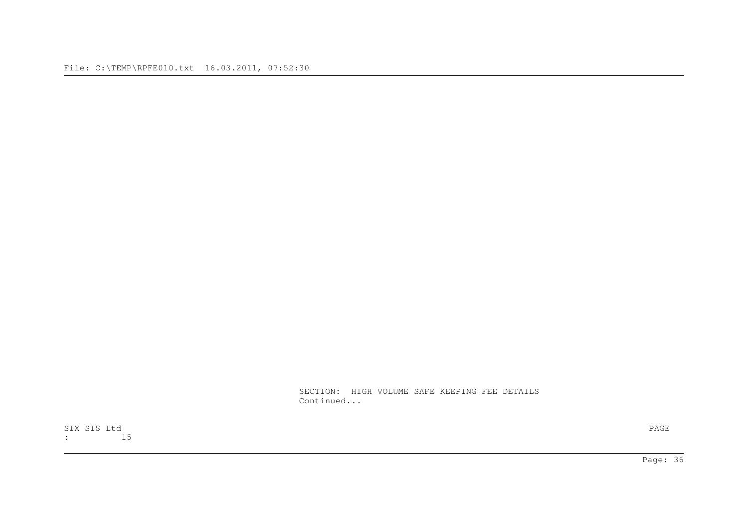SECTION:  HIGH VOLUME SAFE KEEPING FEE DETAILS
Continued...

SIX SIS Ltd                                                                                                    PAGE
:          15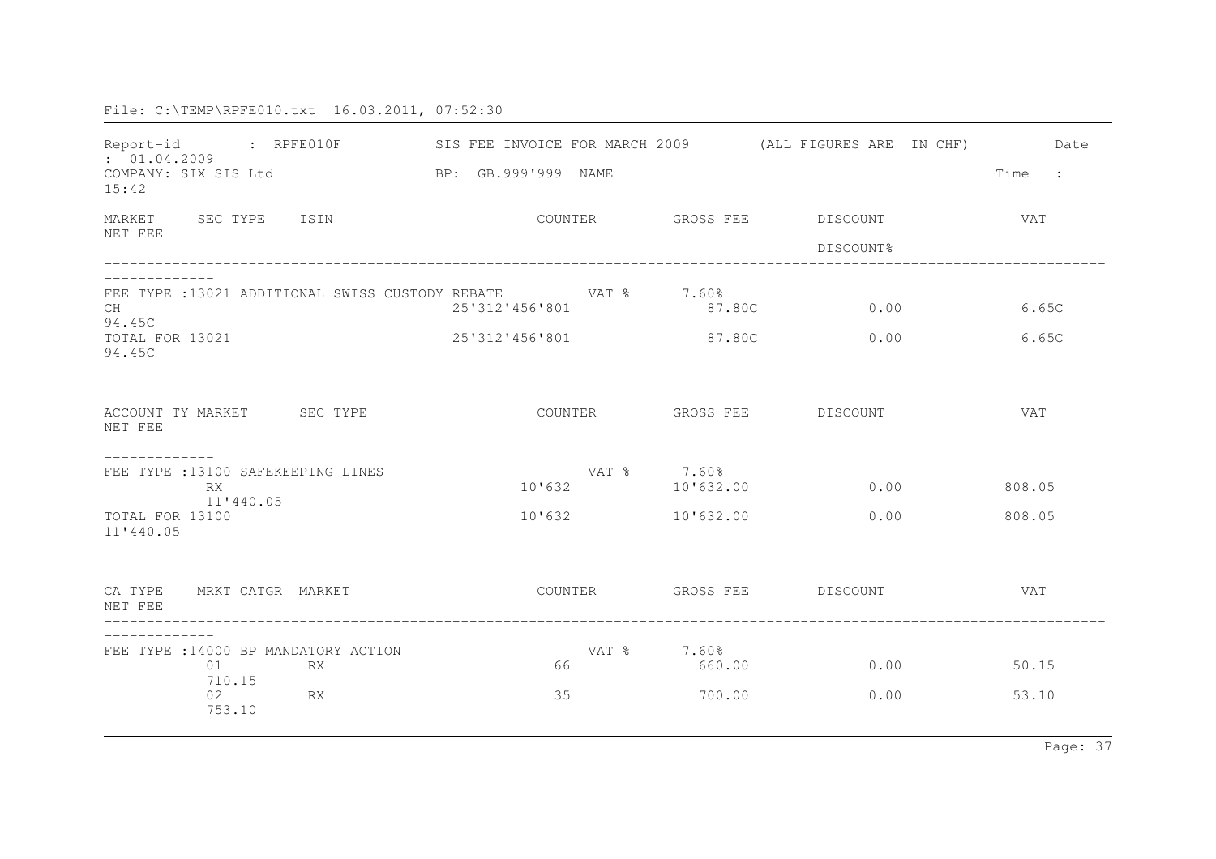File: C:\TEMP\RPFE010.txt 16.03.2011, 07:52:30

Report-id : RPFE010F SIS FEE INVOICE FOR MARCH 2009 (ALL FIGURES ARE IN CHF) Date : 01.04.2009

COMPANY: SIX SIS Ltd BP: GB.999'999 NAME Time : 15:42

| MARKET | SEC TYPE | ISIN | COUNTER | GROSS FEE | DISCOUNT / DISCOUNT% | VAT | NET FEE |
|---|---|---|---|---|---|---|---|
| FEE TYPE :13021 ADDITIONAL SWISS CUSTODY REBATE | | | VAT % 7.60% | | | | |
| CH | | | 25'312'456'801 | 87.80C | 0.00 | 6.65C | 94.45C |
| TOTAL FOR 13021 | | | 25'312'456'801 | 87.80C | 0.00 | 6.65C | 94.45C |

| ACCOUNT TY | MARKET | SEC TYPE | COUNTER | GROSS FEE | DISCOUNT | VAT | NET FEE |
|---|---|---|---|---|---|---|---|
| FEE TYPE :13100 SAFEKEEPING LINES | | | VAT % 7.60% | | | | |
| | RX | | 10'632 | 10'632.00 | 0.00 | 808.05 | 11'440.05 |
| TOTAL FOR 13100 | | | 10'632 | 10'632.00 | 0.00 | 808.05 | 11'440.05 |

| CA TYPE | MRKT CATGR | MARKET | COUNTER | GROSS FEE | DISCOUNT | VAT | NET FEE |
|---|---|---|---|---|---|---|---|
| FEE TYPE :14000 BP MANDATORY ACTION | | | VAT % 7.60% | | | | |
| | 01 | RX | 66 | 660.00 | 0.00 | 50.15 | 710.15 |
| | 02 | RX | 35 | 700.00 | 0.00 | 53.10 | 753.10 |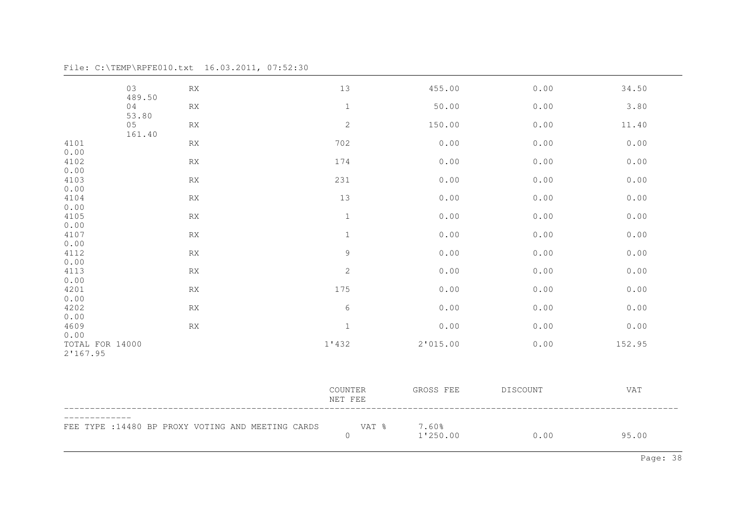File: C:\TEMP\RPFE010.txt 16.03.2011, 07:52:30

| | | | COUNTER | GROSS FEE | DISCOUNT | VAT | NET FEE |
|---|---|---|---|---|---|---|---|
| | 03 | RX | 13 | 455.00 | 0.00 | 34.50 | 489.50 |
| | 04 | RX | 1 | 50.00 | 0.00 | 3.80 | 53.80 |
| | 05 | RX | 2 | 150.00 | 0.00 | 11.40 | 161.40 |
| 4101 | | RX | 702 | 0.00 | 0.00 | 0.00 | 0.00 |
| 4102 | | RX | 174 | 0.00 | 0.00 | 0.00 | 0.00 |
| 4103 | | RX | 231 | 0.00 | 0.00 | 0.00 | 0.00 |
| 4104 | | RX | 13 | 0.00 | 0.00 | 0.00 | 0.00 |
| 4105 | | RX | 1 | 0.00 | 0.00 | 0.00 | 0.00 |
| 4107 | | RX | 1 | 0.00 | 0.00 | 0.00 | 0.00 |
| 4112 | | RX | 9 | 0.00 | 0.00 | 0.00 | 0.00 |
| 4113 | | RX | 2 | 0.00 | 0.00 | 0.00 | 0.00 |
| 4201 | | RX | 175 | 0.00 | 0.00 | 0.00 | 0.00 |
| 4202 | | RX | 6 | 0.00 | 0.00 | 0.00 | 0.00 |
| 4609 | | RX | 1 | 0.00 | 0.00 | 0.00 | 0.00 |
| TOTAL FOR 14000 | | | 1'432 | 2'015.00 | 0.00 | 152.95 | 2'167.95 |

| | COUNTER | GROSS FEE | DISCOUNT | VAT | NET FEE |
|---|---|---|---|---|---|
| FEE TYPE :14480 BP PROXY VOTING AND MEETING CARDS | VAT % | 7.60% | | | |
| | 0 | 1'250.00 | 0.00 | 95.00 | |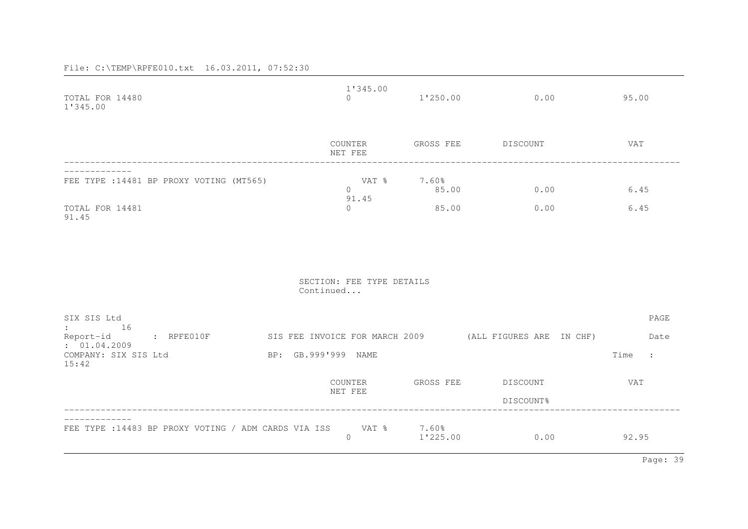File: C:\TEMP\RPFE010.txt 16.03.2011, 07:52:30

| | COUNTER | GROSS FEE | DISCOUNT | VAT | NET FEE |
|---|---|---|---|---|---|
| TOTAL FOR 14480 | 0 | 1'250.00 | 0.00 | 95.00 | 1'345.00 |

| | COUNTER | GROSS FEE | DISCOUNT | VAT | NET FEE |
|---|---|---|---|---|---|
| FEE TYPE :14481 BP PROXY VOTING (MT565) | VAT % 7.60% | | | | |
| | 0 | 85.00 | 0.00 | 6.45 | 91.45 |
| TOTAL FOR 14481 | 0 | 85.00 | 0.00 | 6.45 | 91.45 |

SECTION: FEE TYPE DETAILS
Continued...

SIX SIS Ltd PAGE : 16
Report-id : RPFE010F SIS FEE INVOICE FOR MARCH 2009 (ALL FIGURES ARE IN CHF) Date : 01.04.2009
COMPANY: SIX SIS Ltd BP: GB.999'999 NAME Time : 15:42

| | COUNTER | GROSS FEE | DISCOUNT | DISCOUNT% | VAT | NET FEE |
|---|---|---|---|---|---|---|
| FEE TYPE :14483 BP PROXY VOTING / ADM CARDS VIA ISS | VAT % 7.60% | | | | | |
| | 0 | 1'225.00 | 0.00 | | 92.95 | |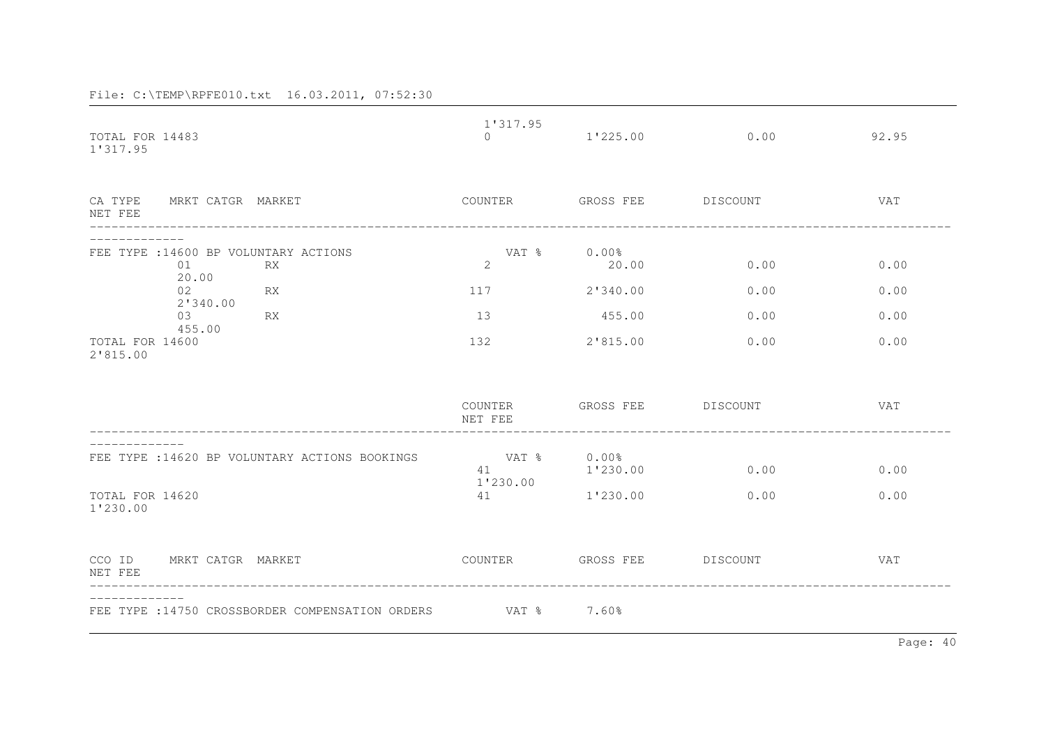File: C:\TEMP\RPFE010.txt 16.03.2011, 07:52:30

| | | | COUNTER | GROSS FEE | DISCOUNT | VAT | NET FEE |
|---|---|---|---|---|---|---|---|
| TOTAL FOR 14483 | | | 0 | 1'225.00 | 0.00 | 92.95 | 1'317.95 |

| CA TYPE | MRKT CATGR | MARKET | COUNTER | GROSS FEE | DISCOUNT | VAT | NET FEE |
|---|---|---|---|---|---|---|---|
| FEE TYPE :14600 BP VOLUNTARY ACTIONS | | | VAT % | 0.00% | | | |
| | 01 | RX | 2 | 20.00 | 0.00 | 0.00 | 20.00 |
| | 02 | RX | 117 | 2'340.00 | 0.00 | 0.00 | 2'340.00 |
| | 03 | RX | 13 | 455.00 | 0.00 | 0.00 | 455.00 |
| TOTAL FOR 14600 | | | 132 | 2'815.00 | 0.00 | 0.00 | 2'815.00 |

| | COUNTER | GROSS FEE | DISCOUNT | VAT | NET FEE |
|---|---|---|---|---|---|
| FEE TYPE :14620 BP VOLUNTARY ACTIONS BOOKINGS | VAT % | 0.00% | | | |
| | 41 | 1'230.00 | 0.00 | 0.00 | 1'230.00 |
| TOTAL FOR 14620 | 41 | 1'230.00 | 0.00 | 0.00 | 1'230.00 |

| CCO ID | MRKT CATGR | MARKET | COUNTER | GROSS FEE | DISCOUNT | VAT | NET FEE |
|---|---|---|---|---|---|---|---|
| FEE TYPE :14750 CROSSBORDER COMPENSATION ORDERS | | | VAT % | 7.60% | | | |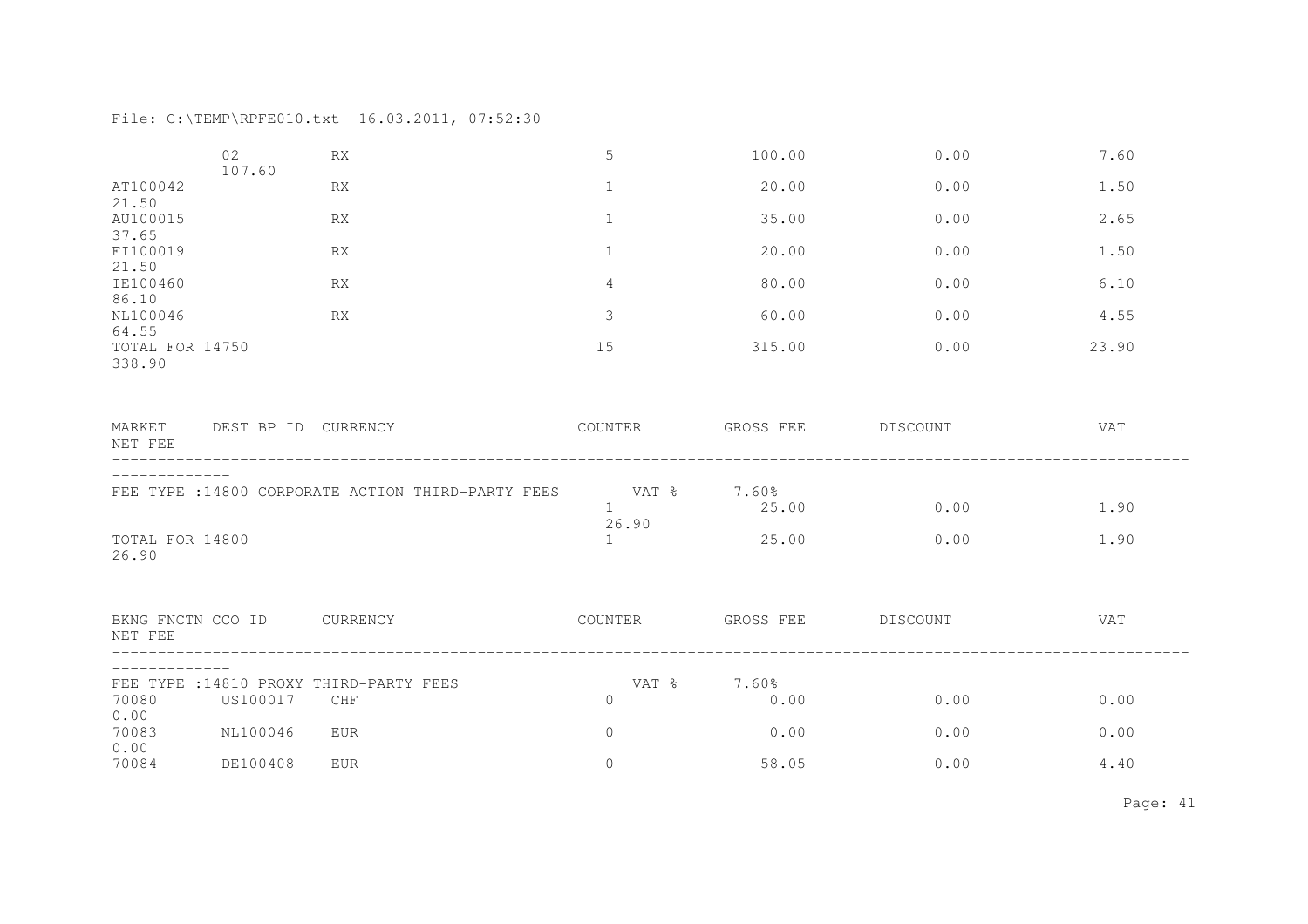File: C:\TEMP\RPFE010.txt  16.03.2011, 07:52:30

| | | | COUNTER | GROSS FEE | DISCOUNT | VAT | NET FEE |
|---|---|---|---|---|---|---|---|
| | 02 | RX | 5 | 100.00 | 0.00 | 7.60 | 107.60 |
| AT100042 | | RX | 1 | 20.00 | 0.00 | 1.50 | 21.50 |
| AU100015 | | RX | 1 | 35.00 | 0.00 | 2.65 | 37.65 |
| FI100019 | | RX | 1 | 20.00 | 0.00 | 1.50 | 21.50 |
| IE100460 | | RX | 4 | 80.00 | 0.00 | 6.10 | 86.10 |
| NL100046 | | RX | 3 | 60.00 | 0.00 | 4.55 | 64.55 |
| TOTAL FOR 14750 | | | 15 | 315.00 | 0.00 | 23.90 | 338.90 |

| MARKET | DEST BP ID | CURRENCY | COUNTER | GROSS FEE | DISCOUNT | VAT | NET FEE |
|---|---|---|---|---|---|---|---|
| FEE TYPE :14800 CORPORATE ACTION THIRD-PARTY FEES | | | VAT % | 7.60% | | | |
| | | | 1 | 25.00 | 0.00 | 1.90 | 26.90 |
| TOTAL FOR 14800 | | | 1 | 25.00 | 0.00 | 1.90 | 26.90 |

| BKNG FNCTN | CCO ID | CURRENCY | COUNTER | GROSS FEE | DISCOUNT | VAT | NET FEE |
|---|---|---|---|---|---|---|---|
| FEE TYPE :14810 PROXY THIRD-PARTY FEES | | | VAT % | 7.60% | | | |
| 70080 | US100017 | CHF | 0 | 0.00 | 0.00 | 0.00 | 0.00 |
| 70083 | NL100046 | EUR | 0 | 0.00 | 0.00 | 0.00 | 0.00 |
| 70084 | DE100408 | EUR | 0 | 58.05 | 0.00 | 4.40 | |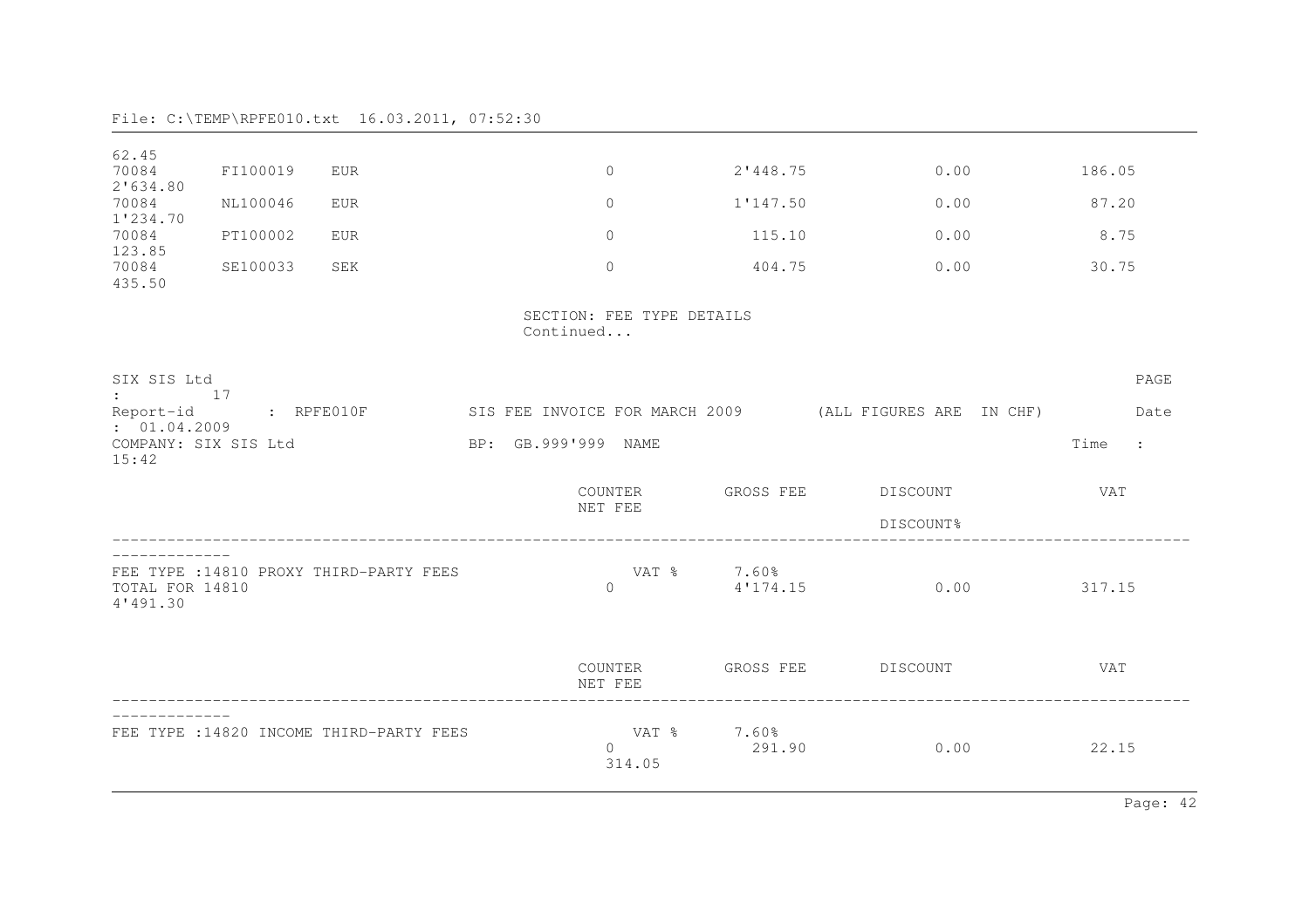File: C:\TEMP\RPFE010.txt 16.03.2011, 07:52:30

```
62.45
70084       FI100019    EUR                  0          2'448.75          0.00          186.05
2'634.80
70084       NL100046    EUR                  0          1'147.50          0.00           87.20
1'234.70
70084       PT100002    EUR                  0            115.10          0.00            8.75
123.85
70084       SE100033    SEK                  0            404.75          0.00           30.75
435.50

                                 SECTION: FEE TYPE DETAILS
                                 Continued...

SIX SIS Ltd                                                                                  PAGE
:         17
Report-id       : RPFE010F       SIS FEE INVOICE FOR MARCH 2009        (ALL FIGURES ARE  IN CHF)        Date
: 01.04.2009
COMPANY: SIX SIS Ltd             BP: GB.999'999  NAME                                        Time  :
15:42

                                         COUNTER        GROSS FEE       DISCOUNT              VAT
                                         NET FEE
                                                                        DISCOUNT%
----------------------------------------------------------------------------------------------------
-------------
FEE TYPE :14810 PROXY THIRD-PARTY FEES          VAT %      7.60%
TOTAL FOR 14810                              0          4'174.15          0.00          317.15
4'491.30


                                         COUNTER        GROSS FEE       DISCOUNT              VAT
                                         NET FEE
----------------------------------------------------------------------------------------------------
-------------
FEE TYPE :14820 INCOME THIRD-PARTY FEES         VAT %      7.60%
                                             0            291.90          0.00           22.15
                                             314.05
```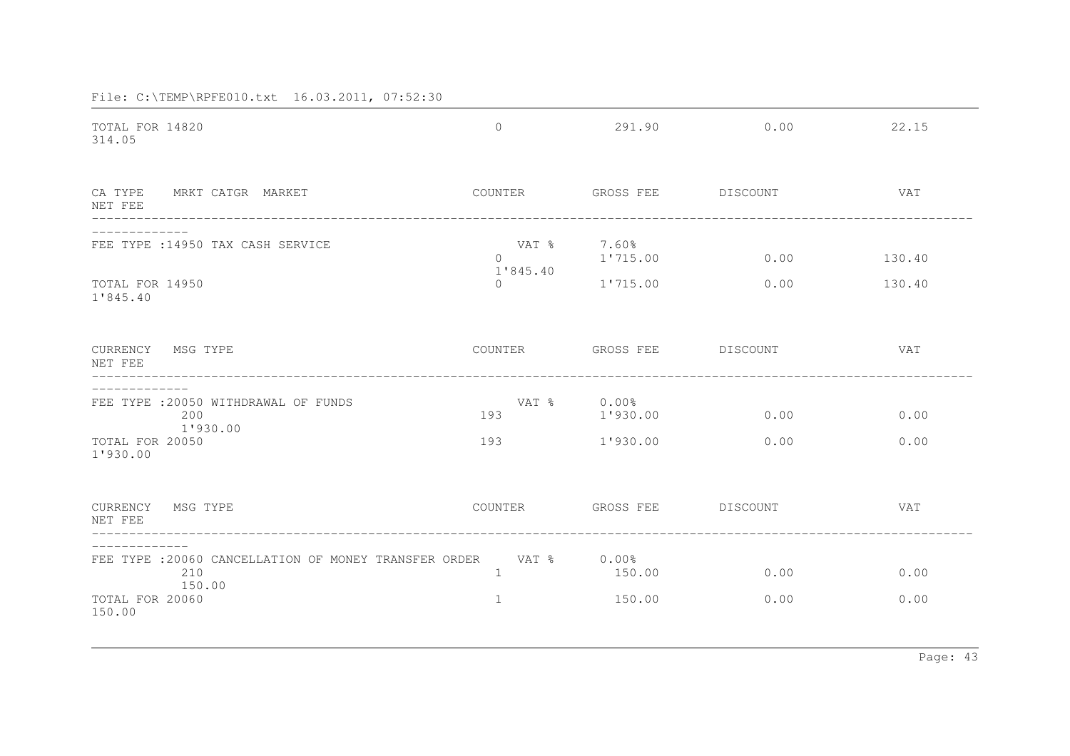File: C:\TEMP\RPFE010.txt 16.03.2011, 07:52:30

| | COUNTER | GROSS FEE | DISCOUNT | VAT | NET FEE |
|---|---|---|---|---|---|
| TOTAL FOR 14820 | 0 | 291.90 | 0.00 | 22.15 | 314.05 |

| CA TYPE MRKT CATGR MARKET | COUNTER | GROSS FEE | DISCOUNT | VAT | NET FEE |
|---|---|---|---|---|---|
| FEE TYPE :14950 TAX CASH SERVICE | VAT % | 7.60% | | | |
| | 0 | 1'715.00 | 0.00 | 130.40 | 1'845.40 |
| TOTAL FOR 14950 | 0 | 1'715.00 | 0.00 | 130.40 | 1'845.40 |

| CURRENCY MSG TYPE | COUNTER | GROSS FEE | DISCOUNT | VAT | NET FEE |
|---|---|---|---|---|---|
| FEE TYPE :20050 WITHDRAWAL OF FUNDS | VAT % | 0.00% | | | |
| 200 | 193 | 1'930.00 | 0.00 | 0.00 | 1'930.00 |
| TOTAL FOR 20050 | 193 | 1'930.00 | 0.00 | 0.00 | 1'930.00 |

| CURRENCY MSG TYPE | COUNTER | GROSS FEE | DISCOUNT | VAT | NET FEE |
|---|---|---|---|---|---|
| FEE TYPE :20060 CANCELLATION OF MONEY TRANSFER ORDER | VAT % | 0.00% | | | |
| 210 | 1 | 150.00 | 0.00 | 0.00 | 150.00 |
| TOTAL FOR 20060 | 1 | 150.00 | 0.00 | 0.00 | 150.00 |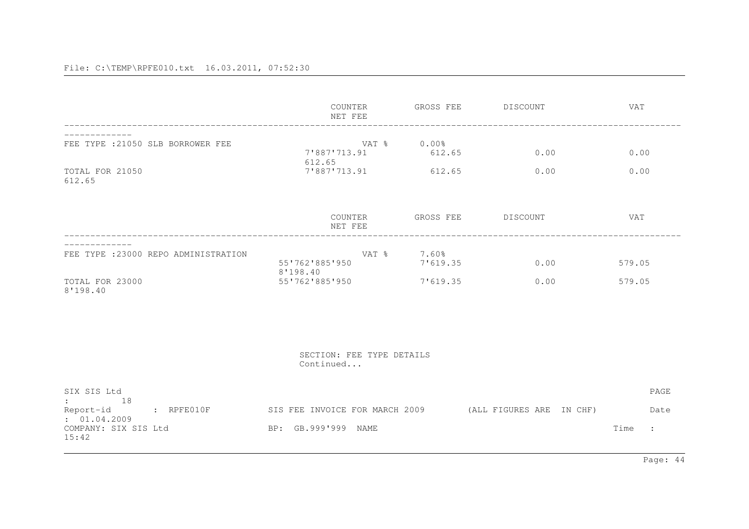| | COUNTER | GROSS FEE | DISCOUNT | VAT | NET FEE |
|---|---|---|---|---|---|
| FEE TYPE :21050 SLB BORROWER FEE | VAT % | 0.00% | | | |
| | 7'887'713.91 | 612.65 | 0.00 | 0.00 | 612.65 |
| TOTAL FOR 21050 | 7'887'713.91 | 612.65 | 0.00 | 0.00 | 612.65 |

| | COUNTER | GROSS FEE | DISCOUNT | VAT | NET FEE |
|---|---|---|---|---|---|
| FEE TYPE :23000 REPO ADMINISTRATION | VAT % | 7.60% | | | |
| | 55'762'885'950 | 7'619.35 | 0.00 | 579.05 | 8'198.40 |
| TOTAL FOR 23000 | 55'762'885'950 | 7'619.35 | 0.00 | 579.05 | 8'198.40 |

SECTION: FEE TYPE DETAILS
Continued...

SIX SIS Ltd PAGE : 18
Report-id : RPFE010F SIS FEE INVOICE FOR MARCH 2009 (ALL FIGURES ARE IN CHF) Date : 01.04.2009
COMPANY: SIX SIS Ltd BP: GB.999'999 NAME Time : 15:42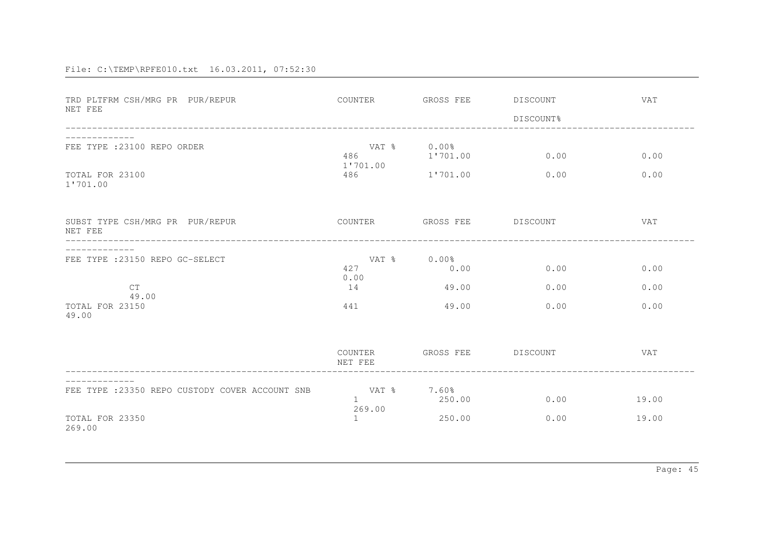File: C:\TEMP\RPFE010.txt  16.03.2011, 07:52:30

| TRD PLTFRM CSH/MRG PR PUR/REPUR | COUNTER | GROSS FEE | DISCOUNT<br>DISCOUNT% | VAT | NET FEE |
|---|---|---|---|---|---|
| FEE TYPE :23100 REPO ORDER | VAT % | 0.00% | | | |
| | 486 | 1'701.00 | 0.00 | 0.00 | 1'701.00 |
| TOTAL FOR 23100 | 486 | 1'701.00 | 0.00 | 0.00 | 1'701.00 |

| SUBST TYPE CSH/MRG PR PUR/REPUR | COUNTER | GROSS FEE | DISCOUNT | VAT | NET FEE |
|---|---|---|---|---|---|
| FEE TYPE :23150 REPO GC-SELECT | VAT % | 0.00% | | | |
| | 427 | 0.00 | 0.00 | 0.00 | 0.00 |
| CT | 14 | 49.00 | 0.00 | 0.00 | 49.00 |
| TOTAL FOR 23150 | 441 | 49.00 | 0.00 | 0.00 | 49.00 |

| | COUNTER | GROSS FEE | DISCOUNT | VAT | NET FEE |
|---|---|---|---|---|---|
| FEE TYPE :23350 REPO CUSTODY COVER ACCOUNT SNB | VAT % | 7.60% | | | |
| | 1 | 250.00 | 0.00 | 19.00 | 269.00 |
| TOTAL FOR 23350 | 1 | 250.00 | 0.00 | 19.00 | 269.00 |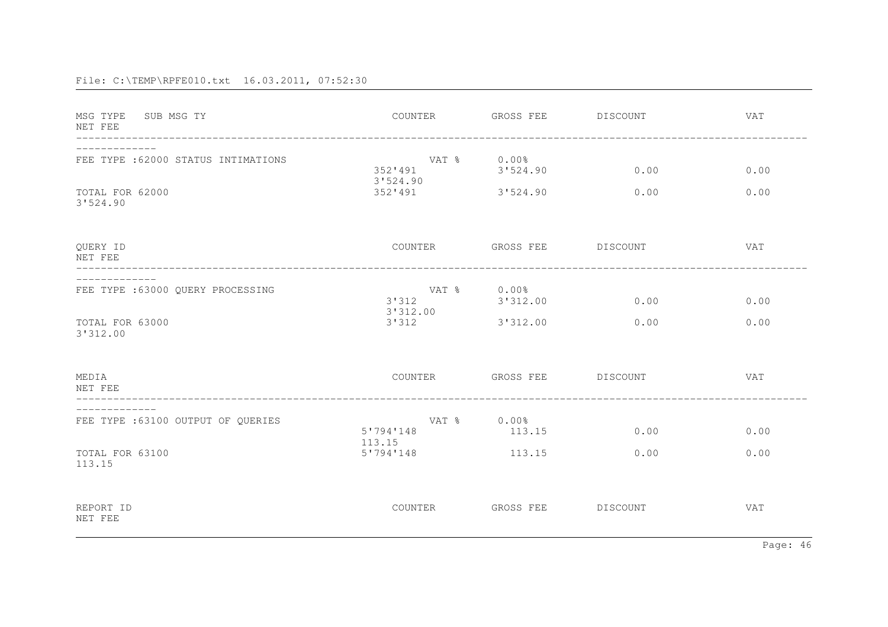File: C:\TEMP\RPFE010.txt 16.03.2011, 07:52:30

| MSG TYPE SUB MSG TY | COUNTER | GROSS FEE | DISCOUNT | VAT | NET FEE |
|---|---|---|---|---|---|
| FEE TYPE :62000 STATUS INTIMATIONS | VAT % | 0.00% | | | |
| | 352'491 | 3'524.90 | 0.00 | 0.00 | 3'524.90 |
| TOTAL FOR 62000 | 352'491 | 3'524.90 | 0.00 | 0.00 | 3'524.90 |

| QUERY ID | COUNTER | GROSS FEE | DISCOUNT | VAT | NET FEE |
|---|---|---|---|---|---|
| FEE TYPE :63000 QUERY PROCESSING | VAT % | 0.00% | | | |
| | 3'312 | 3'312.00 | 0.00 | 0.00 | 3'312.00 |
| TOTAL FOR 63000 | 3'312 | 3'312.00 | 0.00 | 0.00 | 3'312.00 |

| MEDIA | COUNTER | GROSS FEE | DISCOUNT | VAT | NET FEE |
|---|---|---|---|---|---|
| FEE TYPE :63100 OUTPUT OF QUERIES | VAT % | 0.00% | | | |
| | 5'794'148 | 113.15 | 0.00 | 0.00 | 113.15 |
| TOTAL FOR 63100 | 5'794'148 | 113.15 | 0.00 | 0.00 | 113.15 |

| REPORT ID | COUNTER | GROSS FEE | DISCOUNT | VAT | NET FEE |
|---|---|---|---|---|---|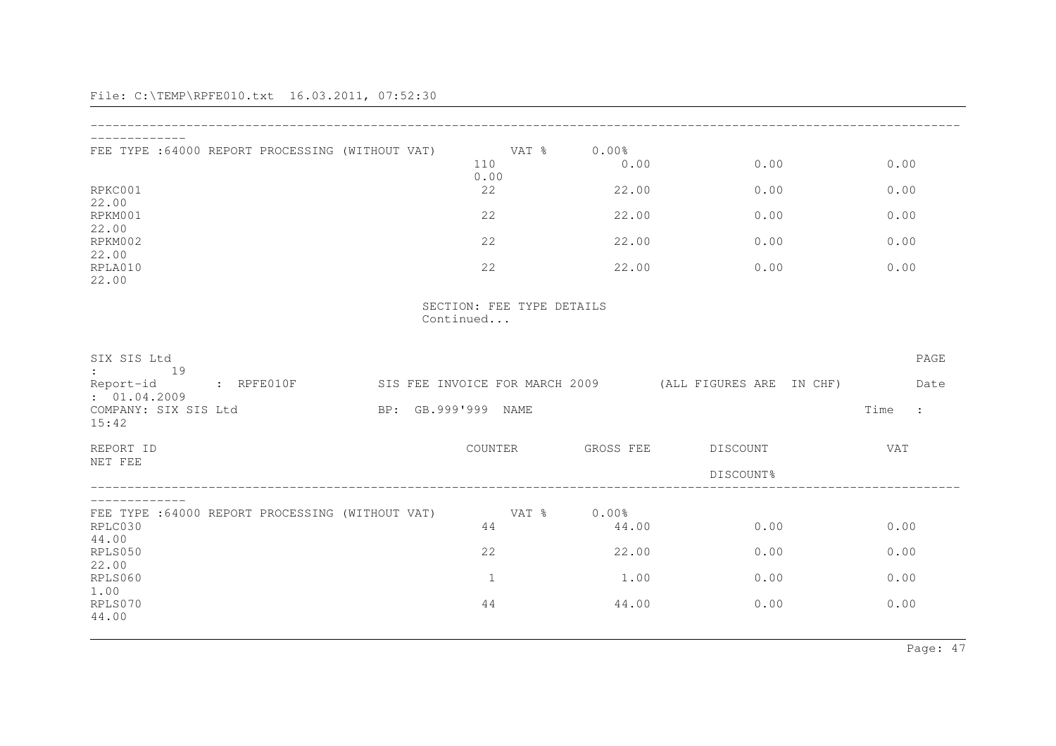File: C:\TEMP\RPFE010.txt 16.03.2011, 07:52:30

| | COUNTER | GROSS FEE | DISCOUNT | VAT | NET FEE |
|---|---|---|---|---|---|
| FEE TYPE :64000 REPORT PROCESSING (WITHOUT VAT) | VAT % | 0.00% | | | |
| | 110 | 0.00 | 0.00 | 0.00 | 0.00 |
| RPKC001 | 22 | 22.00 | 0.00 | 0.00 | 22.00 |
| RPKM001 | 22 | 22.00 | 0.00 | 0.00 | 22.00 |
| RPKM002 | 22 | 22.00 | 0.00 | 0.00 | 22.00 |
| RPLA010 | 22 | 22.00 | 0.00 | 0.00 | 22.00 |

SECTION: FEE TYPE DETAILS
Continued...

SIX SIS Ltd PAGE : 19

Report-id : RPFE010F SIS FEE INVOICE FOR MARCH 2009 (ALL FIGURES ARE IN CHF) Date : 01.04.2009

COMPANY: SIX SIS Ltd BP: GB.999'999 NAME Time : 15:42

| REPORT ID | COUNTER | GROSS FEE | DISCOUNT<br>DISCOUNT% | VAT | NET FEE |
|---|---|---|---|---|---|
| FEE TYPE :64000 REPORT PROCESSING (WITHOUT VAT) | VAT % | 0.00% | | | |
| RPLC030 | 44 | 44.00 | 0.00 | 0.00 | 44.00 |
| RPLS050 | 22 | 22.00 | 0.00 | 0.00 | 22.00 |
| RPLS060 | 1 | 1.00 | 0.00 | 0.00 | 1.00 |
| RPLS070 | 44 | 44.00 | 0.00 | 0.00 | 44.00 |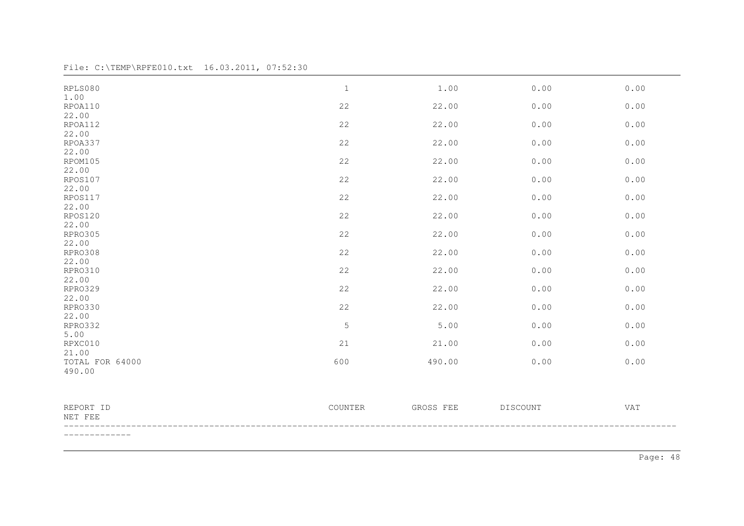File: C:\TEMP\RPFE010.txt 16.03.2011, 07:52:30

| REPORT ID | COUNTER | GROSS FEE | DISCOUNT | VAT | NET FEE |
|---|---|---|---|---|---|
| RPLS080 | 1 | 1.00 | 0.00 | 0.00 | 1.00 |
| RPOA110 | 22 | 22.00 | 0.00 | 0.00 | 22.00 |
| RPOA112 | 22 | 22.00 | 0.00 | 0.00 | 22.00 |
| RPOA337 | 22 | 22.00 | 0.00 | 0.00 | 22.00 |
| RPOM105 | 22 | 22.00 | 0.00 | 0.00 | 22.00 |
| RPOS107 | 22 | 22.00 | 0.00 | 0.00 | 22.00 |
| RPOS117 | 22 | 22.00 | 0.00 | 0.00 | 22.00 |
| RPOS120 | 22 | 22.00 | 0.00 | 0.00 | 22.00 |
| RPRO305 | 22 | 22.00 | 0.00 | 0.00 | 22.00 |
| RPRO308 | 22 | 22.00 | 0.00 | 0.00 | 22.00 |
| RPRO310 | 22 | 22.00 | 0.00 | 0.00 | 22.00 |
| RPRO329 | 22 | 22.00 | 0.00 | 0.00 | 22.00 |
| RPRO330 | 22 | 22.00 | 0.00 | 0.00 | 22.00 |
| RPRO332 | 5 | 5.00 | 0.00 | 0.00 | 5.00 |
| RPXC010 | 21 | 21.00 | 0.00 | 0.00 | 21.00 |
| TOTAL FOR 64000 | 600 | 490.00 | 0.00 | 0.00 | 490.00 |

| REPORT ID | COUNTER | GROSS FEE | DISCOUNT | VAT | NET FEE |
|---|---|---|---|---|---|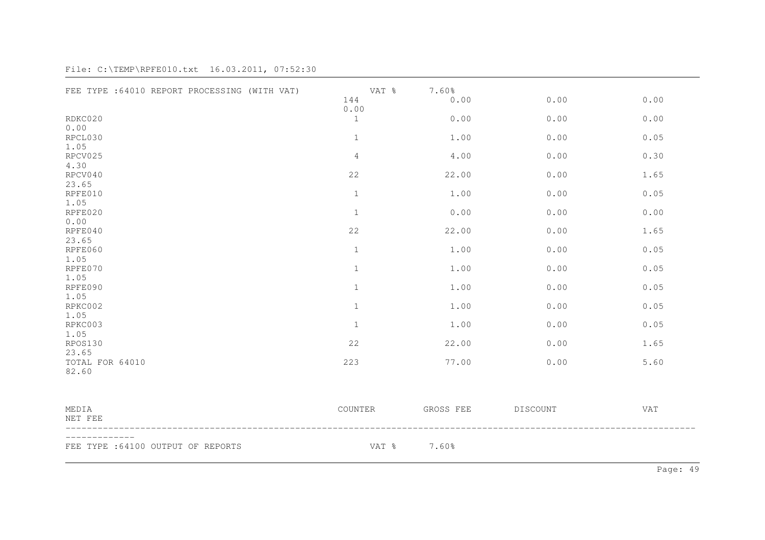File: C:\TEMP\RPFE010.txt  16.03.2011, 07:52:30

FEE TYPE :64010 REPORT PROCESSING (WITH VAT)    VAT %    7.60%

| MEDIA | COUNTER | GROSS FEE | DISCOUNT | VAT | NET FEE |
|---|---|---|---|---|---|
| | 144 | 0.00 | 0.00 | 0.00 | 0.00 |
| RDKC020 | 1 | 0.00 | 0.00 | 0.00 | 0.00 |
| RPCL030 | 1 | 1.00 | 0.00 | 0.05 | 1.05 |
| RPCV025 | 4 | 4.00 | 0.00 | 0.30 | 4.30 |
| RPCV040 | 22 | 22.00 | 0.00 | 1.65 | 23.65 |
| RPFE010 | 1 | 1.00 | 0.00 | 0.05 | 1.05 |
| RPFE020 | 1 | 0.00 | 0.00 | 0.00 | 0.00 |
| RPFE040 | 22 | 22.00 | 0.00 | 1.65 | 23.65 |
| RPFE060 | 1 | 1.00 | 0.00 | 0.05 | 1.05 |
| RPFE070 | 1 | 1.00 | 0.00 | 0.05 | 1.05 |
| RPFE090 | 1 | 1.00 | 0.00 | 0.05 | 1.05 |
| RPKC002 | 1 | 1.00 | 0.00 | 0.05 | 1.05 |
| RPKC003 | 1 | 1.00 | 0.00 | 0.05 | 1.05 |
| RPOS130 | 22 | 22.00 | 0.00 | 1.65 | 23.65 |
| TOTAL FOR 64010 | 223 | 77.00 | 0.00 | 5.60 | 82.60 |

| MEDIA | COUNTER | GROSS FEE | DISCOUNT | VAT | NET FEE |
|---|---|---|---|---|---|

FEE TYPE :64100 OUTPUT OF REPORTS    VAT %    7.60%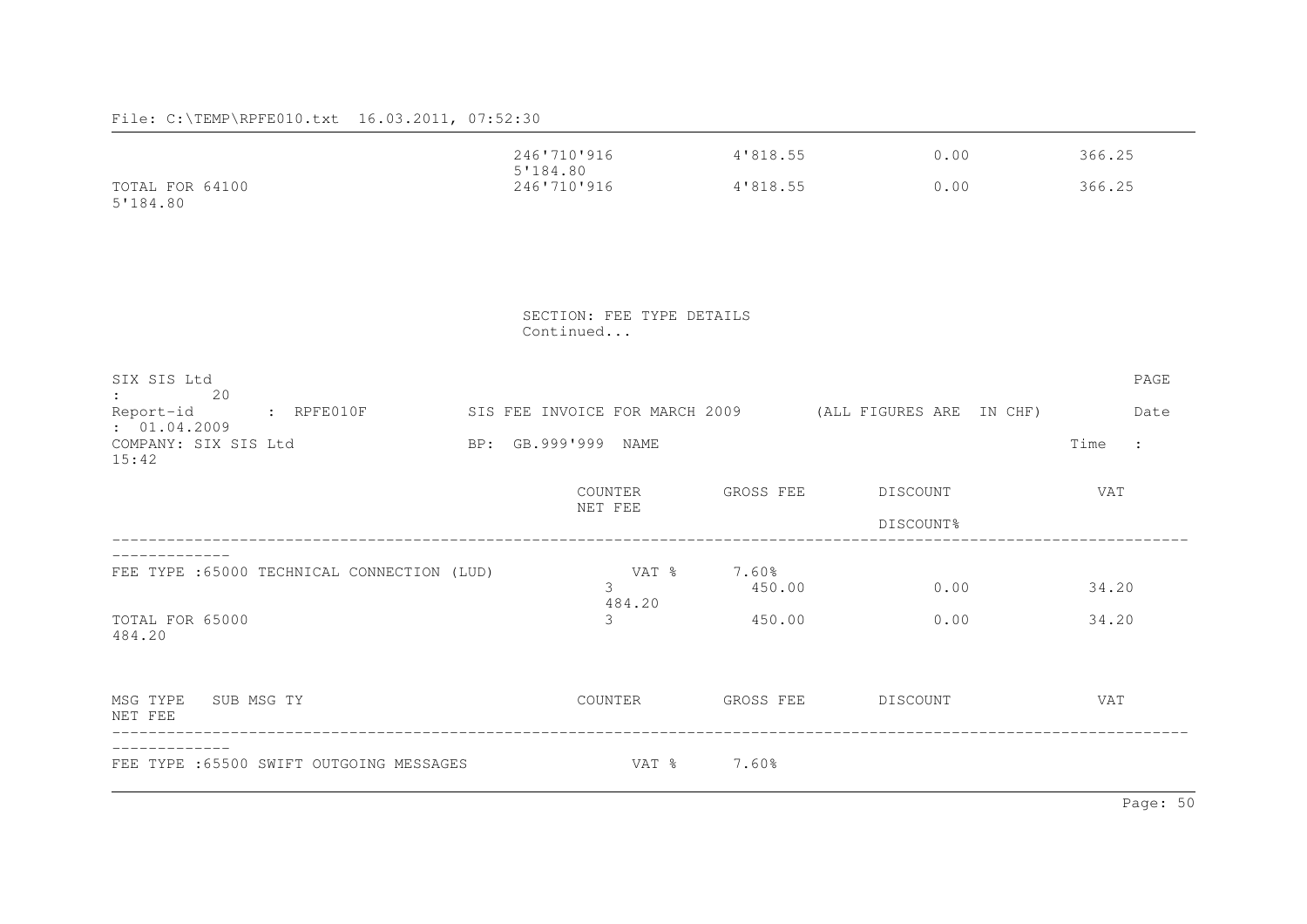File: C:\TEMP\RPFE010.txt 16.03.2011, 07:52:30

| | COUNTER | GROSS FEE | DISCOUNT | VAT | NET FEE |
|---|---|---|---|---|---|
| | 246'710'916 | 4'818.55 | 0.00 | 366.25 | 5'184.80 |
| TOTAL FOR 64100 | 246'710'916 | 4'818.55 | 0.00 | 366.25 | 5'184.80 |

SECTION: FEE TYPE DETAILS
Continued...

SIX SIS Ltd PAGE : 20
Report-id : RPFE010F SIS FEE INVOICE FOR MARCH 2009 (ALL FIGURES ARE IN CHF) Date : 01.04.2009
COMPANY: SIX SIS Ltd BP: GB.999'999 NAME Time : 15:42

| | COUNTER | GROSS FEE | DISCOUNT | VAT | NET FEE |
|---|---|---|---|---|---|
| | | | DISCOUNT% | | |
| FEE TYPE :65000 TECHNICAL CONNECTION (LUD) | VAT % | 7.60% | | | |
| | 3 | 450.00 | 0.00 | 34.20 | 484.20 |
| TOTAL FOR 65000 | 3 | 450.00 | 0.00 | 34.20 | 484.20 |

| MSG TYPE SUB MSG TY | COUNTER | GROSS FEE | DISCOUNT | VAT | NET FEE |
|---|---|---|---|---|---|
| FEE TYPE :65500 SWIFT OUTGOING MESSAGES | VAT % | 7.60% | | | |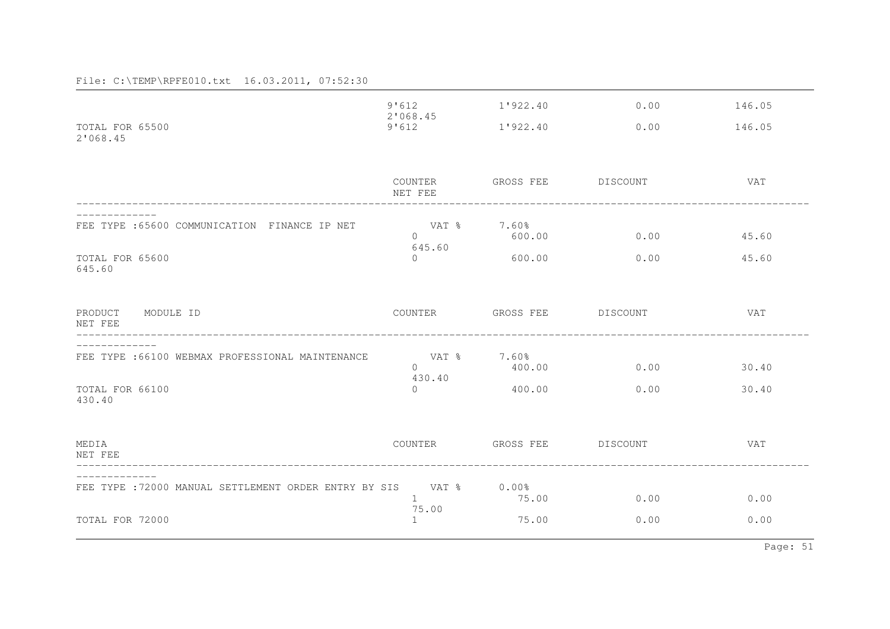File: C:\TEMP\RPFE010.txt 16.03.2011, 07:52:30

| | COUNTER | GROSS FEE | DISCOUNT | VAT | NET FEE |
|---|---|---|---|---|---|
| | 9'612 | 1'922.40 | 0.00 | 146.05 | 2'068.45 |
| TOTAL FOR 65500 | 9'612 | 1'922.40 | 0.00 | 146.05 | 2'068.45 |

| | COUNTER | GROSS FEE | DISCOUNT | VAT | NET FEE |
|---|---|---|---|---|---|
| FEE TYPE :65600 COMMUNICATION FINANCE IP NET | VAT % | 7.60% | | | |
| | 0 | 600.00 | 0.00 | 45.60 | 645.60 |
| TOTAL FOR 65600 | 0 | 600.00 | 0.00 | 45.60 | 645.60 |

| PRODUCT MODULE ID | COUNTER | GROSS FEE | DISCOUNT | VAT | NET FEE |
|---|---|---|---|---|---|
| FEE TYPE :66100 WEBMAX PROFESSIONAL MAINTENANCE | VAT % | 7.60% | | | |
| | 0 | 400.00 | 0.00 | 30.40 | 430.40 |
| TOTAL FOR 66100 | 0 | 400.00 | 0.00 | 30.40 | 430.40 |

| MEDIA | COUNTER | GROSS FEE | DISCOUNT | VAT | NET FEE |
|---|---|---|---|---|---|
| FEE TYPE :72000 MANUAL SETTLEMENT ORDER ENTRY BY SIS | VAT % | 0.00% | | | |
| | 1 | 75.00 | 0.00 | 0.00 | 75.00 |
| TOTAL FOR 72000 | 1 | 75.00 | 0.00 | 0.00 | |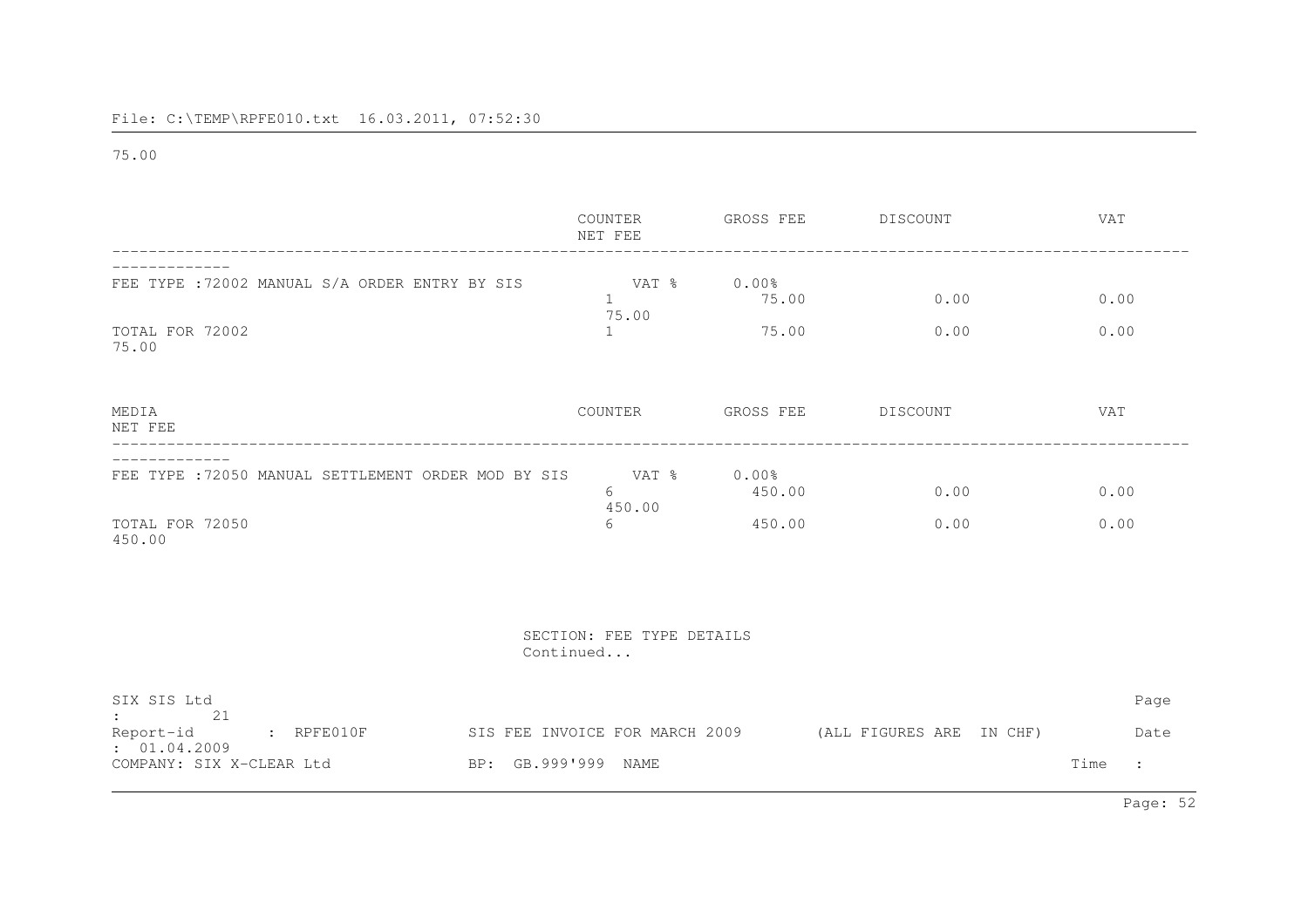File: C:\TEMP\RPFE010.txt 16.03.2011, 07:52:30

75.00

| | COUNTER | GROSS FEE | DISCOUNT | VAT | NET FEE |
|---|---|---|---|---|---|
| FEE TYPE :72002 MANUAL S/A ORDER ENTRY BY SIS | VAT % | 0.00% | | | |
| | 1 | 75.00 | 0.00 | 0.00 | 75.00 |
| TOTAL FOR 72002 | 1 | 75.00 | 0.00 | 0.00 | 75.00 |

| MEDIA | COUNTER | GROSS FEE | DISCOUNT | VAT | NET FEE |
|---|---|---|---|---|---|
| FEE TYPE :72050 MANUAL SETTLEMENT ORDER MOD BY SIS | VAT % | 0.00% | | | |
| | 6 | 450.00 | 0.00 | 0.00 | 450.00 |
| TOTAL FOR 72050 | 6 | 450.00 | 0.00 | 0.00 | 450.00 |

SECTION: FEE TYPE DETAILS
Continued...

SIX SIS Ltd Page : 21
Report-id : RPFE010F SIS FEE INVOICE FOR MARCH 2009 (ALL FIGURES ARE IN CHF) Date : 01.04.2009
COMPANY: SIX X-CLEAR Ltd BP: GB.999'999 NAME Time :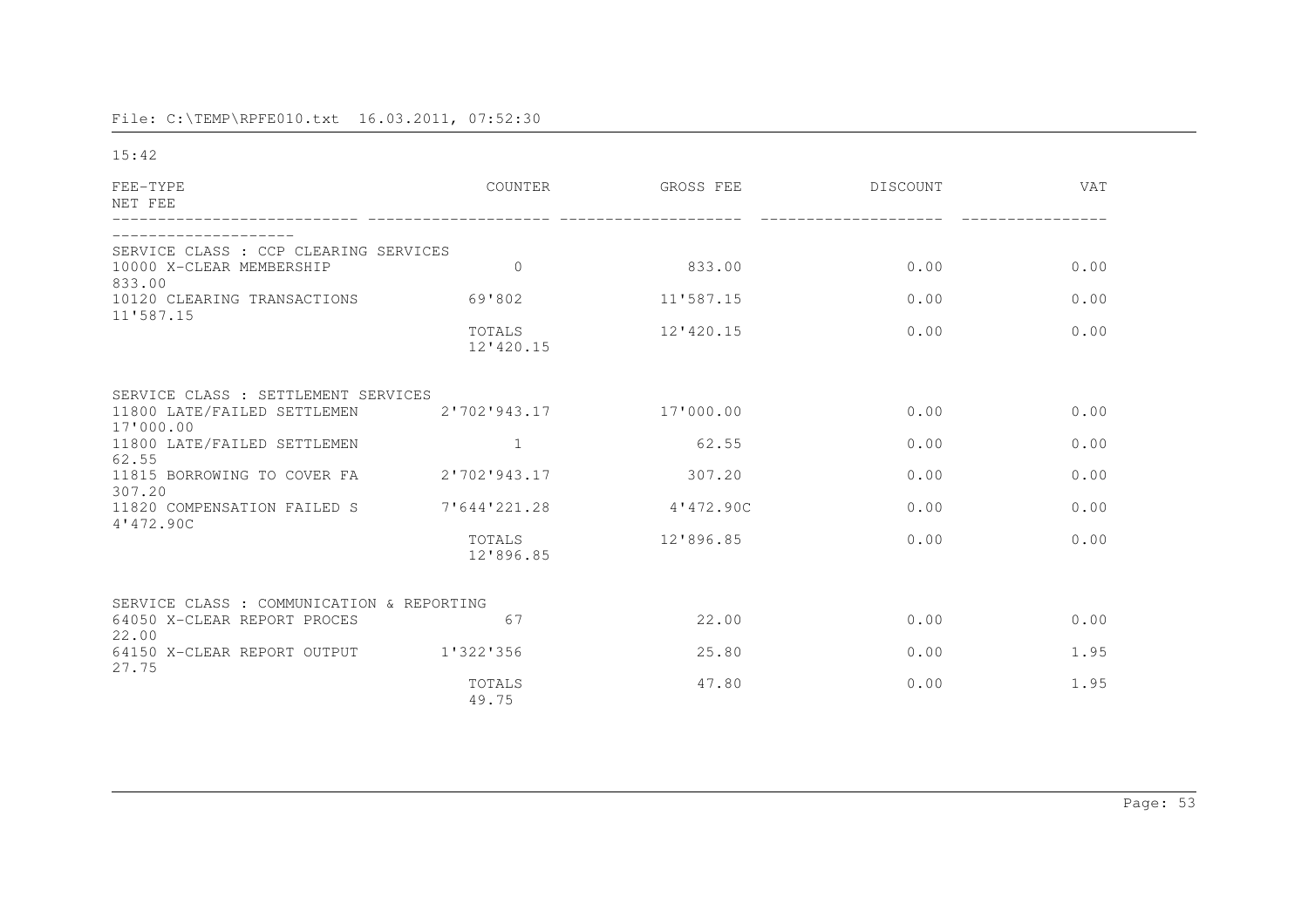File: C:\TEMP\RPFE010.txt 16.03.2011, 07:52:30

15:42

| FEE-TYPE | COUNTER | GROSS FEE | DISCOUNT | VAT | NET FEE |
|---|---|---|---|---|---|
| SERVICE CLASS : CCP CLEARING SERVICES | | | | | |
| 10000 X-CLEAR MEMBERSHIP | 0 | 833.00 | 0.00 | 0.00 | 833.00 |
| 10120 CLEARING TRANSACTIONS | 69'802 | 11'587.15 | 0.00 | 0.00 | 11'587.15 |
| | TOTALS | 12'420.15 | 0.00 | 0.00 | 12'420.15 |
| SERVICE CLASS : SETTLEMENT SERVICES | | | | | |
| 11800 LATE/FAILED SETTLEMEN | 2'702'943.17 | 17'000.00 | 0.00 | 0.00 | 17'000.00 |
| 11800 LATE/FAILED SETTLEMEN | 1 | 62.55 | 0.00 | 0.00 | 62.55 |
| 11815 BORROWING TO COVER FA | 2'702'943.17 | 307.20 | 0.00 | 0.00 | 307.20 |
| 11820 COMPENSATION FAILED S | 7'644'221.28 | 4'472.90C | 0.00 | 0.00 | 4'472.90C |
| | TOTALS | 12'896.85 | 0.00 | 0.00 | 12'896.85 |
| SERVICE CLASS : COMMUNICATION & REPORTING | | | | | |
| 64050 X-CLEAR REPORT PROCES | 67 | 22.00 | 0.00 | 0.00 | 22.00 |
| 64150 X-CLEAR REPORT OUTPUT | 1'322'356 | 25.80 | 0.00 | 1.95 | 27.75 |
| | TOTALS | 47.80 | 0.00 | 1.95 | 49.75 |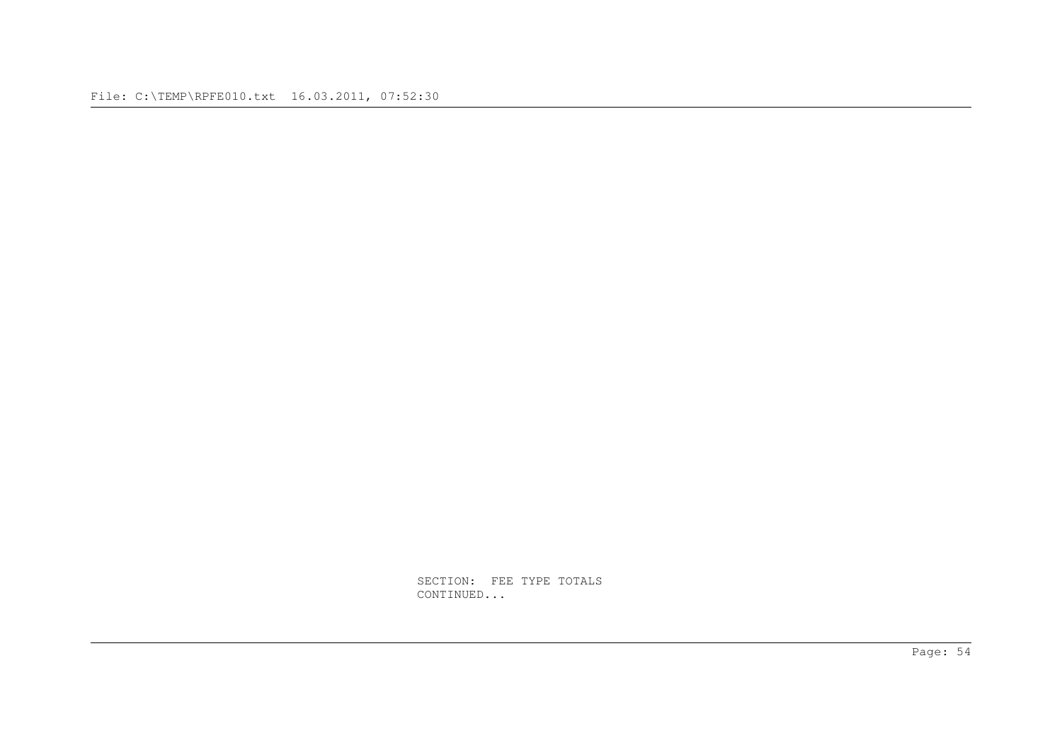SECTION:  FEE TYPE TOTALS
CONTINUED...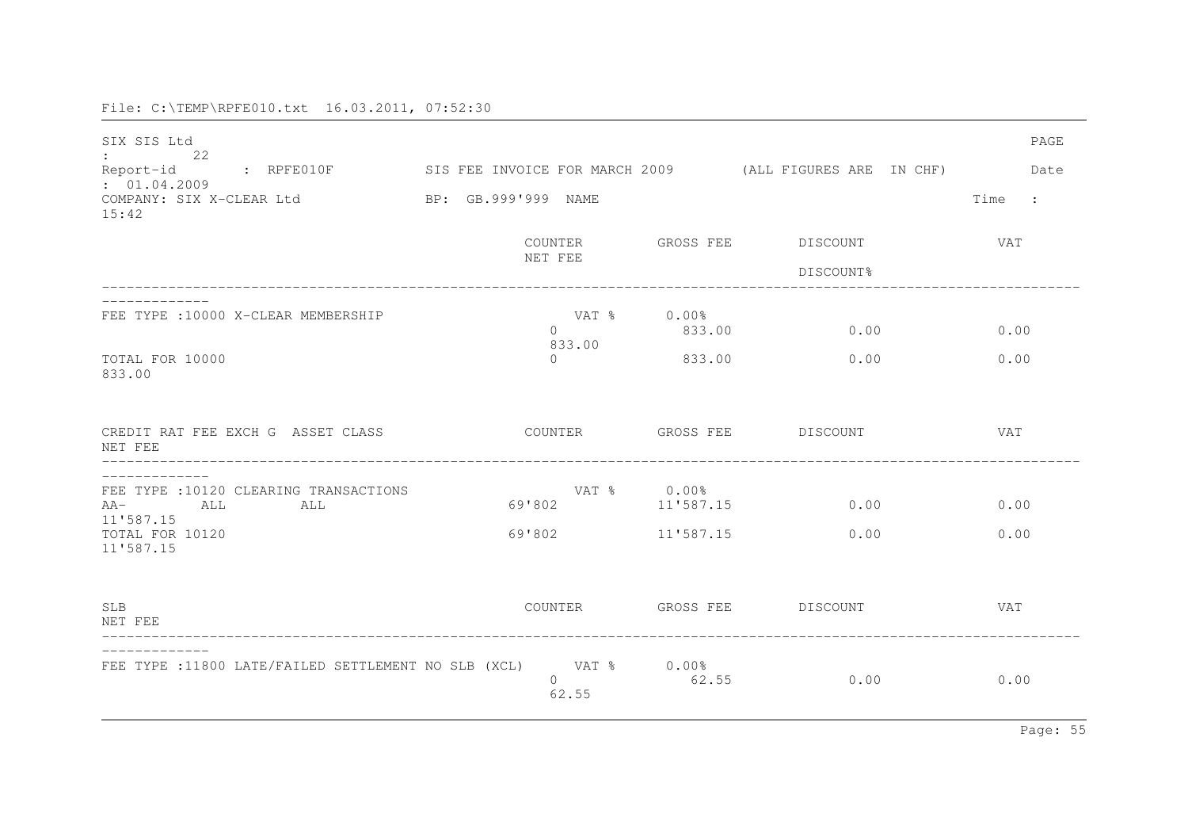File: C:\TEMP\RPFE010.txt 16.03.2011, 07:52:30

SIX SIS Ltd PAGE : 22

Report-id : RPFE010F SIS FEE INVOICE FOR MARCH 2009 (ALL FIGURES ARE IN CHF) Date : 01.04.2009

COMPANY: SIX X-CLEAR Ltd BP: GB.999'999 NAME Time : 15:42

| | COUNTER | GROSS FEE | DISCOUNT | VAT | NET FEE |
|---|---|---|---|---|---|
| | | | DISCOUNT% | | |
| FEE TYPE :10000 X-CLEAR MEMBERSHIP | VAT % | 0.00% | | | |
| | 0 | 833.00 | 0.00 | 0.00 | 833.00 |
| TOTAL FOR 10000 | 0 | 833.00 | 0.00 | 0.00 | 833.00 |

| CREDIT RAT | FEE EXCH G | ASSET CLASS | COUNTER | GROSS FEE | DISCOUNT | VAT | NET FEE |
|---|---|---|---|---|---|---|---|
| FEE TYPE :10120 CLEARING TRANSACTIONS | | | VAT % | 0.00% | | | |
| AA- | ALL | ALL | 69'802 | 11'587.15 | 0.00 | 0.00 | 11'587.15 |
| TOTAL FOR 10120 | | | 69'802 | 11'587.15 | 0.00 | 0.00 | 11'587.15 |

| SLB | COUNTER | GROSS FEE | DISCOUNT | VAT | NET FEE |
|---|---|---|---|---|---|
| FEE TYPE :11800 LATE/FAILED SETTLEMENT NO SLB (XCL) | VAT % | 0.00% | | | |
| | 0 | 62.55 | 0.00 | 0.00 | 62.55 |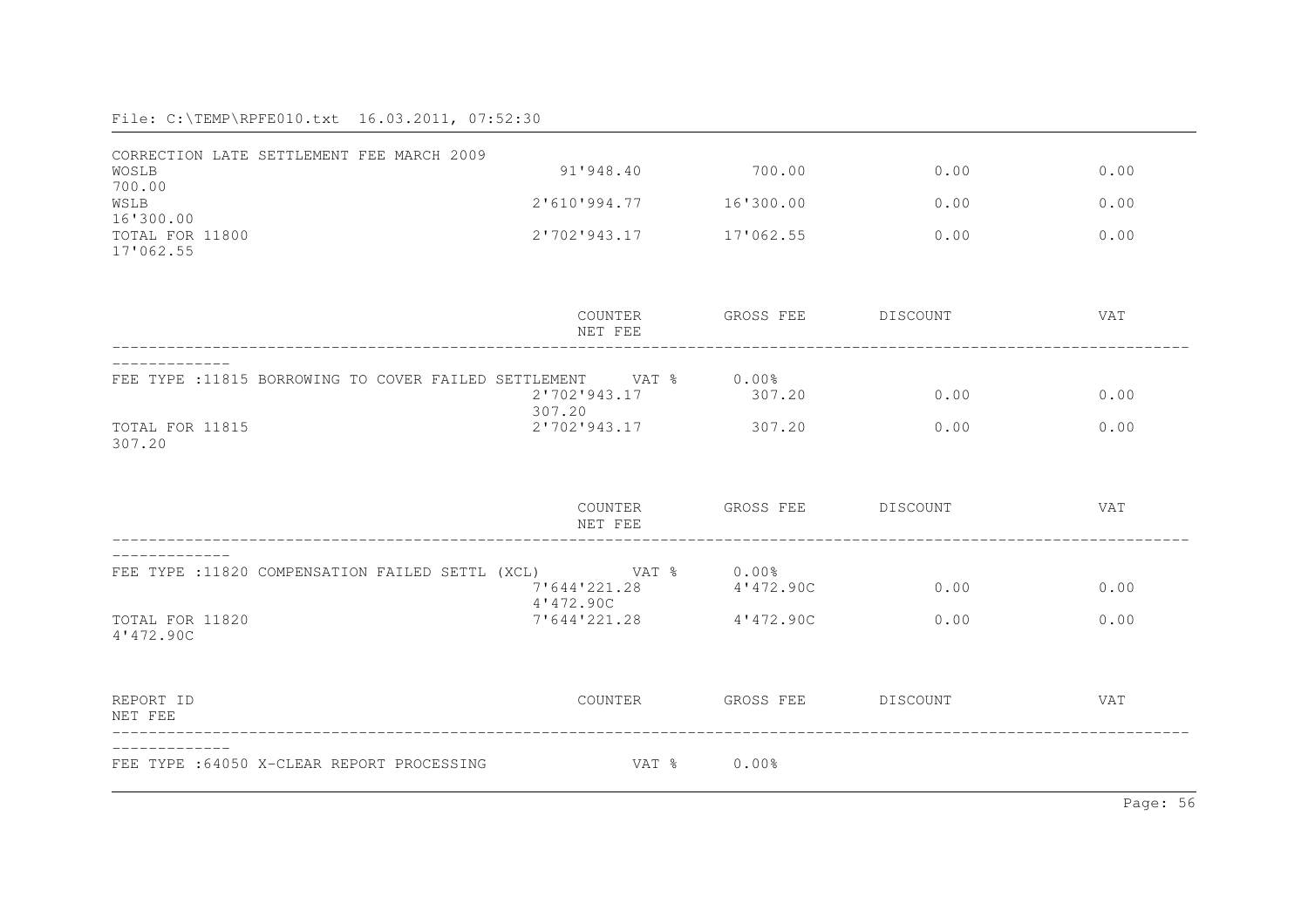File: C:\TEMP\RPFE010.txt 16.03.2011, 07:52:30

| | COUNTER | GROSS FEE | DISCOUNT | VAT | NET FEE |
|---|---|---|---|---|---|
| CORRECTION LATE SETTLEMENT FEE MARCH 2009 | | | | | |
| WOSLB | 91'948.40 | 700.00 | 0.00 | 0.00 | 700.00 |
| WSLB | 2'610'994.77 | 16'300.00 | 0.00 | 0.00 | 16'300.00 |
| TOTAL FOR 11800 | 2'702'943.17 | 17'062.55 | 0.00 | 0.00 | 17'062.55 |

| | COUNTER | GROSS FEE | DISCOUNT | VAT | NET FEE |
|---|---|---|---|---|---|
| FEE TYPE :11815 BORROWING TO COVER FAILED SETTLEMENT | VAT % | 0.00% | | | |
| | 2'702'943.17 | 307.20 | 0.00 | 0.00 | 307.20 |
| TOTAL FOR 11815 | 2'702'943.17 | 307.20 | 0.00 | 0.00 | 307.20 |

| | COUNTER | GROSS FEE | DISCOUNT | VAT | NET FEE |
|---|---|---|---|---|---|
| FEE TYPE :11820 COMPENSATION FAILED SETTL (XCL) | VAT % | 0.00% | | | |
| | 7'644'221.28 | 4'472.90C | 0.00 | 0.00 | 4'472.90C |
| TOTAL FOR 11820 | 7'644'221.28 | 4'472.90C | 0.00 | 0.00 | 4'472.90C |

| REPORT ID | COUNTER | GROSS FEE | DISCOUNT | VAT | NET FEE |
|---|---|---|---|---|---|
| FEE TYPE :64050 X-CLEAR REPORT PROCESSING | VAT % | 0.00% | | | |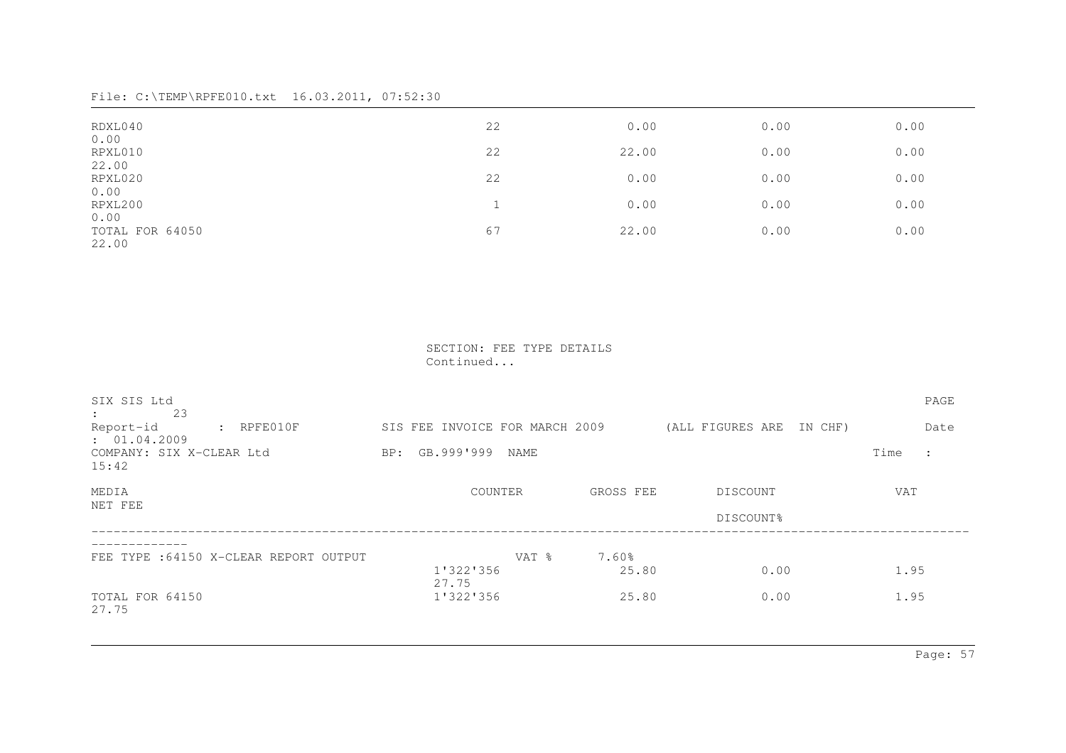File: C:\TEMP\RPFE010.txt 16.03.2011, 07:52:30

| | | | | | |
|---|---|---|---|---|---|
| RDXL040 | 22 | 0.00 | 0.00 | 0.00 | 0.00 |
| RPXL010 | 22 | 22.00 | 0.00 | 0.00 | 22.00 |
| RPXL020 | 22 | 0.00 | 0.00 | 0.00 | 0.00 |
| RPXL200 | 1 | 0.00 | 0.00 | 0.00 | 0.00 |
| TOTAL FOR 64050 | 67 | 22.00 | 0.00 | 0.00 | 22.00 |

SECTION: FEE TYPE DETAILS
Continued...

SIX SIS Ltd PAGE : 23
Report-id : RPFE010F SIS FEE INVOICE FOR MARCH 2009 (ALL FIGURES ARE IN CHF) Date : 01.04.2009
COMPANY: SIX X-CLEAR Ltd BP: GB.999'999 NAME Time : 15:42

| MEDIA | COUNTER | GROSS FEE | DISCOUNT<br>DISCOUNT% | VAT | NET FEE |
|---|---|---|---|---|---|
| FEE TYPE :64150 X-CLEAR REPORT OUTPUT | VAT % | 7.60% | | | |
| | 1'322'356 | 25.80 | 0.00 | 1.95 | 27.75 |
| TOTAL FOR 64150 | 1'322'356 | 25.80 | 0.00 | 1.95 | 27.75 |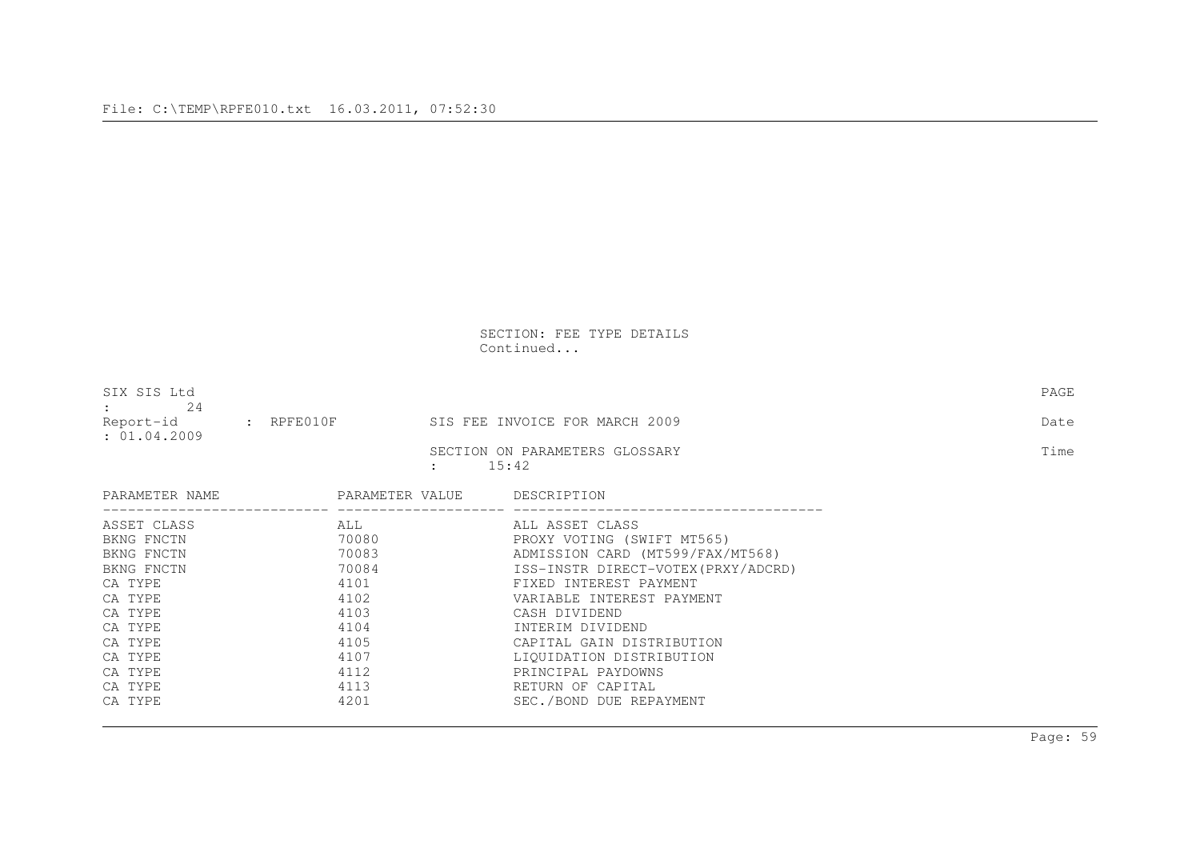SECTION: FEE TYPE DETAILS
Continued...

SIX SIS Ltd PAGE : 24
Report-id : RPFE010F SIS FEE INVOICE FOR MARCH 2009 Date : 01.04.2009
SECTION ON PARAMETERS GLOSSARY Time : 15:42

| PARAMETER NAME | PARAMETER VALUE | DESCRIPTION |
|---|---|---|
| ASSET CLASS | ALL | ALL ASSET CLASS |
| BKNG FNCTN | 70080 | PROXY VOTING (SWIFT MT565) |
| BKNG FNCTN | 70083 | ADMISSION CARD (MT599/FAX/MT568) |
| BKNG FNCTN | 70084 | ISS-INSTR DIRECT-VOTEX(PRXY/ADCRD) |
| CA TYPE | 4101 | FIXED INTEREST PAYMENT |
| CA TYPE | 4102 | VARIABLE INTEREST PAYMENT |
| CA TYPE | 4103 | CASH DIVIDEND |
| CA TYPE | 4104 | INTERIM DIVIDEND |
| CA TYPE | 4105 | CAPITAL GAIN DISTRIBUTION |
| CA TYPE | 4107 | LIQUIDATION DISTRIBUTION |
| CA TYPE | 4112 | PRINCIPAL PAYDOWNS |
| CA TYPE | 4113 | RETURN OF CAPITAL |
| CA TYPE | 4201 | SEC./BOND DUE REPAYMENT |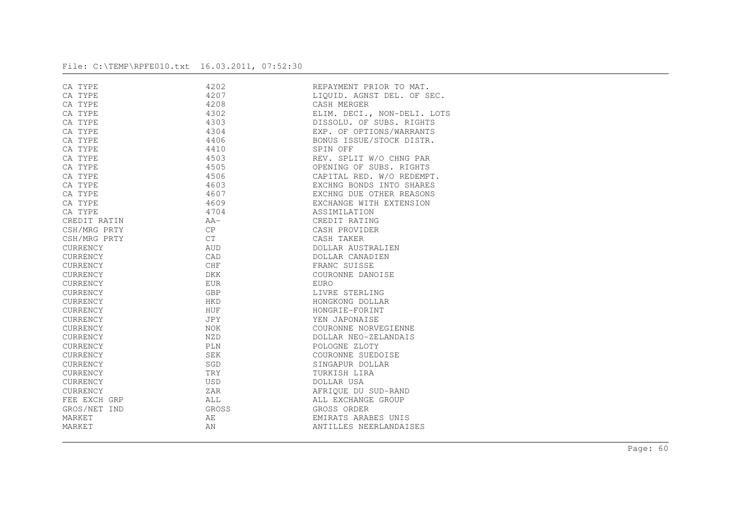File: C:\TEMP\RPFE010.txt 16.03.2011, 07:52:30

| | | |
|---|---|---|
| CA TYPE | 4202 | REPAYMENT PRIOR TO MAT. |
| CA TYPE | 4207 | LIQUID. AGNST DEL. OF SEC. |
| CA TYPE | 4208 | CASH MERGER |
| CA TYPE | 4302 | ELIM. DECI., NON-DELI. LOTS |
| CA TYPE | 4303 | DISSOLU. OF SUBS. RIGHTS |
| CA TYPE | 4304 | EXP. OF OPTIONS/WARRANTS |
| CA TYPE | 4406 | BONUS ISSUE/STOCK DISTR. |
| CA TYPE | 4410 | SPIN OFF |
| CA TYPE | 4503 | REV. SPLIT W/O CHNG PAR |
| CA TYPE | 4505 | OPENING OF SUBS. RIGHTS |
| CA TYPE | 4506 | CAPITAL RED. W/O REDEMPT. |
| CA TYPE | 4603 | EXCHNG BONDS INTO SHARES |
| CA TYPE | 4607 | EXCHNG DUE OTHER REASONS |
| CA TYPE | 4609 | EXCHANGE WITH EXTENSION |
| CA TYPE | 4704 | ASSIMILATION |
| CREDIT RATIN | AA- | CREDIT RATING |
| CSH/MRG PRTY | CP | CASH PROVIDER |
| CSH/MRG PRTY | CT | CASH TAKER |
| CURRENCY | AUD | DOLLAR AUSTRALIEN |
| CURRENCY | CAD | DOLLAR CANADIEN |
| CURRENCY | CHF | FRANC SUISSE |
| CURRENCY | DKK | COURONNE DANOISE |
| CURRENCY | EUR | EURO |
| CURRENCY | GBP | LIVRE STERLING |
| CURRENCY | HKD | HONGKONG DOLLAR |
| CURRENCY | HUF | HONGRIE-FORINT |
| CURRENCY | JPY | YEN JAPONAISE |
| CURRENCY | NOK | COURONNE NORVEGIENNE |
| CURRENCY | NZD | DOLLAR NEO-ZELANDAIS |
| CURRENCY | PLN | POLOGNE ZLOTY |
| CURRENCY | SEK | COURONNE SUEDOISE |
| CURRENCY | SGD | SINGAPUR DOLLAR |
| CURRENCY | TRY | TURKISH LIRA |
| CURRENCY | USD | DOLLAR USA |
| CURRENCY | ZAR | AFRIQUE DU SUD-RAND |
| FEE EXCH GRP | ALL | ALL EXCHANGE GROUP |
| GROS/NET IND | GROSS | GROSS ORDER |
| MARKET | AE | EMIRATS ARABES UNIS |
| MARKET | AN | ANTILLES NEERLANDAISES |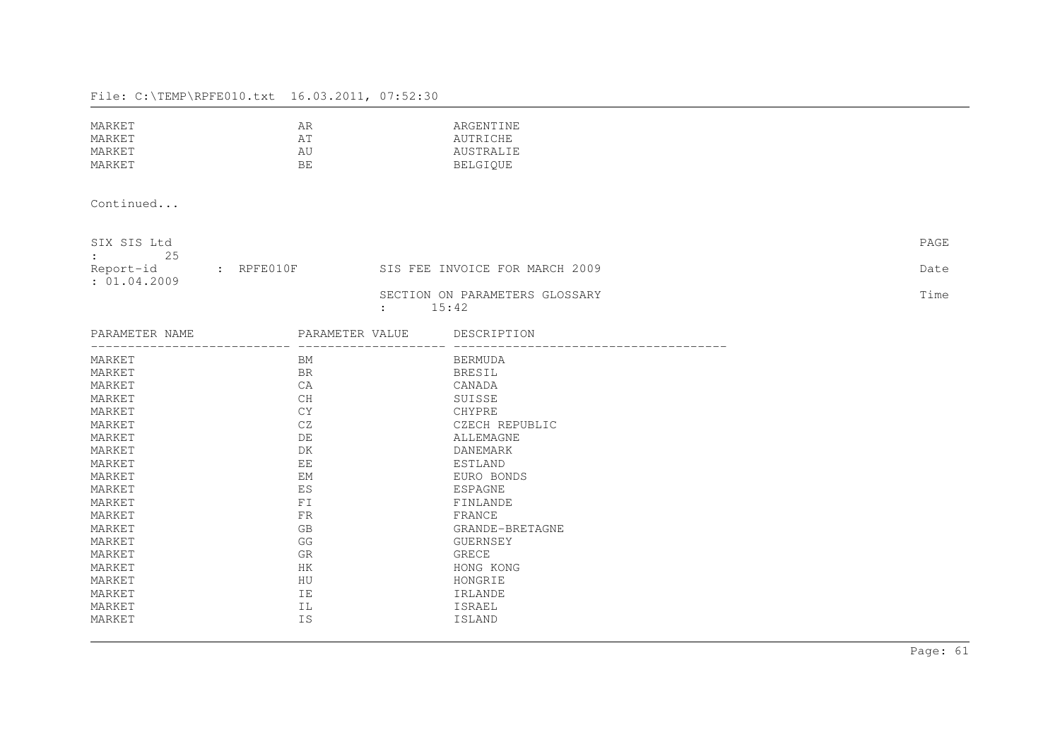| MARKET | AR | ARGENTINE |
|---|---|---|
| MARKET | AT | AUTRICHE |
| MARKET | AU | AUSTRALIE |
| MARKET | BE | BELGIQUE |

Continued...

SIX SIS Ltd PAGE : 25
Report-id : RPFE010F SIS FEE INVOICE FOR MARCH 2009 Date : 01.04.2009
SECTION ON PARAMETERS GLOSSARY Time : 15:42

| PARAMETER NAME | PARAMETER VALUE | DESCRIPTION |
|---|---|---|
| MARKET | BM | BERMUDA |
| MARKET | BR | BRESIL |
| MARKET | CA | CANADA |
| MARKET | CH | SUISSE |
| MARKET | CY | CHYPRE |
| MARKET | CZ | CZECH REPUBLIC |
| MARKET | DE | ALLEMAGNE |
| MARKET | DK | DANEMARK |
| MARKET | EE | ESTLAND |
| MARKET | EM | EURO BONDS |
| MARKET | ES | ESPAGNE |
| MARKET | FI | FINLANDE |
| MARKET | FR | FRANCE |
| MARKET | GB | GRANDE-BRETAGNE |
| MARKET | GG | GUERNSEY |
| MARKET | GR | GRECE |
| MARKET | HK | HONG KONG |
| MARKET | HU | HONGRIE |
| MARKET | IE | IRLANDE |
| MARKET | IL | ISRAEL |
| MARKET | IS | ISLAND |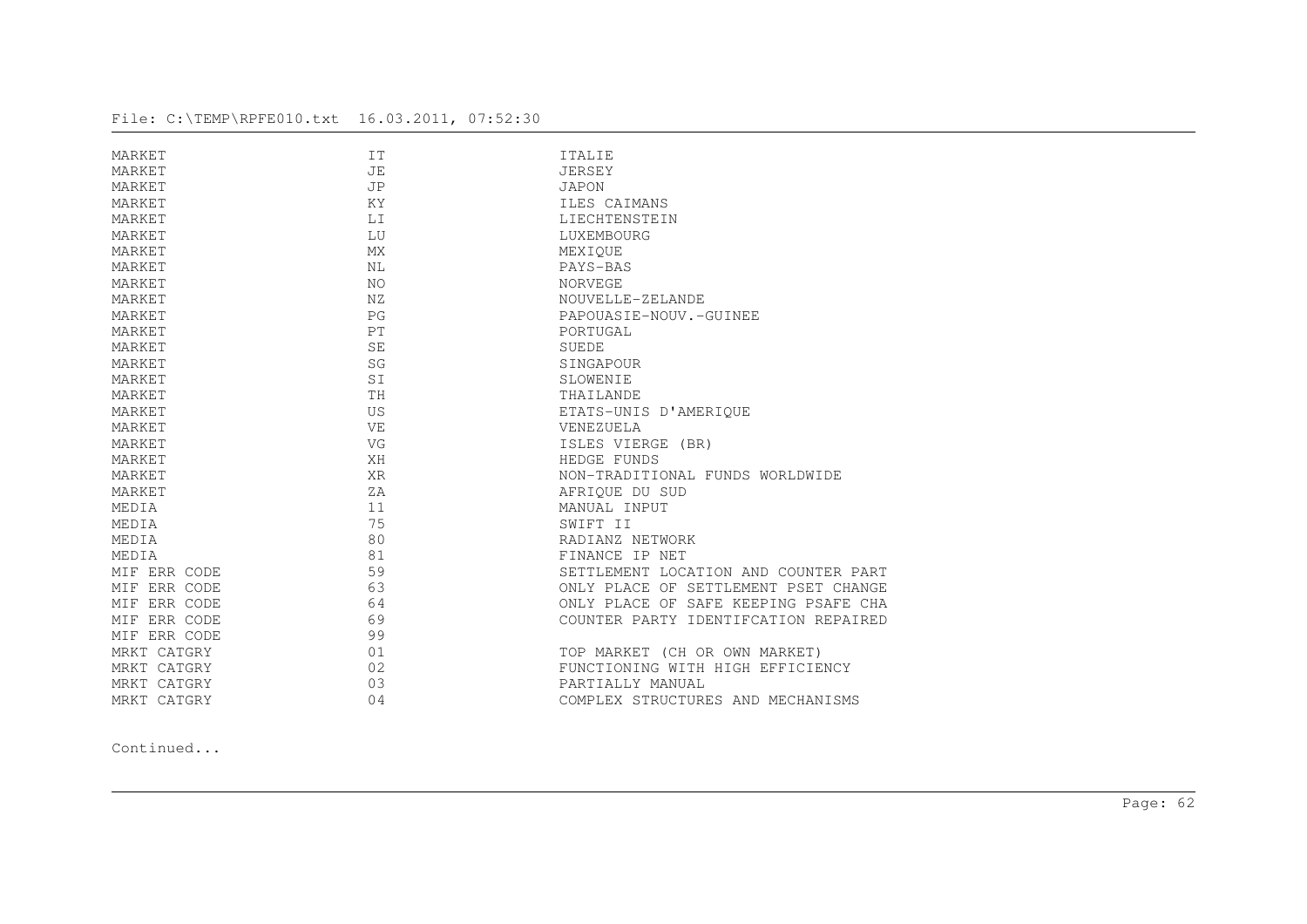File: C:\TEMP\RPFE010.txt 16.03.2011, 07:52:30

| | | |
|---|---|---|
| MARKET | IT | ITALIE |
| MARKET | JE | JERSEY |
| MARKET | JP | JAPON |
| MARKET | KY | ILES CAIMANS |
| MARKET | LI | LIECHTENSTEIN |
| MARKET | LU | LUXEMBOURG |
| MARKET | MX | MEXIQUE |
| MARKET | NL | PAYS-BAS |
| MARKET | NO | NORVEGE |
| MARKET | NZ | NOUVELLE-ZELANDE |
| MARKET | PG | PAPOUASIE-NOUV.-GUINEE |
| MARKET | PT | PORTUGAL |
| MARKET | SE | SUEDE |
| MARKET | SG | SINGAPOUR |
| MARKET | SI | SLOWENIE |
| MARKET | TH | THAILANDE |
| MARKET | US | ETATS-UNIS D'AMERIQUE |
| MARKET | VE | VENEZUELA |
| MARKET | VG | ISLES VIERGE (BR) |
| MARKET | XH | HEDGE FUNDS |
| MARKET | XR | NON-TRADITIONAL FUNDS WORLDWIDE |
| MARKET | ZA | AFRIQUE DU SUD |
| MEDIA | 11 | MANUAL INPUT |
| MEDIA | 75 | SWIFT II |
| MEDIA | 80 | RADIANZ NETWORK |
| MEDIA | 81 | FINANCE IP NET |
| MIF ERR CODE | 59 | SETTLEMENT LOCATION AND COUNTER PART |
| MIF ERR CODE | 63 | ONLY PLACE OF SETTLEMENT PSET CHANGE |
| MIF ERR CODE | 64 | ONLY PLACE OF SAFE KEEPING PSAFE CHA |
| MIF ERR CODE | 69 | COUNTER PARTY IDENTIFCATION REPAIRED |
| MIF ERR CODE | 99 | |
| MRKT CATGRY | 01 | TOP MARKET (CH OR OWN MARKET) |
| MRKT CATGRY | 02 | FUNCTIONING WITH HIGH EFFICIENCY |
| MRKT CATGRY | 03 | PARTIALLY MANUAL |
| MRKT CATGRY | 04 | COMPLEX STRUCTURES AND MECHANISMS |

Continued...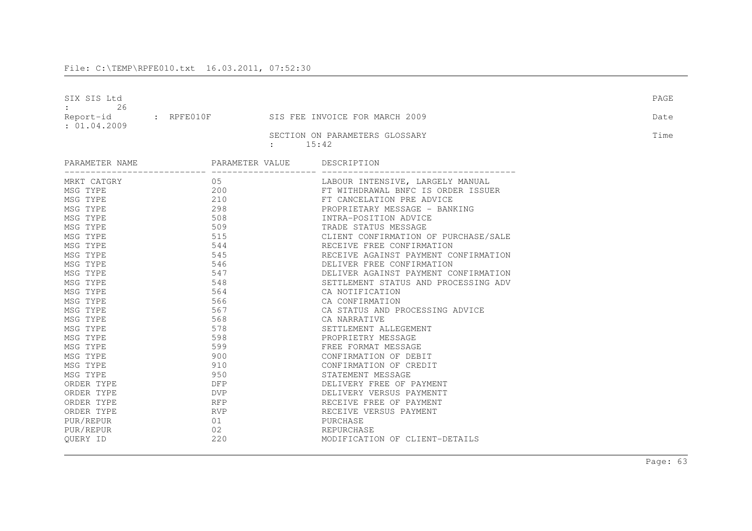File: C:\TEMP\RPFE010.txt 16.03.2011, 07:52:30

SIX SIS Ltd PAGE : 26
Report-id : RPFE010F SIS FEE INVOICE FOR MARCH 2009 Date : 01.04.2009
SECTION ON PARAMETERS GLOSSARY Time : 15:42

| PARAMETER NAME | PARAMETER VALUE | DESCRIPTION |
|---|---|---|
| MRKT CATGRY | 05 | LABOUR INTENSIVE, LARGELY MANUAL |
| MSG TYPE | 200 | FT WITHDRAWAL BNFC IS ORDER ISSUER |
| MSG TYPE | 210 | FT CANCELATION PRE ADVICE |
| MSG TYPE | 298 | PROPRIETARY MESSAGE - BANKING |
| MSG TYPE | 508 | INTRA-POSITION ADVICE |
| MSG TYPE | 509 | TRADE STATUS MESSAGE |
| MSG TYPE | 515 | CLIENT CONFIRMATION OF PURCHASE/SALE |
| MSG TYPE | 544 | RECEIVE FREE CONFIRMATION |
| MSG TYPE | 545 | RECEIVE AGAINST PAYMENT CONFIRMATION |
| MSG TYPE | 546 | DELIVER FREE CONFIRMATION |
| MSG TYPE | 547 | DELIVER AGAINST PAYMENT CONFIRMATION |
| MSG TYPE | 548 | SETTLEMENT STATUS AND PROCESSING ADV |
| MSG TYPE | 564 | CA NOTIFICATION |
| MSG TYPE | 566 | CA CONFIRMATION |
| MSG TYPE | 567 | CA STATUS AND PROCESSING ADVICE |
| MSG TYPE | 568 | CA NARRATIVE |
| MSG TYPE | 578 | SETTLEMENT ALLEGEMENT |
| MSG TYPE | 598 | PROPRIETRY MESSAGE |
| MSG TYPE | 599 | FREE FORMAT MESSAGE |
| MSG TYPE | 900 | CONFIRMATION OF DEBIT |
| MSG TYPE | 910 | CONFIRMATION OF CREDIT |
| MSG TYPE | 950 | STATEMENT MESSAGE |
| ORDER TYPE | DFP | DELIVERY FREE OF PAYMENT |
| ORDER TYPE | DVP | DELIVERY VERSUS PAYMENTT |
| ORDER TYPE | RFP | RECEIVE FREE OF PAYMENT |
| ORDER TYPE | RVP | RECEIVE VERSUS PAYMENT |
| PUR/REPUR | 01 | PURCHASE |
| PUR/REPUR | 02 | REPURCHASE |
| QUERY ID | 220 | MODIFICATION OF CLIENT-DETAILS |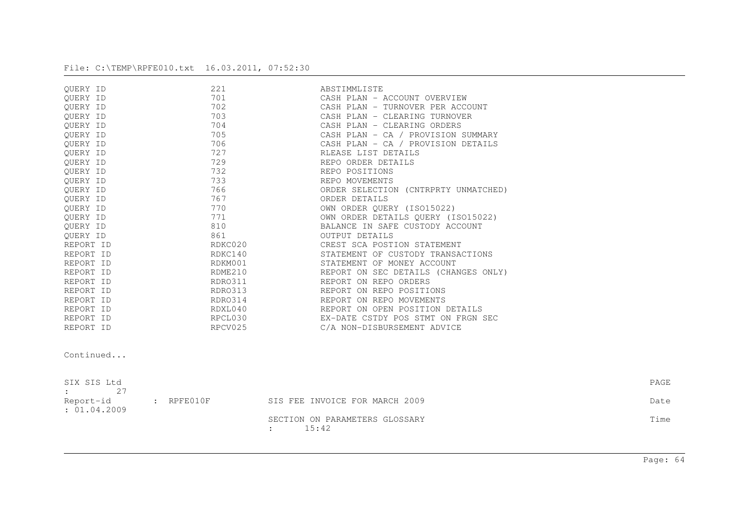| | | |
|---|---|---|
| QUERY ID | 221 | ABSTIMMLISTE |
| QUERY ID | 701 | CASH PLAN - ACCOUNT OVERVIEW |
| QUERY ID | 702 | CASH PLAN - TURNOVER PER ACCOUNT |
| QUERY ID | 703 | CASH PLAN - CLEARING TURNOVER |
| QUERY ID | 704 | CASH PLAN - CLEARING ORDERS |
| QUERY ID | 705 | CASH PLAN - CA / PROVISION SUMMARY |
| QUERY ID | 706 | CASH PLAN - CA / PROVISION DETAILS |
| QUERY ID | 727 | RLEASE LIST DETAILS |
| QUERY ID | 729 | REPO ORDER DETAILS |
| QUERY ID | 732 | REPO POSITIONS |
| QUERY ID | 733 | REPO MOVEMENTS |
| QUERY ID | 766 | ORDER SELECTION (CNTRPRTY UNMATCHED) |
| QUERY ID | 767 | ORDER DETAILS |
| QUERY ID | 770 | OWN ORDER QUERY (ISO15022) |
| QUERY ID | 771 | OWN ORDER DETAILS QUERY (ISO15022) |
| QUERY ID | 810 | BALANCE IN SAFE CUSTODY ACCOUNT |
| QUERY ID | 861 | OUTPUT DETAILS |
| REPORT ID | RDKC020 | CREST SCA POSTION STATEMENT |
| REPORT ID | RDKC140 | STATEMENT OF CUSTODY TRANSACTIONS |
| REPORT ID | RDKM001 | STATEMENT OF MONEY ACCOUNT |
| REPORT ID | RDME210 | REPORT ON SEC DETAILS (CHANGES ONLY) |
| REPORT ID | RDRO311 | REPORT ON REPO ORDERS |
| REPORT ID | RDRO313 | REPORT ON REPO POSITIONS |
| REPORT ID | RDRO314 | REPORT ON REPO MOVEMENTS |
| REPORT ID | RDXL040 | REPORT ON OPEN POSITION DETAILS |
| REPORT ID | RPCL030 | EX-DATE CSTDY POS STMT ON FRGN SEC |
| REPORT ID | RPCV025 | C/A NON-DISBURSEMENT ADVICE |

Continued...

SIX SIS Ltd PAGE : 27
Report-id : RPFE010F SIS FEE INVOICE FOR MARCH 2009 Date : 01.04.2009
SECTION ON PARAMETERS GLOSSARY Time : 15:42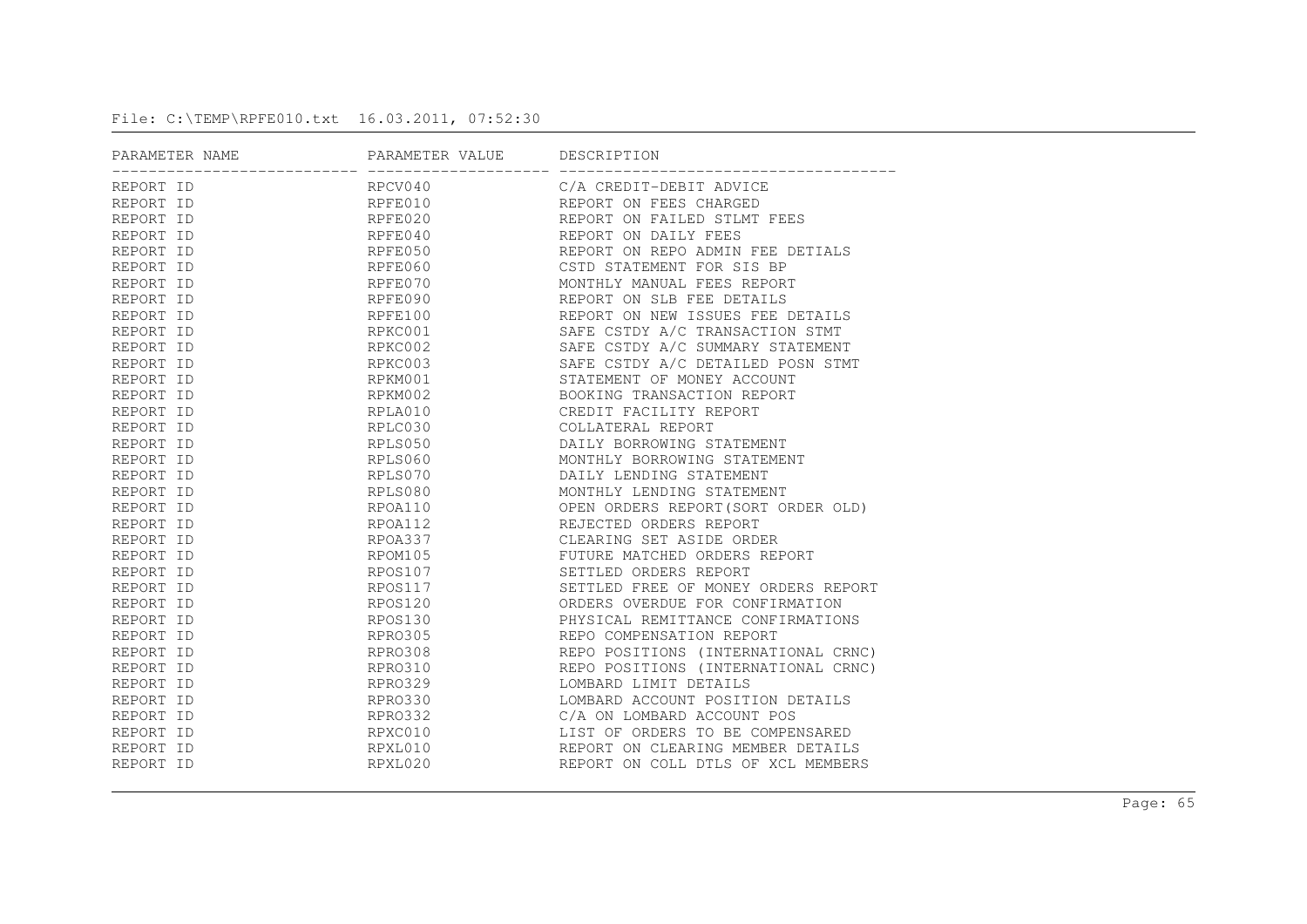File: C:\TEMP\RPFE010.txt 16.03.2011, 07:52:30

| PARAMETER NAME | PARAMETER VALUE | DESCRIPTION |
|---|---|---|
| REPORT ID | RPCV040 | C/A CREDIT-DEBIT ADVICE |
| REPORT ID | RPFE010 | REPORT ON FEES CHARGED |
| REPORT ID | RPFE020 | REPORT ON FAILED STLMT FEES |
| REPORT ID | RPFE040 | REPORT ON DAILY FEES |
| REPORT ID | RPFE050 | REPORT ON REPO ADMIN FEE DETIALS |
| REPORT ID | RPFE060 | CSTD STATEMENT FOR SIS BP |
| REPORT ID | RPFE070 | MONTHLY MANUAL FEES REPORT |
| REPORT ID | RPFE090 | REPORT ON SLB FEE DETAILS |
| REPORT ID | RPFE100 | REPORT ON NEW ISSUES FEE DETAILS |
| REPORT ID | RPKC001 | SAFE CSTDY A/C TRANSACTION STMT |
| REPORT ID | RPKC002 | SAFE CSTDY A/C SUMMARY STATEMENT |
| REPORT ID | RPKC003 | SAFE CSTDY A/C DETAILED POSN STMT |
| REPORT ID | RPKM001 | STATEMENT OF MONEY ACCOUNT |
| REPORT ID | RPKM002 | BOOKING TRANSACTION REPORT |
| REPORT ID | RPLA010 | CREDIT FACILITY REPORT |
| REPORT ID | RPLC030 | COLLATERAL REPORT |
| REPORT ID | RPLS050 | DAILY BORROWING STATEMENT |
| REPORT ID | RPLS060 | MONTHLY BORROWING STATEMENT |
| REPORT ID | RPLS070 | DAILY LENDING STATEMENT |
| REPORT ID | RPLS080 | MONTHLY LENDING STATEMENT |
| REPORT ID | RPOA110 | OPEN ORDERS REPORT(SORT ORDER OLD) |
| REPORT ID | RPOA112 | REJECTED ORDERS REPORT |
| REPORT ID | RPOA337 | CLEARING SET ASIDE ORDER |
| REPORT ID | RPOM105 | FUTURE MATCHED ORDERS REPORT |
| REPORT ID | RPOS107 | SETTLED ORDERS REPORT |
| REPORT ID | RPOS117 | SETTLED FREE OF MONEY ORDERS REPORT |
| REPORT ID | RPOS120 | ORDERS OVERDUE FOR CONFIRMATION |
| REPORT ID | RPOS130 | PHYSICAL REMITTANCE CONFIRMATIONS |
| REPORT ID | RPRO305 | REPO COMPENSATION REPORT |
| REPORT ID | RPRO308 | REPO POSITIONS (INTERNATIONAL CRNC) |
| REPORT ID | RPRO310 | REPO POSITIONS (INTERNATIONAL CRNC) |
| REPORT ID | RPRO329 | LOMBARD LIMIT DETAILS |
| REPORT ID | RPRO330 | LOMBARD ACCOUNT POSITION DETAILS |
| REPORT ID | RPRO332 | C/A ON LOMBARD ACCOUNT POS |
| REPORT ID | RPXC010 | LIST OF ORDERS TO BE COMPENSARED |
| REPORT ID | RPXL010 | REPORT ON CLEARING MEMBER DETAILS |
| REPORT ID | RPXL020 | REPORT ON COLL DTLS OF XCL MEMBERS |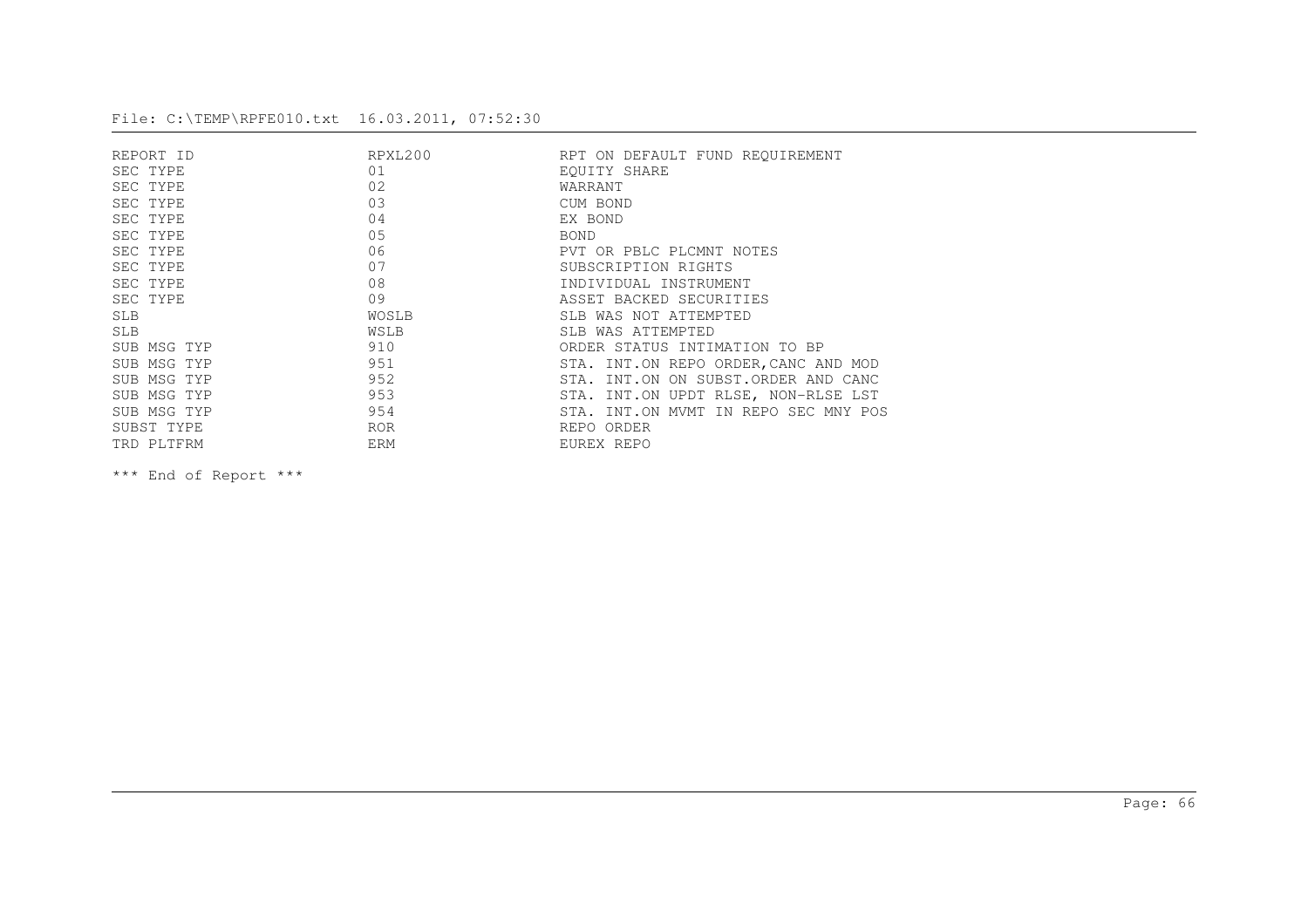File: C:\TEMP\RPFE010.txt 16.03.2011, 07:52:30

| | | |
|---|---|---|
| REPORT ID | RPXL200 | RPT ON DEFAULT FUND REQUIREMENT |
| SEC TYPE | 01 | EQUITY SHARE |
| SEC TYPE | 02 | WARRANT |
| SEC TYPE | 03 | CUM BOND |
| SEC TYPE | 04 | EX BOND |
| SEC TYPE | 05 | BOND |
| SEC TYPE | 06 | PVT OR PBLC PLCMNT NOTES |
| SEC TYPE | 07 | SUBSCRIPTION RIGHTS |
| SEC TYPE | 08 | INDIVIDUAL INSTRUMENT |
| SEC TYPE | 09 | ASSET BACKED SECURITIES |
| SLB | WOSLB | SLB WAS NOT ATTEMPTED |
| SLB | WSLB | SLB WAS ATTEMPTED |
| SUB MSG TYP | 910 | ORDER STATUS INTIMATION TO BP |
| SUB MSG TYP | 951 | STA. INT.ON REPO ORDER,CANC AND MOD |
| SUB MSG TYP | 952 | STA. INT.ON ON SUBST.ORDER AND CANC |
| SUB MSG TYP | 953 | STA. INT.ON UPDT RLSE, NON-RLSE LST |
| SUB MSG TYP | 954 | STA. INT.ON MVMT IN REPO SEC MNY POS |
| SUBST TYPE | ROR | REPO ORDER |
| TRD PLTFRM | ERM | EUREX REPO |

*** End of Report ***